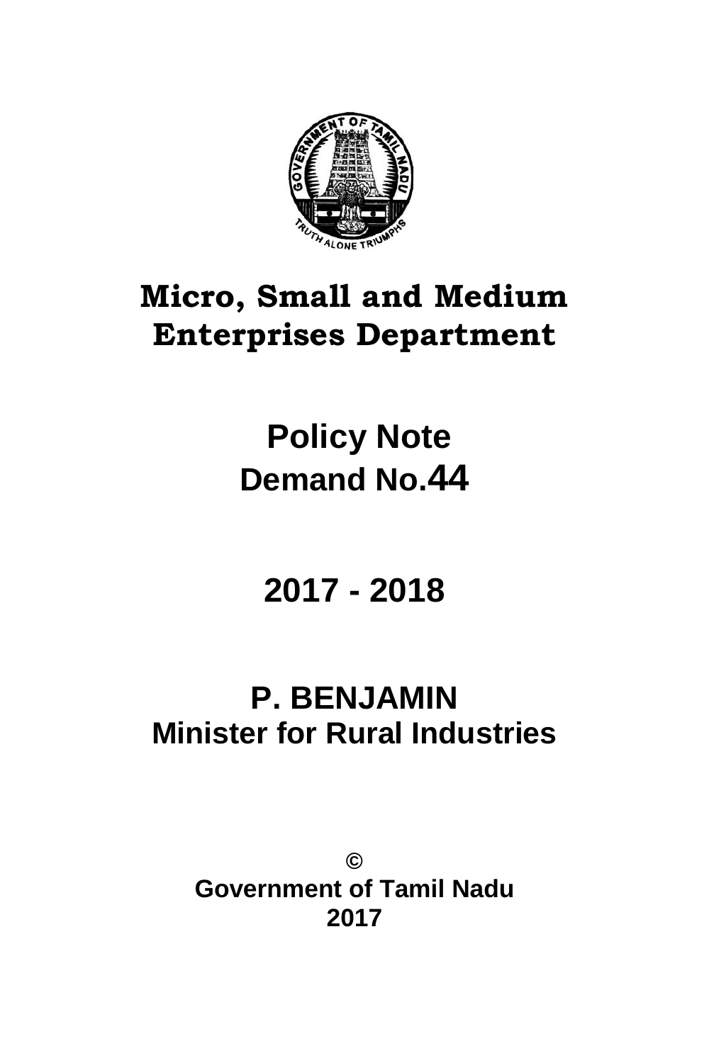# Micro, Small and Medium Enterprises Department

## Policy Note

## Demand No.44

## 2017 - 2018

## P. BENJAMIN

## Minister for Rural Industries

©

**Government of Tamil Nadu**

**2017**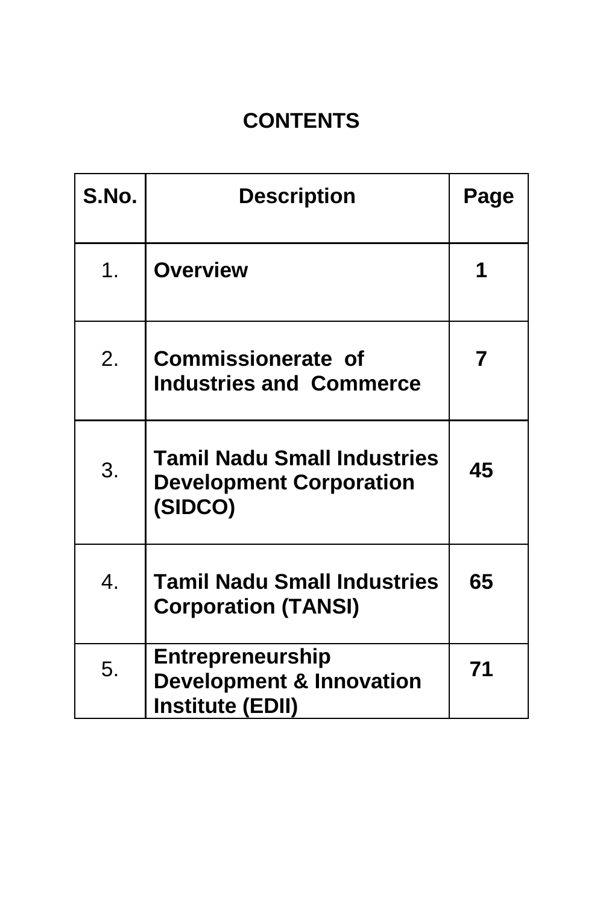# CONTENTS

| S.No. | Description | Page |
|---|---|---|
| 1. | **Overview** | **1** |
| 2. | **Commissionerate of Industries and Commerce** | **7** |
| 3. | **Tamil Nadu Small Industries Development Corporation (SIDCO)** | **45** |
| 4. | **Tamil Nadu Small Industries Corporation (TANSI)** | **65** |
| 5. | **Entrepreneurship Development & Innovation Institute (EDII)** | **71** |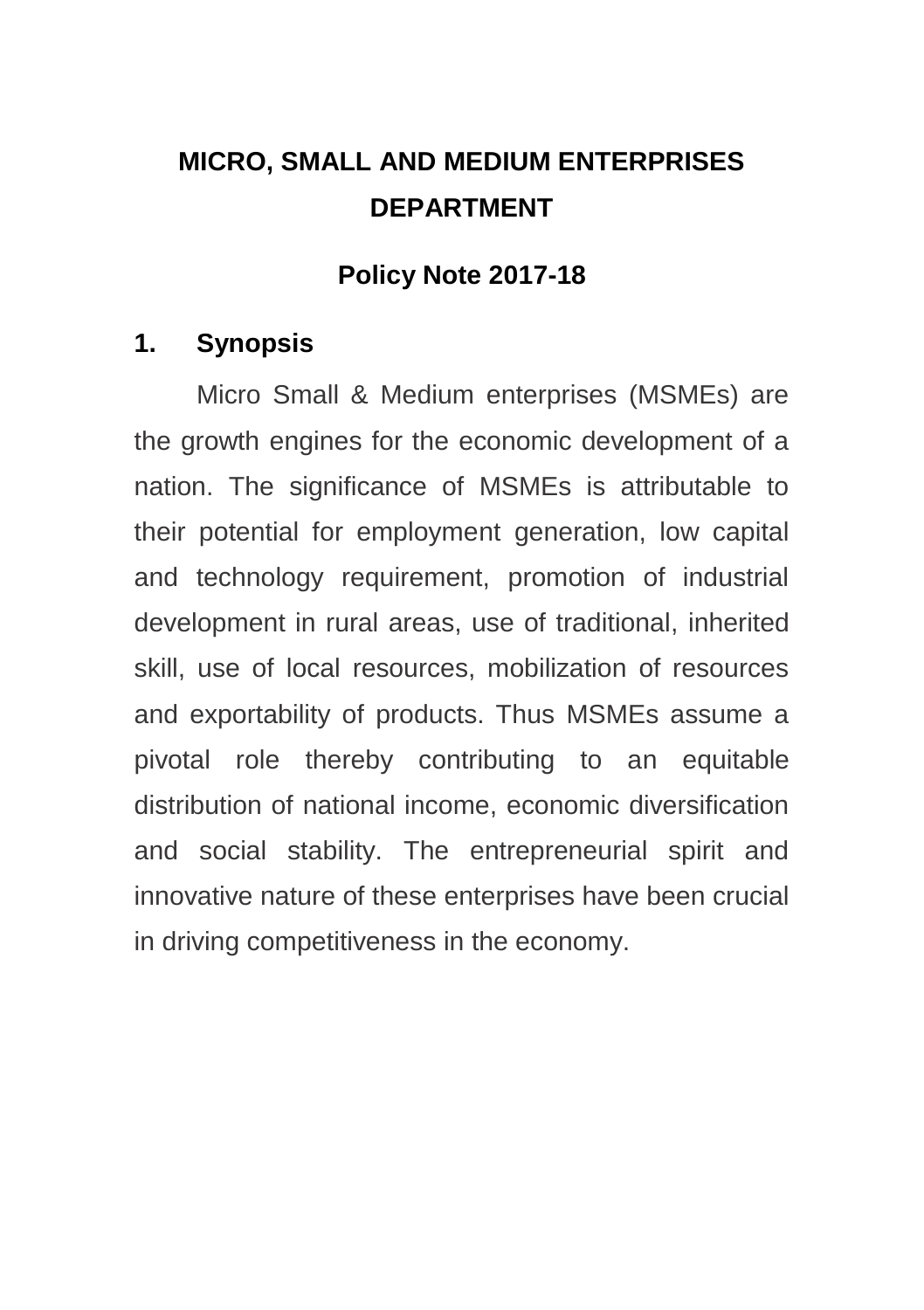# MICRO, SMALL AND MEDIUM ENTERPRISES DEPARTMENT

## Policy Note 2017-18

### 1. Synopsis

Micro Small & Medium enterprises (MSMEs) are the growth engines for the economic development of a nation. The significance of MSMEs is attributable to their potential for employment generation, low capital and technology requirement, promotion of industrial development in rural areas, use of traditional, inherited skill, use of local resources, mobilization of resources and exportability of products. Thus MSMEs assume a pivotal role thereby contributing to an equitable distribution of national income, economic diversification and social stability. The entrepreneurial spirit and innovative nature of these enterprises have been crucial in driving competitiveness in the economy.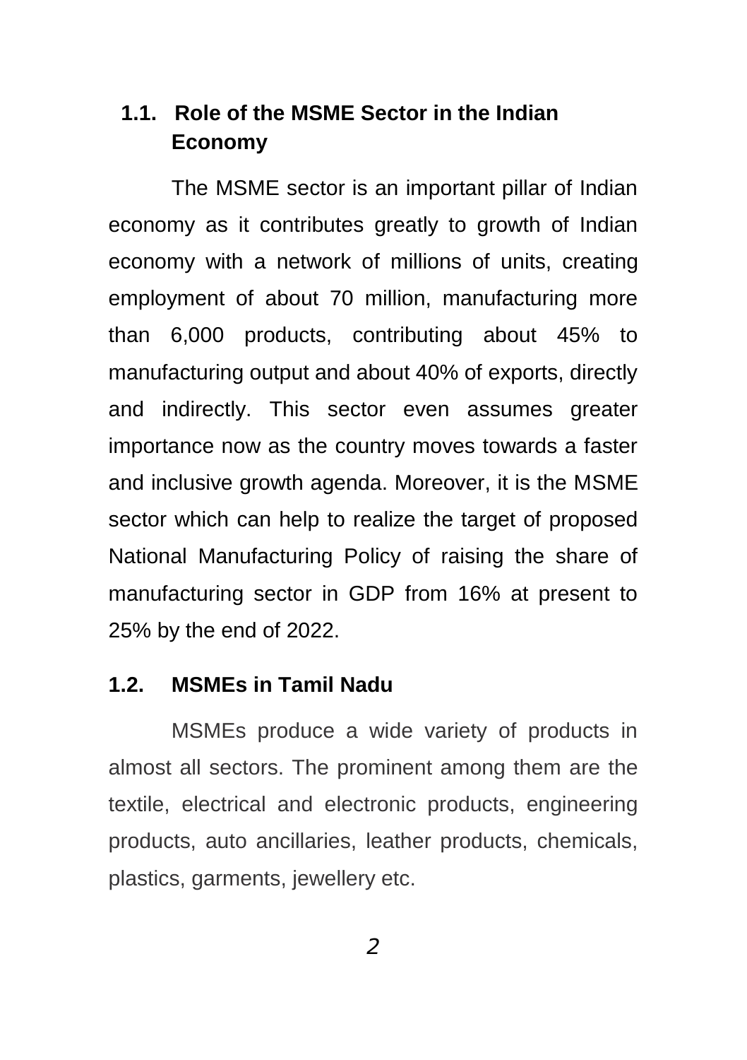## 1.1. Role of the MSME Sector in the Indian Economy

The MSME sector is an important pillar of Indian economy as it contributes greatly to growth of Indian economy with a network of millions of units, creating employment of about 70 million, manufacturing more than 6,000 products, contributing about 45% to manufacturing output and about 40% of exports, directly and indirectly. This sector even assumes greater importance now as the country moves towards a faster and inclusive growth agenda. Moreover, it is the MSME sector which can help to realize the target of proposed National Manufacturing Policy of raising the share of manufacturing sector in GDP from 16% at present to 25% by the end of 2022.

## 1.2. MSMEs in Tamil Nadu

MSMEs produce a wide variety of products in almost all sectors. The prominent among them are the textile, electrical and electronic products, engineering products, auto ancillaries, leather products, chemicals, plastics, garments, jewellery etc.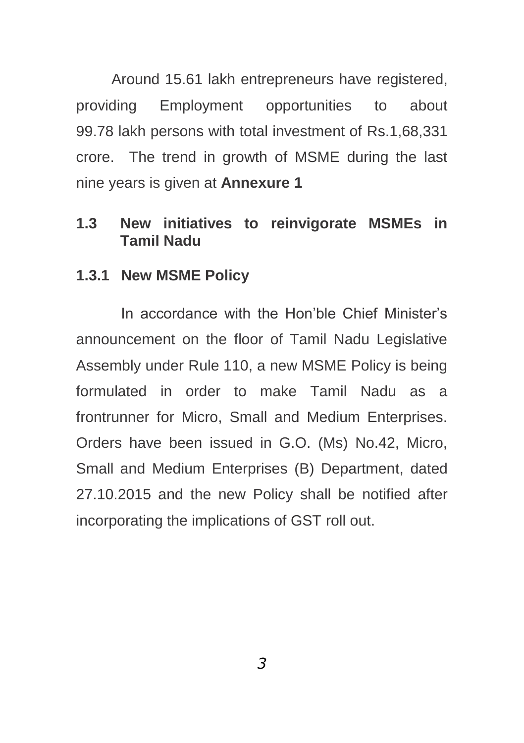Around 15.61 lakh entrepreneurs have registered, providing Employment opportunities to about 99.78 lakh persons with total investment of Rs.1,68,331 crore. The trend in growth of MSME during the last nine years is given at **Annexure 1**

## 1.3 New initiatives to reinvigorate MSMEs in Tamil Nadu

### 1.3.1 New MSME Policy

In accordance with the Hon'ble Chief Minister's announcement on the floor of Tamil Nadu Legislative Assembly under Rule 110, a new MSME Policy is being formulated in order to make Tamil Nadu as a frontrunner for Micro, Small and Medium Enterprises. Orders have been issued in G.O. (Ms) No.42, Micro, Small and Medium Enterprises (B) Department, dated 27.10.2015 and the new Policy shall be notified after incorporating the implications of GST roll out.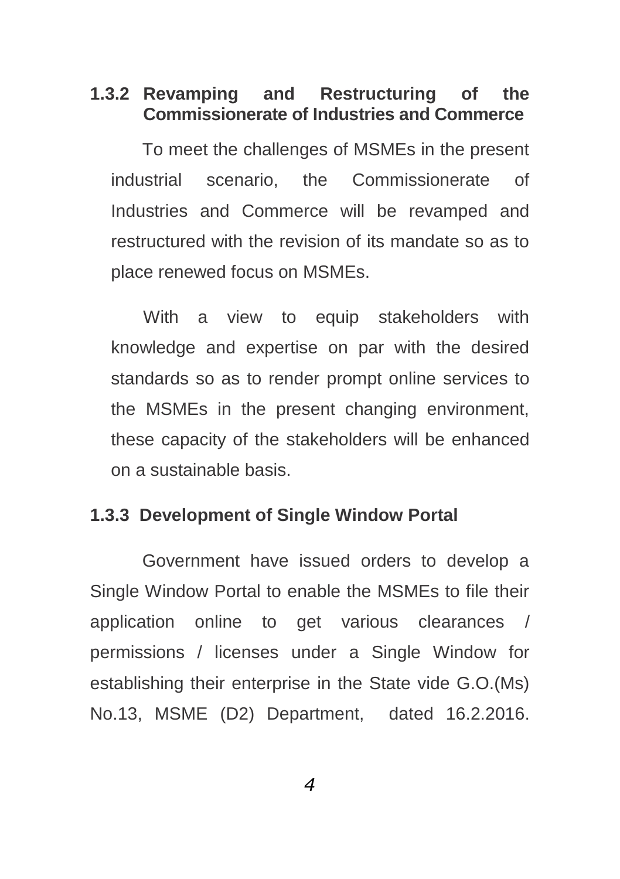### 1.3.2 Revamping and Restructuring of the Commissionerate of Industries and Commerce

To meet the challenges of MSMEs in the present industrial scenario, the Commissionerate of Industries and Commerce will be revamped and restructured with the revision of its mandate so as to place renewed focus on MSMEs.

With a view to equip stakeholders with knowledge and expertise on par with the desired standards so as to render prompt online services to the MSMEs in the present changing environment, these capacity of the stakeholders will be enhanced on a sustainable basis.

### 1.3.3 Development of Single Window Portal

Government have issued orders to develop a Single Window Portal to enable the MSMEs to file their application online to get various clearances / permissions / licenses under a Single Window for establishing their enterprise in the State vide G.O.(Ms) No.13, MSME (D2) Department, dated 16.2.2016.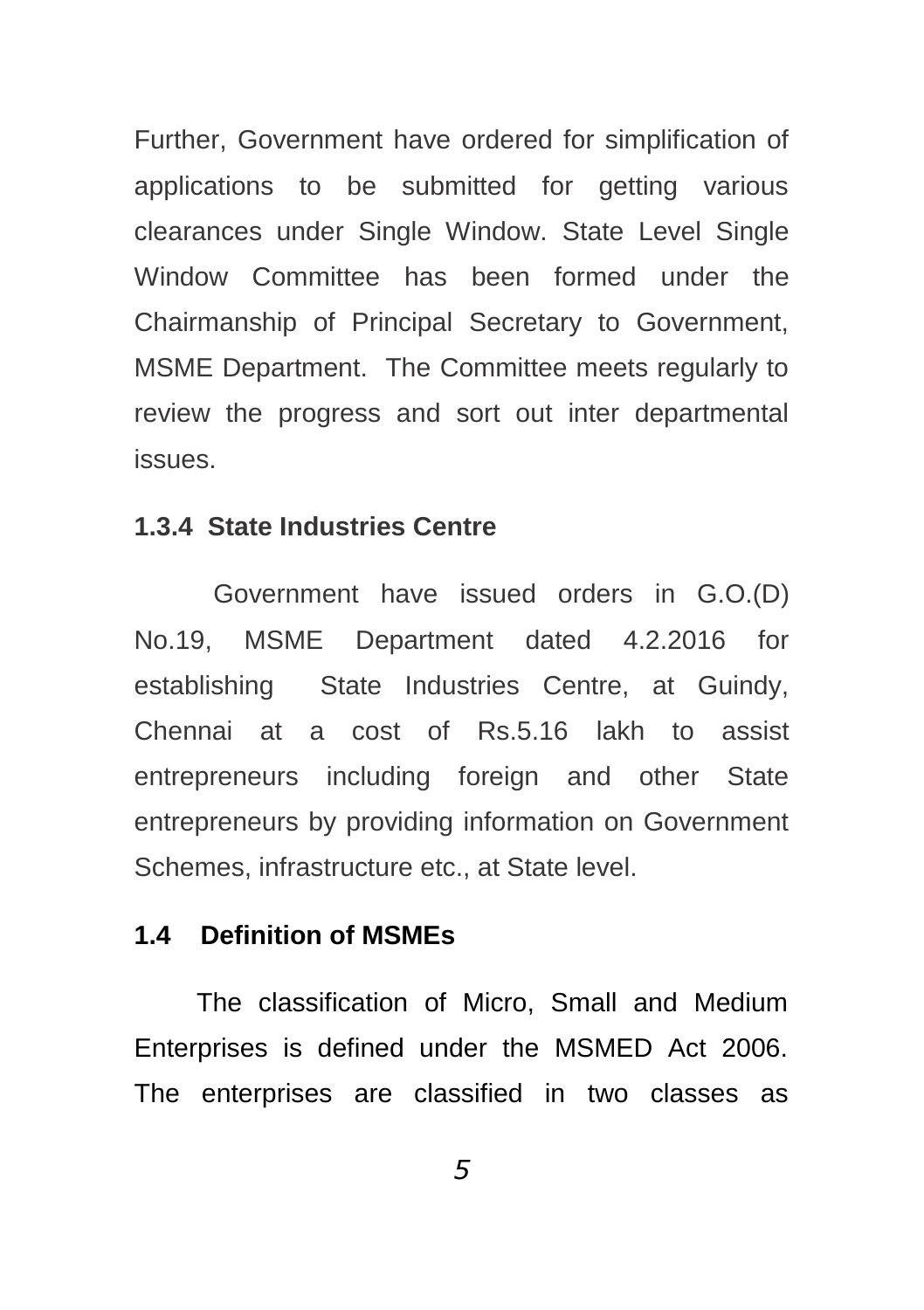Further, Government have ordered for simplification of applications to be submitted for getting various clearances under Single Window. State Level Single Window Committee has been formed under the Chairmanship of Principal Secretary to Government, MSME Department. The Committee meets regularly to review the progress and sort out inter departmental issues.

### 1.3.4 State Industries Centre

Government have issued orders in G.O.(D) No.19, MSME Department dated 4.2.2016 for establishing State Industries Centre, at Guindy, Chennai at a cost of Rs.5.16 lakh to assist entrepreneurs including foreign and other State entrepreneurs by providing information on Government Schemes, infrastructure etc., at State level.

## 1.4 Definition of MSMEs

The classification of Micro, Small and Medium Enterprises is defined under the MSMED Act 2006. The enterprises are classified in two classes as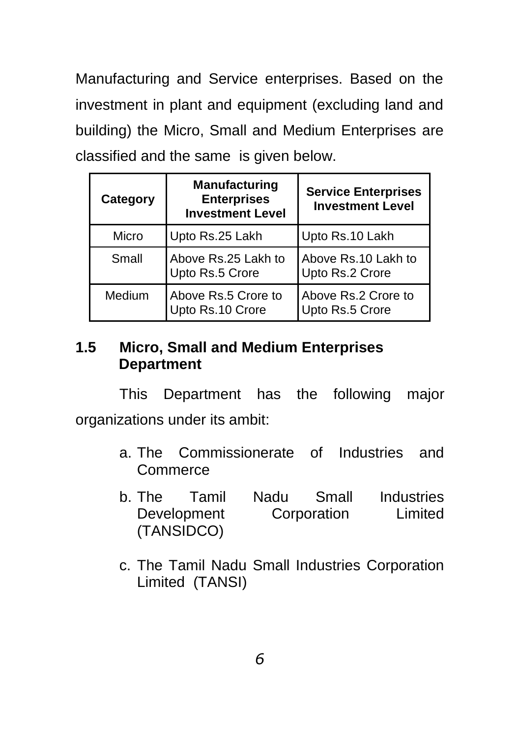Manufacturing and Service enterprises. Based on the investment in plant and equipment (excluding land and building) the Micro, Small and Medium Enterprises are classified and the same is given below.

| Category | Manufacturing Enterprises Investment Level | Service Enterprises Investment Level |
|---|---|---|
| Micro | Upto Rs.25 Lakh | Upto Rs.10 Lakh |
| Small | Above Rs.25 Lakh to Upto Rs.5 Crore | Above Rs.10 Lakh to Upto Rs.2 Crore |
| Medium | Above Rs.5 Crore to Upto Rs.10 Crore | Above Rs.2 Crore to Upto Rs.5 Crore |

### 1.5 Micro, Small and Medium Enterprises Department

This Department has the following major organizations under its ambit:

a. The Commissionerate of Industries and Commerce

b. The Tamil Nadu Small Industries Development Corporation Limited (TANSIDCO)

c. The Tamil Nadu Small Industries Corporation Limited (TANSI)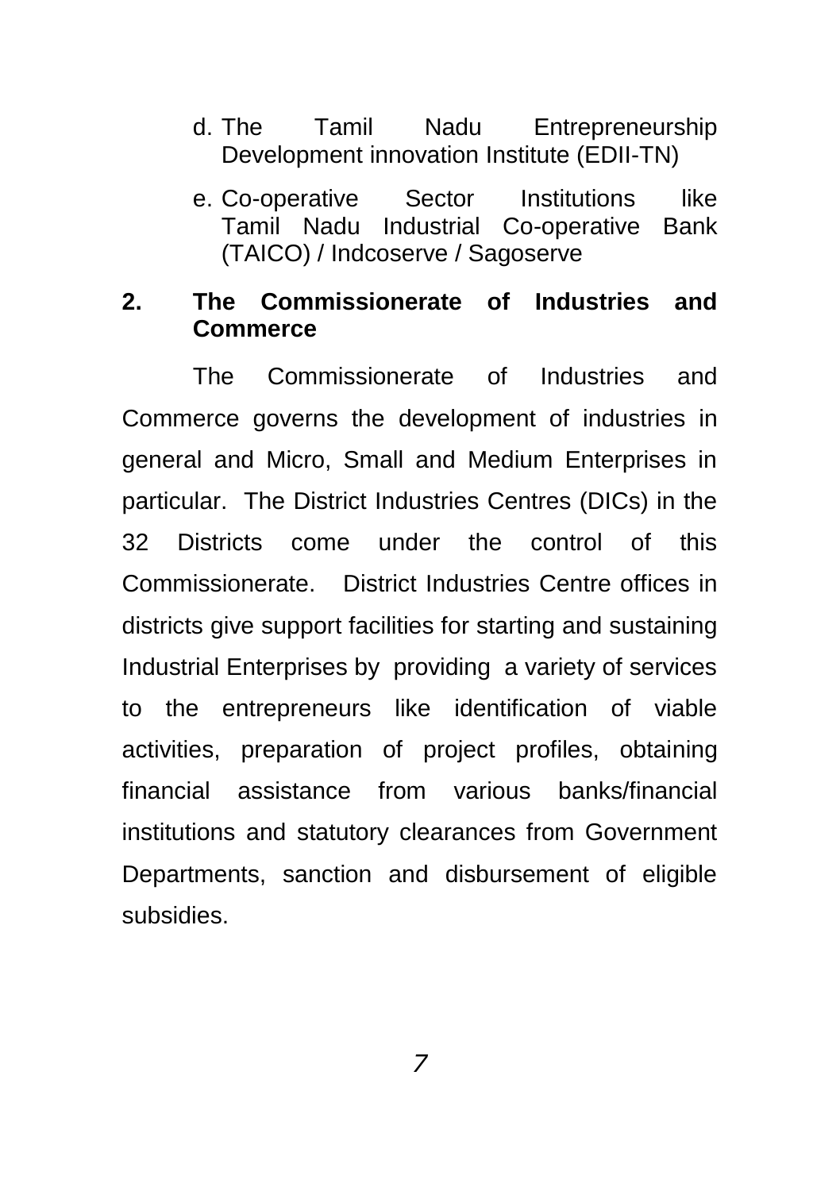d. The Tamil Nadu Entrepreneurship Development innovation Institute (EDII-TN)

e. Co-operative Sector Institutions like Tamil Nadu Industrial Co-operative Bank (TAICO) / Indcoserve / Sagoserve

## 2. The Commissionerate of Industries and Commerce

The Commissionerate of Industries and Commerce governs the development of industries in general and Micro, Small and Medium Enterprises in particular. The District Industries Centres (DICs) in the 32 Districts come under the control of this Commissionerate. District Industries Centre offices in districts give support facilities for starting and sustaining Industrial Enterprises by providing a variety of services to the entrepreneurs like identification of viable activities, preparation of project profiles, obtaining financial assistance from various banks/financial institutions and statutory clearances from Government Departments, sanction and disbursement of eligible subsidies.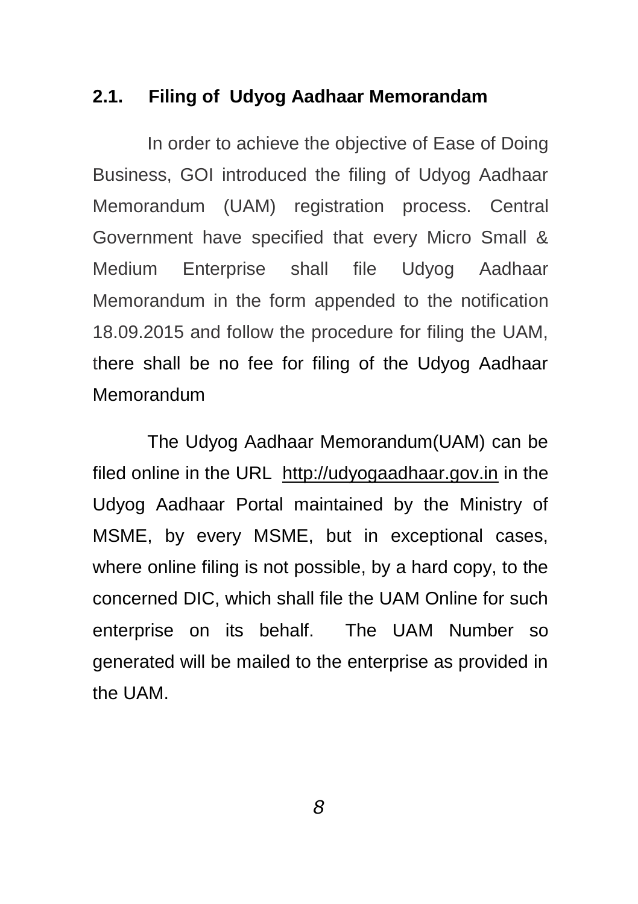## 2.1. Filing of Udyog Aadhaar Memorandam

In order to achieve the objective of Ease of Doing Business, GOI introduced the filing of Udyog Aadhaar Memorandum (UAM) registration process. Central Government have specified that every Micro Small & Medium Enterprise shall file Udyog Aadhaar Memorandum in the form appended to the notification 18.09.2015 and follow the procedure for filing the UAM, there shall be no fee for filing of the Udyog Aadhaar Memorandum

The Udyog Aadhaar Memorandum(UAM) can be filed online in the URL http://udyogaadhaar.gov.in in the Udyog Aadhaar Portal maintained by the Ministry of MSME, by every MSME, but in exceptional cases, where online filing is not possible, by a hard copy, to the concerned DIC, which shall file the UAM Online for such enterprise on its behalf. The UAM Number so generated will be mailed to the enterprise as provided in the UAM.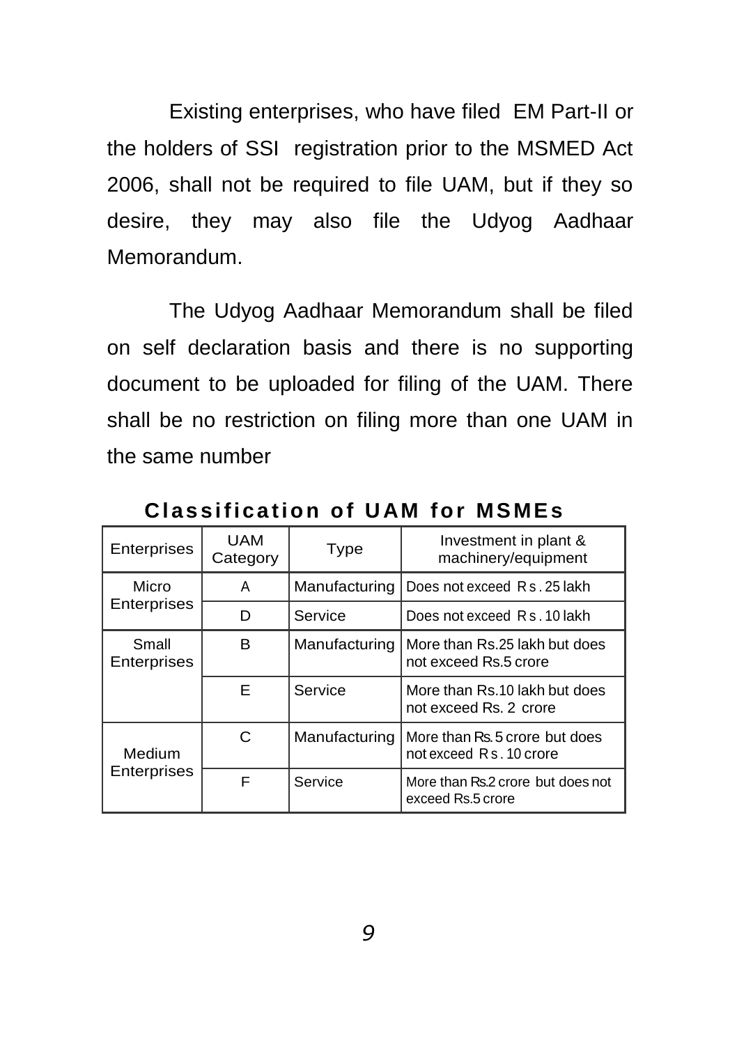Existing enterprises, who have filed EM Part-II or the holders of SSI registration prior to the MSMED Act 2006, shall not be required to file UAM, but if they so desire, they may also file the Udyog Aadhaar Memorandum.

The Udyog Aadhaar Memorandum shall be filed on self declaration basis and there is no supporting document to be uploaded for filing of the UAM. There shall be no restriction on filing more than one UAM in the same number

**Classification of UAM for MSMEs**

| Enterprises | UAM Category | Type | Investment in plant & machinery/equipment |
|---|---|---|---|
| Micro Enterprises | A | Manufacturing | Does not exceed Rs. 25 lakh |
| | D | Service | Does not exceed Rs. 10 lakh |
| Small Enterprises | B | Manufacturing | More than Rs.25 lakh but does not exceed Rs.5 crore |
| | E | Service | More than Rs.10 lakh but does not exceed Rs. 2 crore |
| Medium Enterprises | C | Manufacturing | More than Rs.5 crore but does not exceed Rs. 10 crore |
| | F | Service | More than Rs.2 crore but does not exceed Rs.5 crore |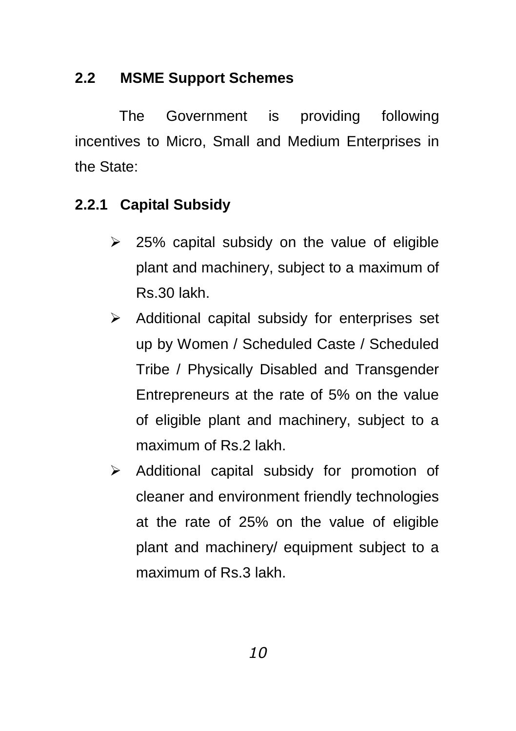## 2.2 MSME Support Schemes

The Government is providing following incentives to Micro, Small and Medium Enterprises in the State:

### 2.2.1 Capital Subsidy

- 25% capital subsidy on the value of eligible plant and machinery, subject to a maximum of Rs.30 lakh.
- Additional capital subsidy for enterprises set up by Women / Scheduled Caste / Scheduled Tribe / Physically Disabled and Transgender Entrepreneurs at the rate of 5% on the value of eligible plant and machinery, subject to a maximum of Rs.2 lakh.
- Additional capital subsidy for promotion of cleaner and environment friendly technologies at the rate of 25% on the value of eligible plant and machinery/ equipment subject to a maximum of Rs.3 lakh.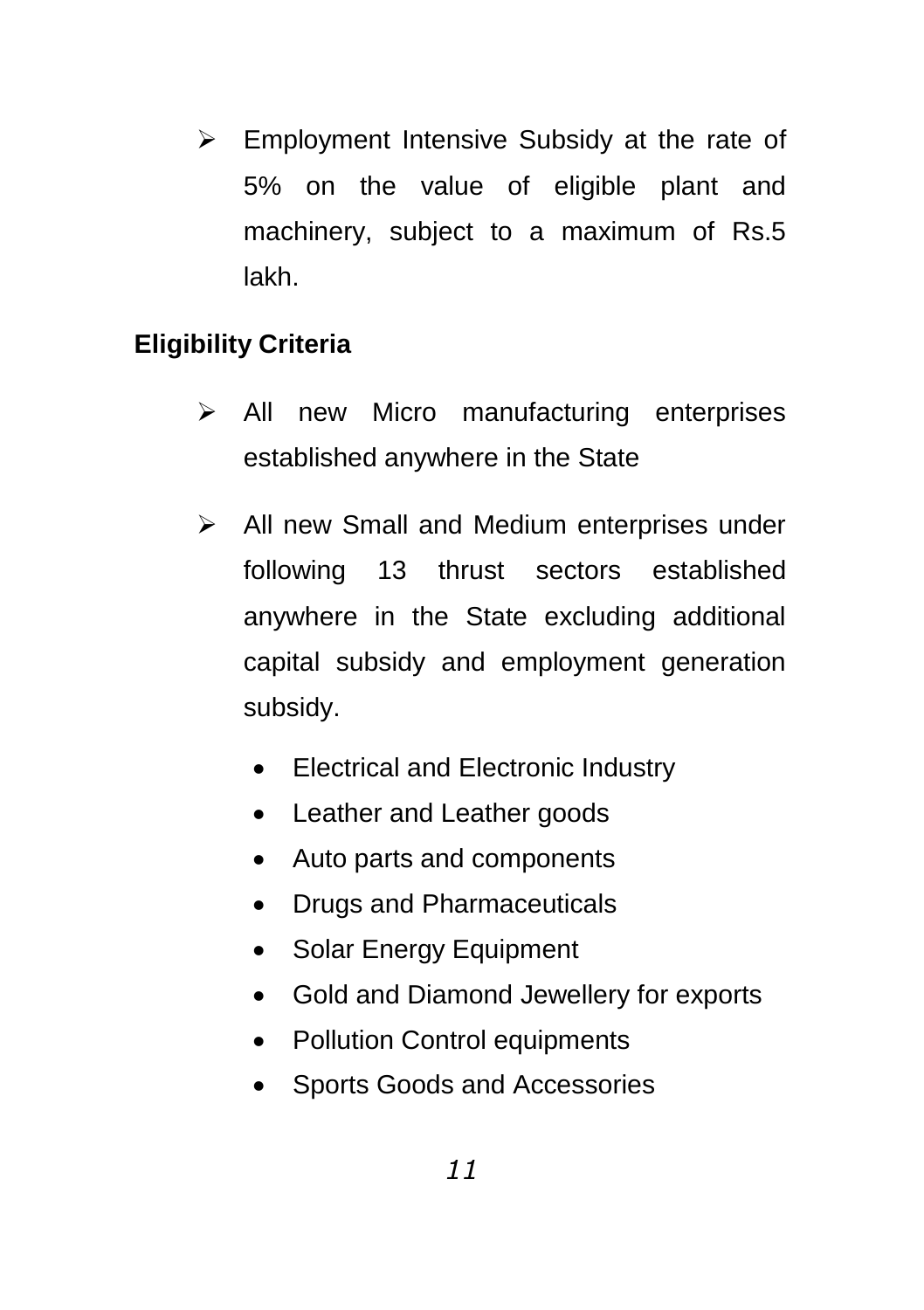- Employment Intensive Subsidy at the rate of 5% on the value of eligible plant and machinery, subject to a maximum of Rs.5 lakh.

**Eligibility Criteria**

- All new Micro manufacturing enterprises established anywhere in the State
- All new Small and Medium enterprises under following 13 thrust sectors established anywhere in the State excluding additional capital subsidy and employment generation subsidy.
  - Electrical and Electronic Industry
  - Leather and Leather goods
  - Auto parts and components
  - Drugs and Pharmaceuticals
  - Solar Energy Equipment
  - Gold and Diamond Jewellery for exports
  - Pollution Control equipments
  - Sports Goods and Accessories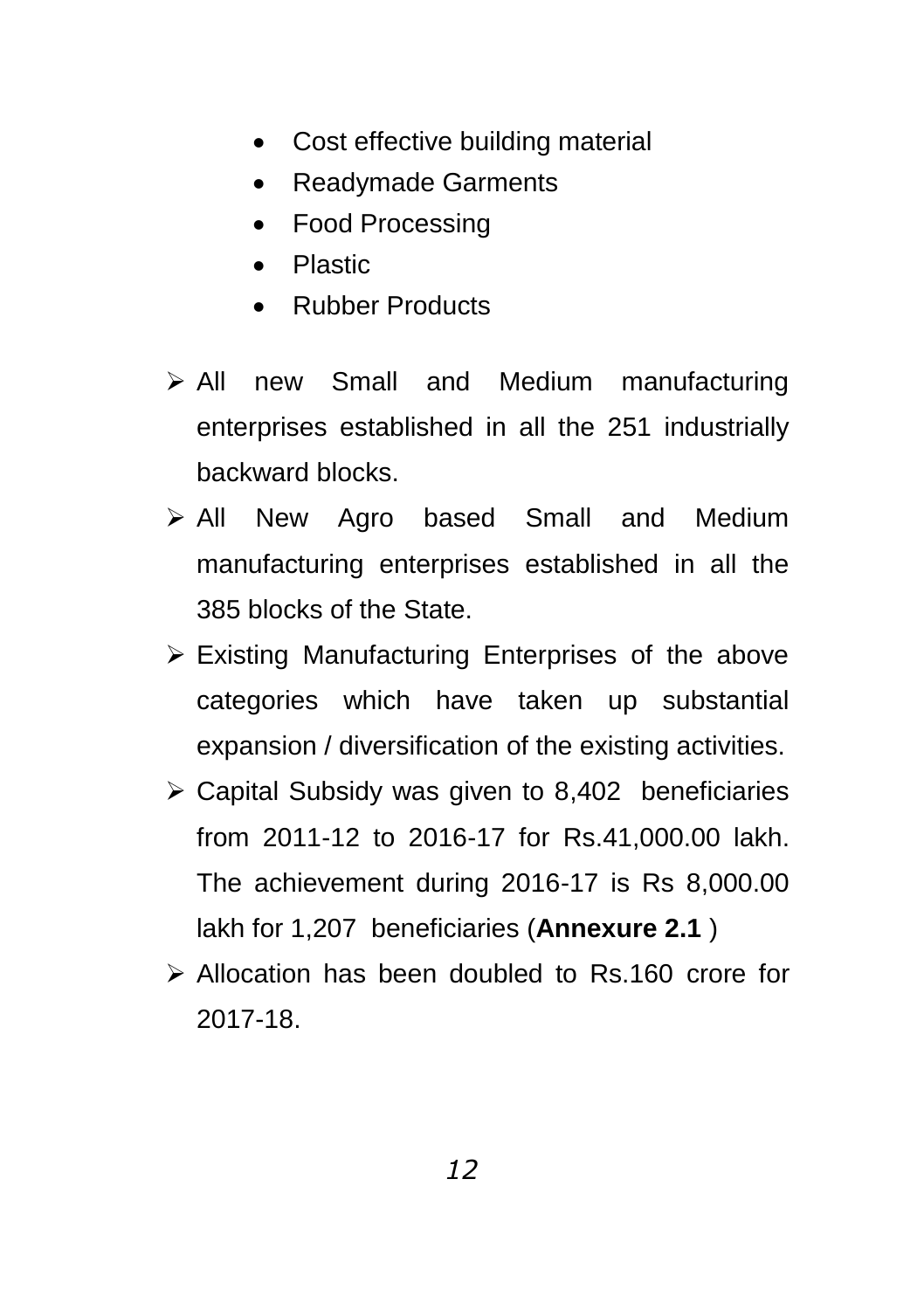- Cost effective building material
- Readymade Garments
- Food Processing
- Plastic
- Rubber Products

- All new Small and Medium manufacturing enterprises established in all the 251 industrially backward blocks.
- All New Agro based Small and Medium manufacturing enterprises established in all the 385 blocks of the State.
- Existing Manufacturing Enterprises of the above categories which have taken up substantial expansion / diversification of the existing activities.
- Capital Subsidy was given to 8,402 beneficiaries from 2011-12 to 2016-17 for Rs.41,000.00 lakh. The achievement during 2016-17 is Rs 8,000.00 lakh for 1,207 beneficiaries (**Annexure 2.1** )
- Allocation has been doubled to Rs.160 crore for 2017-18.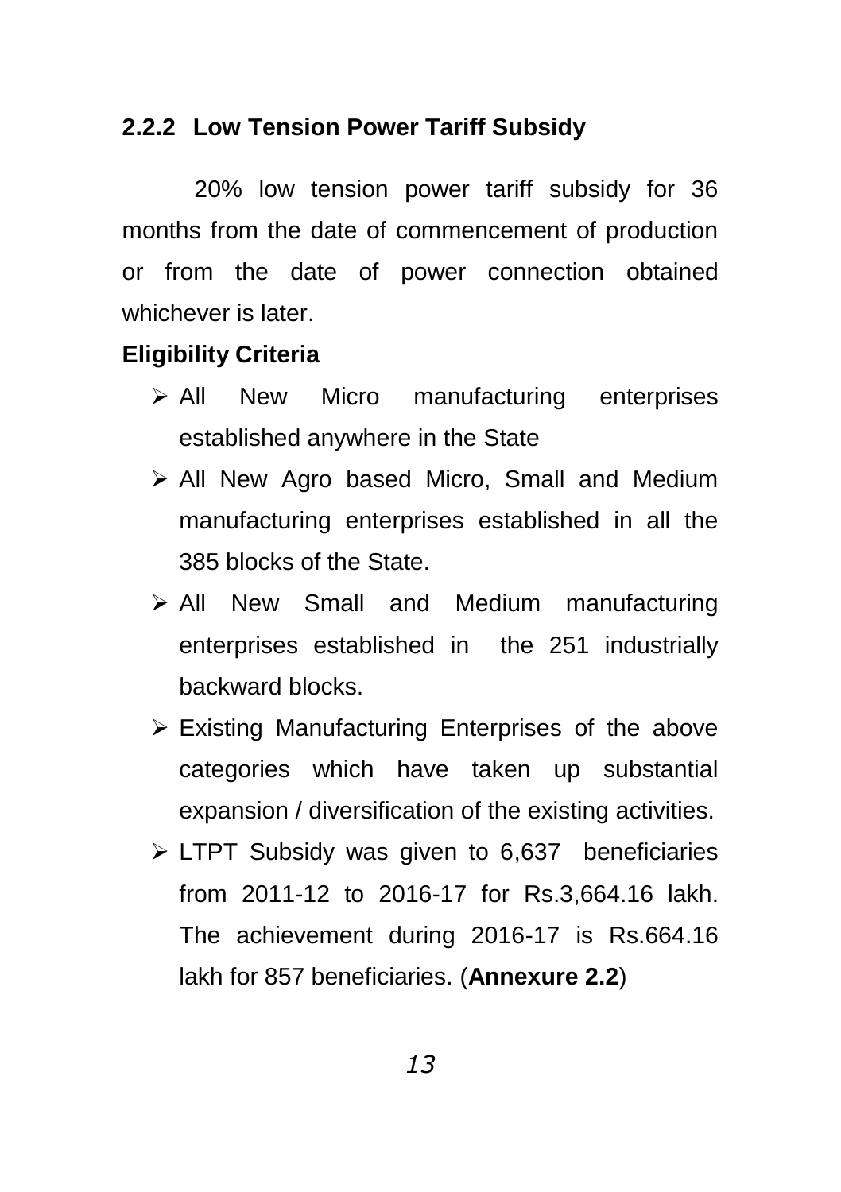### 2.2.2 Low Tension Power Tariff Subsidy

20% low tension power tariff subsidy for 36 months from the date of commencement of production or from the date of power connection obtained whichever is later.

**Eligibility Criteria**

- All New Micro manufacturing enterprises established anywhere in the State
- All New Agro based Micro, Small and Medium manufacturing enterprises established in all the 385 blocks of the State.
- All New Small and Medium manufacturing enterprises established in the 251 industrially backward blocks.
- Existing Manufacturing Enterprises of the above categories which have taken up substantial expansion / diversification of the existing activities.
- LTPT Subsidy was given to 6,637 beneficiaries from 2011-12 to 2016-17 for Rs.3,664.16 lakh. The achievement during 2016-17 is Rs.664.16 lakh for 857 beneficiaries. (**Annexure 2.2**)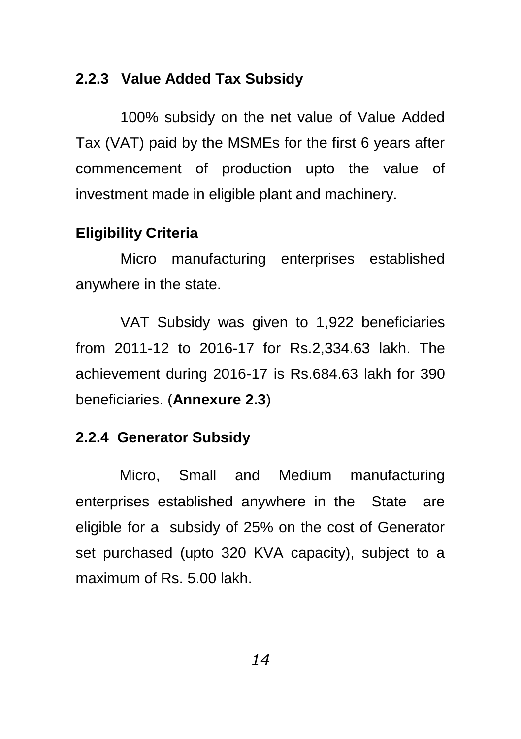### 2.2.3 Value Added Tax Subsidy

100% subsidy on the net value of Value Added Tax (VAT) paid by the MSMEs for the first 6 years after commencement of production upto the value of investment made in eligible plant and machinery.

**Eligibility Criteria**

Micro manufacturing enterprises established anywhere in the state.

VAT Subsidy was given to 1,922 beneficiaries from 2011-12 to 2016-17 for Rs.2,334.63 lakh. The achievement during 2016-17 is Rs.684.63 lakh for 390 beneficiaries. (**Annexure 2.3**)

### 2.2.4 Generator Subsidy

Micro, Small and Medium manufacturing enterprises established anywhere in the State are eligible for a subsidy of 25% on the cost of Generator set purchased (upto 320 KVA capacity), subject to a maximum of Rs. 5.00 lakh.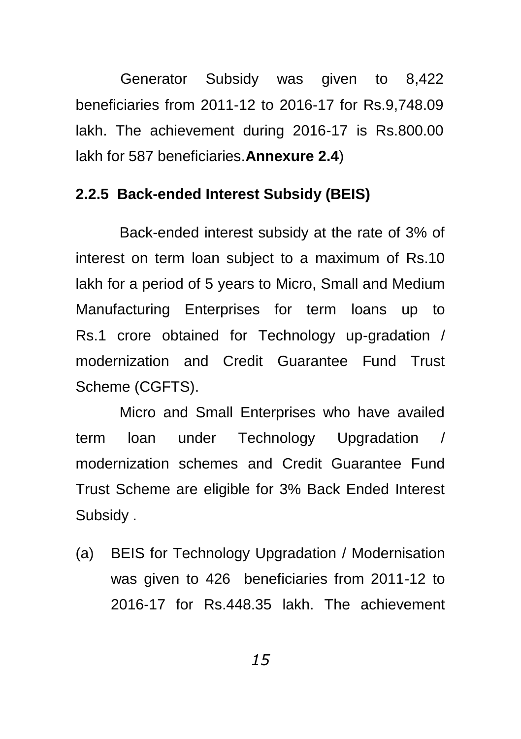Generator Subsidy was given to 8,422 beneficiaries from 2011-12 to 2016-17 for Rs.9,748.09 lakh. The achievement during 2016-17 is Rs.800.00 lakh for 587 beneficiaries.**Annexure 2.4**)

### 2.2.5 Back-ended Interest Subsidy (BEIS)

Back-ended interest subsidy at the rate of 3% of interest on term loan subject to a maximum of Rs.10 lakh for a period of 5 years to Micro, Small and Medium Manufacturing Enterprises for term loans up to Rs.1 crore obtained for Technology up-gradation / modernization and Credit Guarantee Fund Trust Scheme (CGFTS).

Micro and Small Enterprises who have availed term loan under Technology Upgradation / modernization schemes and Credit Guarantee Fund Trust Scheme are eligible for 3% Back Ended Interest Subsidy .

(a) BEIS for Technology Upgradation / Modernisation was given to 426 beneficiaries from 2011-12 to 2016-17 for Rs.448.35 lakh. The achievement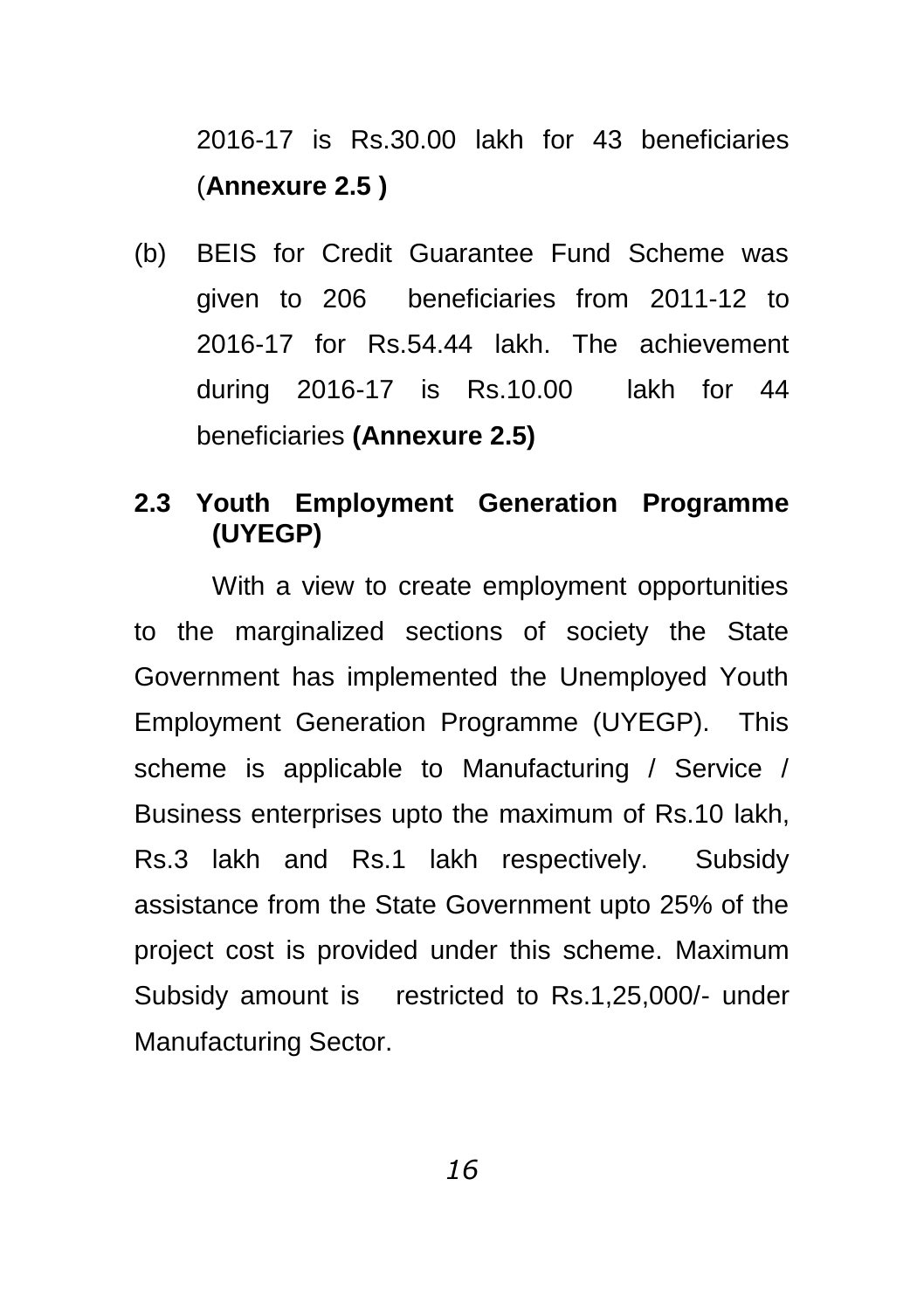2016-17 is Rs.30.00 lakh for 43 beneficiaries (**Annexure 2.5 )**

(b) BEIS for Credit Guarantee Fund Scheme was given to 206 beneficiaries from 2011-12 to 2016-17 for Rs.54.44 lakh. The achievement during 2016-17 is Rs.10.00 lakh for 44 beneficiaries **(Annexure 2.5)**

## 2.3 Youth Employment Generation Programme (UYEGP)

With a view to create employment opportunities to the marginalized sections of society the State Government has implemented the Unemployed Youth Employment Generation Programme (UYEGP). This scheme is applicable to Manufacturing / Service / Business enterprises upto the maximum of Rs.10 lakh, Rs.3 lakh and Rs.1 lakh respectively. Subsidy assistance from the State Government upto 25% of the project cost is provided under this scheme. Maximum Subsidy amount is restricted to Rs.1,25,000/- under Manufacturing Sector.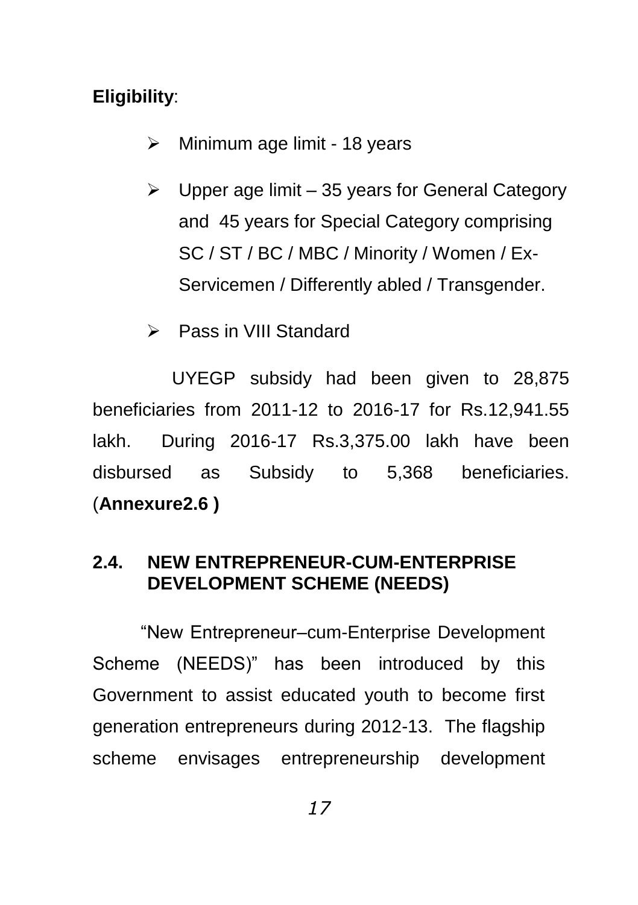**Eligibility**:

- Minimum age limit - 18 years
- Upper age limit – 35 years for General Category and 45 years for Special Category comprising SC / ST / BC / MBC / Minority / Women / Ex-Servicemen / Differently abled / Transgender.
- Pass in VIII Standard

UYEGP subsidy had been given to 28,875 beneficiaries from 2011-12 to 2016-17 for Rs.12,941.55 lakh. During 2016-17 Rs.3,375.00 lakh have been disbursed as Subsidy to 5,368 beneficiaries. (**Annexure2.6 )**

## 2.4. NEW ENTREPRENEUR-CUM-ENTERPRISE DEVELOPMENT SCHEME (NEEDS)

"New Entrepreneur–cum-Enterprise Development Scheme (NEEDS)" has been introduced by this Government to assist educated youth to become first generation entrepreneurs during 2012-13. The flagship scheme envisages entrepreneurship development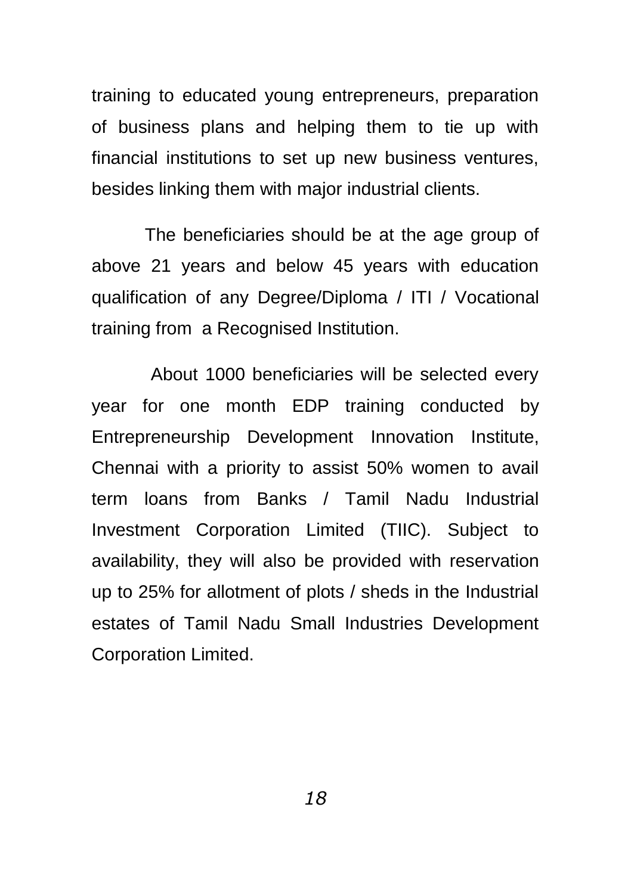training to educated young entrepreneurs, preparation of business plans and helping them to tie up with financial institutions to set up new business ventures, besides linking them with major industrial clients.

The beneficiaries should be at the age group of above 21 years and below 45 years with education qualification of any Degree/Diploma / ITI / Vocational training from a Recognised Institution.

About 1000 beneficiaries will be selected every year for one month EDP training conducted by Entrepreneurship Development Innovation Institute, Chennai with a priority to assist 50% women to avail term loans from Banks / Tamil Nadu Industrial Investment Corporation Limited (TIIC). Subject to availability, they will also be provided with reservation up to 25% for allotment of plots / sheds in the Industrial estates of Tamil Nadu Small Industries Development Corporation Limited.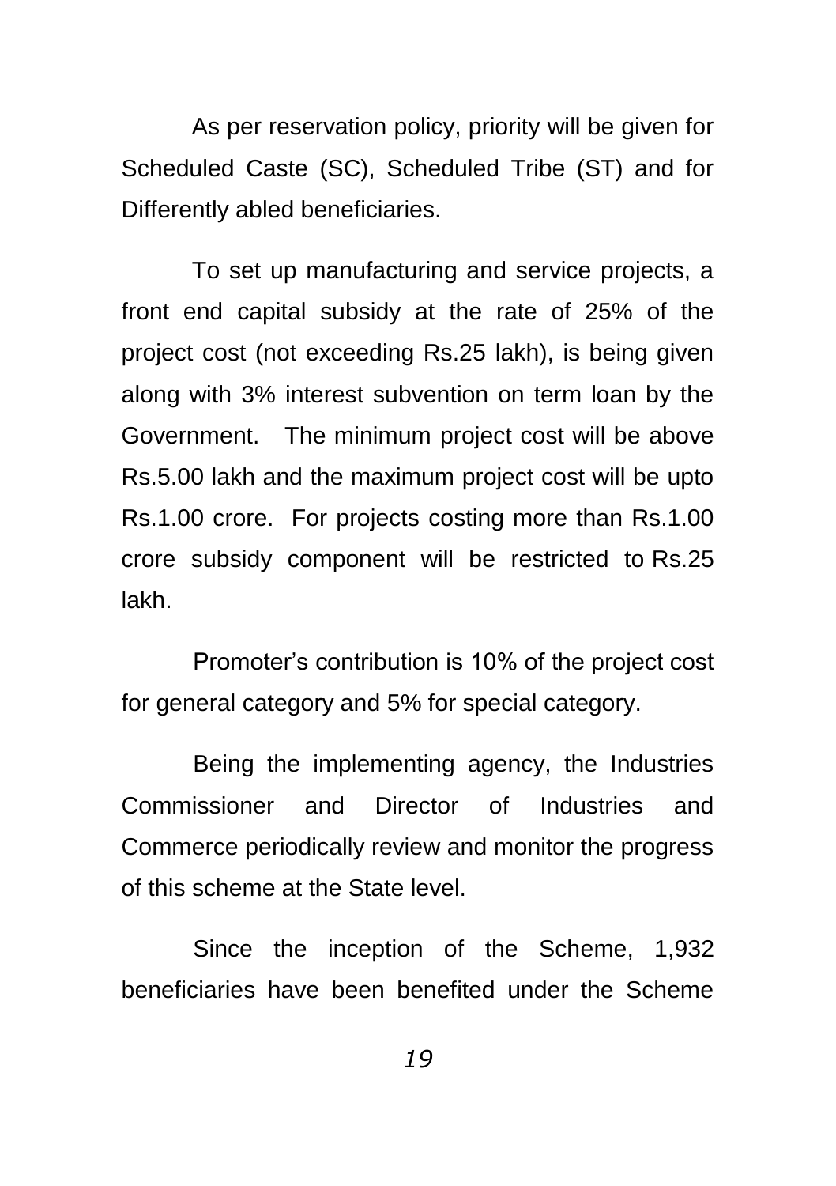As per reservation policy, priority will be given for Scheduled Caste (SC), Scheduled Tribe (ST) and for Differently abled beneficiaries.

To set up manufacturing and service projects, a front end capital subsidy at the rate of 25% of the project cost (not exceeding Rs.25 lakh), is being given along with 3% interest subvention on term loan by the Government. The minimum project cost will be above Rs.5.00 lakh and the maximum project cost will be upto Rs.1.00 crore. For projects costing more than Rs.1.00 crore subsidy component will be restricted to Rs.25 lakh.

Promoter's contribution is 10% of the project cost for general category and 5% for special category.

Being the implementing agency, the Industries Commissioner and Director of Industries and Commerce periodically review and monitor the progress of this scheme at the State level.

Since the inception of the Scheme, 1,932 beneficiaries have been benefited under the Scheme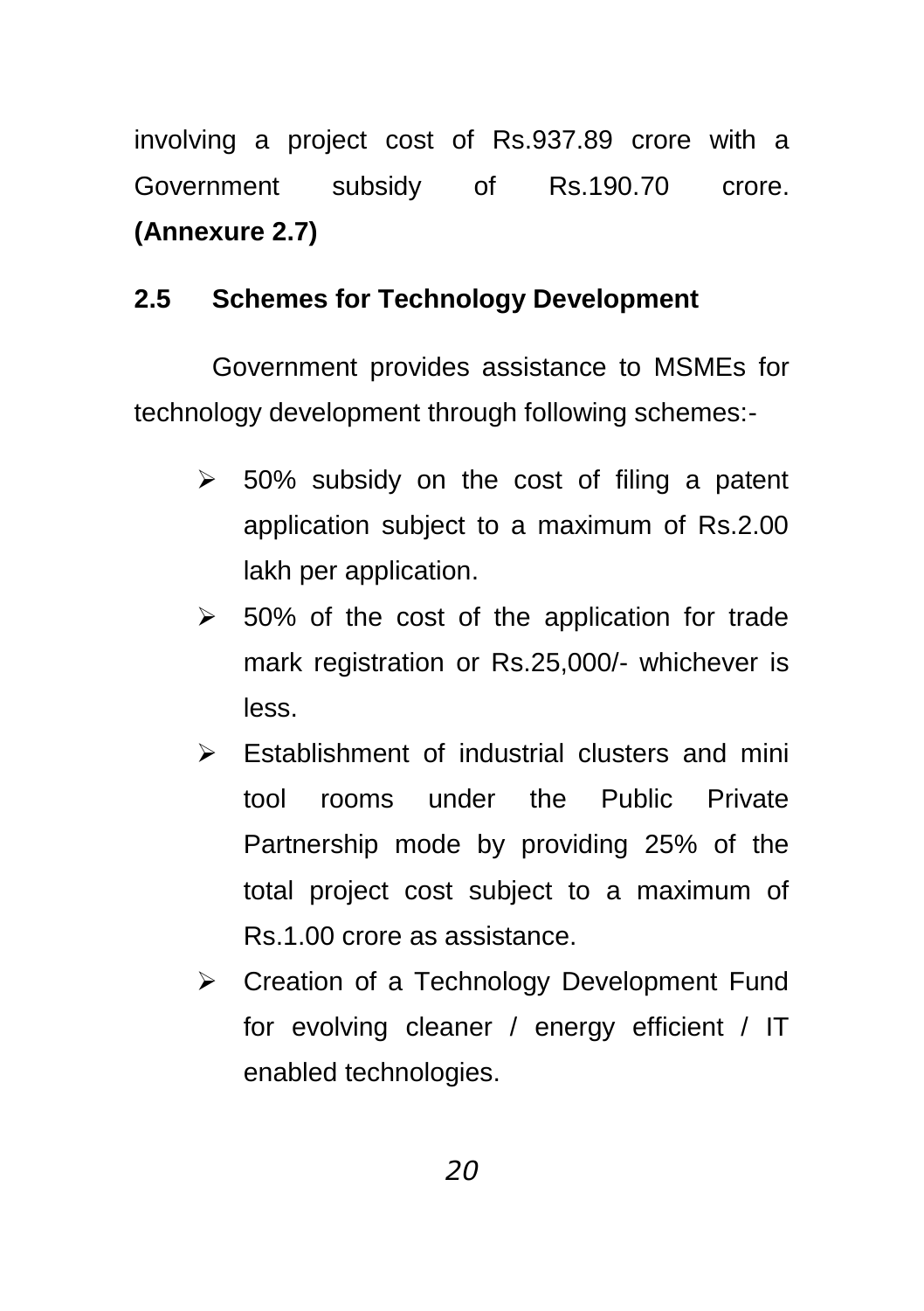involving a project cost of Rs.937.89 crore with a Government subsidy of Rs.190.70 crore. **(Annexure 2.7)**

## 2.5 Schemes for Technology Development

Government provides assistance to MSMEs for technology development through following schemes:-

- 50% subsidy on the cost of filing a patent application subject to a maximum of Rs.2.00 lakh per application.
- 50% of the cost of the application for trade mark registration or Rs.25,000/- whichever is less.
- Establishment of industrial clusters and mini tool rooms under the Public Private Partnership mode by providing 25% of the total project cost subject to a maximum of Rs.1.00 crore as assistance.
- Creation of a Technology Development Fund for evolving cleaner / energy efficient / IT enabled technologies.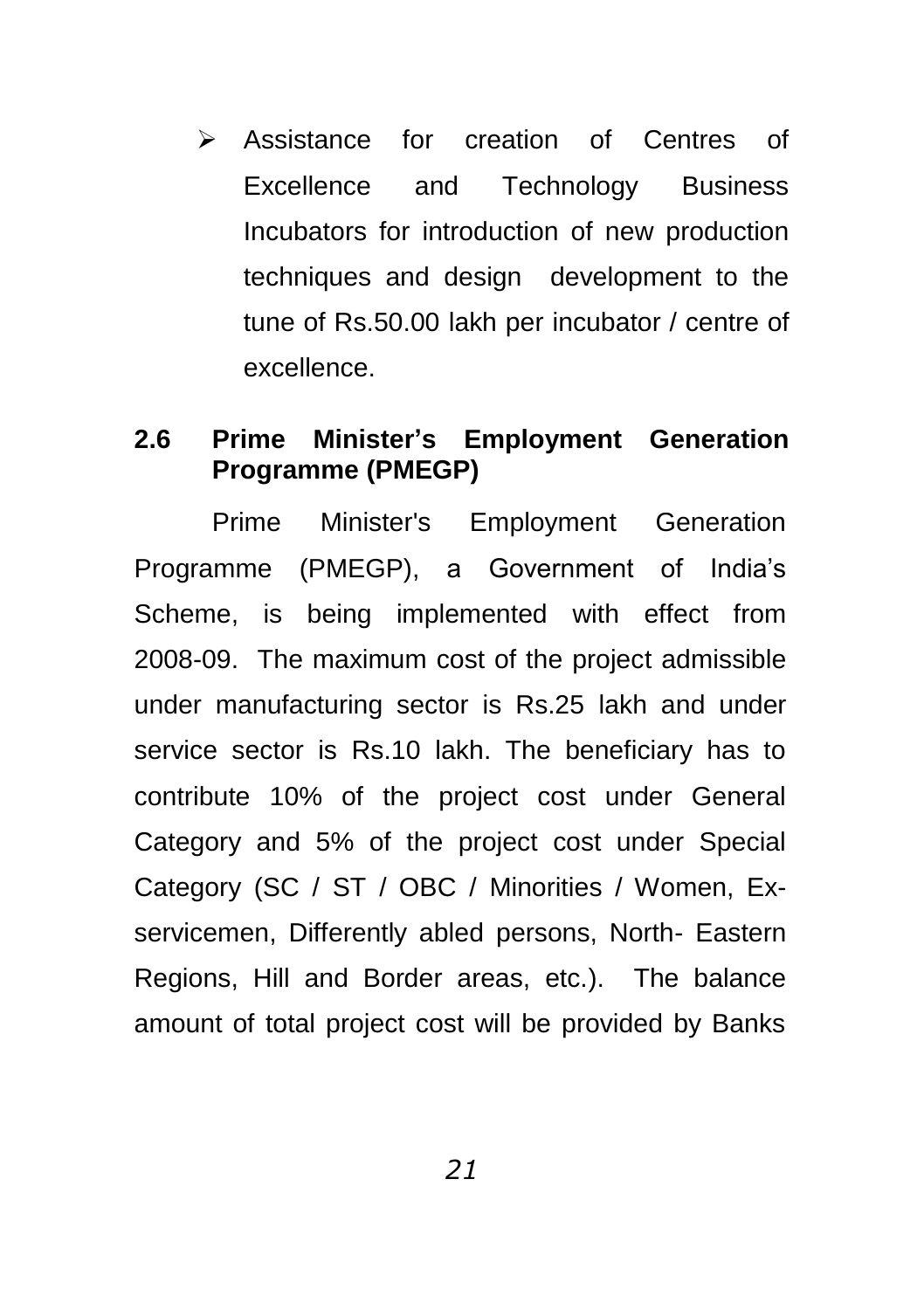- Assistance for creation of Centres of Excellence and Technology Business Incubators for introduction of new production techniques and design development to the tune of Rs.50.00 lakh per incubator / centre of excellence.

## 2.6 Prime Minister's Employment Generation Programme (PMEGP)

Prime Minister's Employment Generation Programme (PMEGP), a Government of India's Scheme, is being implemented with effect from 2008-09. The maximum cost of the project admissible under manufacturing sector is Rs.25 lakh and under service sector is Rs.10 lakh. The beneficiary has to contribute 10% of the project cost under General Category and 5% of the project cost under Special Category (SC / ST / OBC / Minorities / Women, Ex-servicemen, Differently abled persons, North- Eastern Regions, Hill and Border areas, etc.). The balance amount of total project cost will be provided by Banks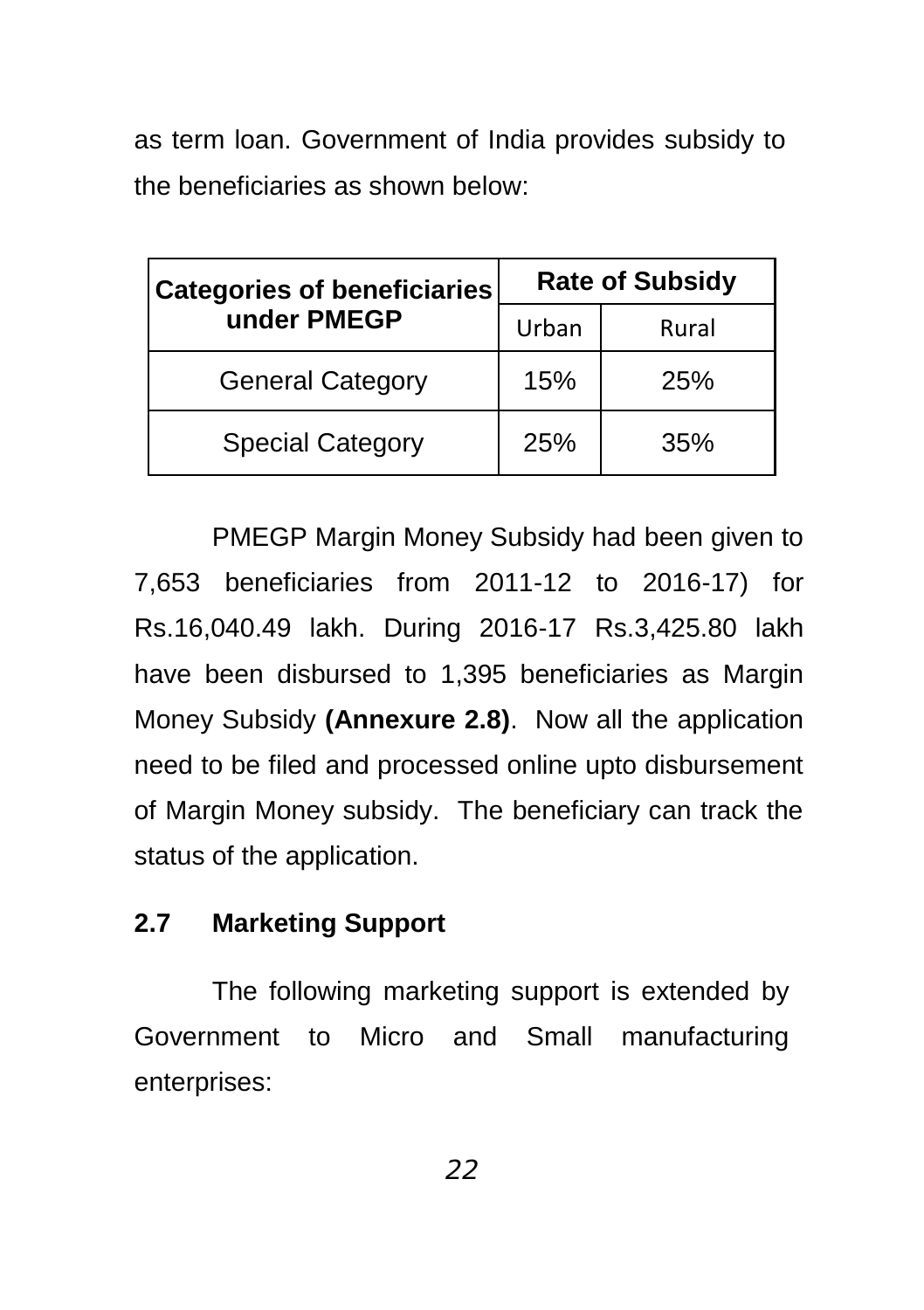as term loan. Government of India provides subsidy to the beneficiaries as shown below:

| Categories of beneficiaries under PMEGP | Rate of Subsidy | |
|---|---|---|
| | Urban | Rural |
| General Category | 15% | 25% |
| Special Category | 25% | 35% |

PMEGP Margin Money Subsidy had been given to 7,653 beneficiaries from 2011-12 to 2016-17) for Rs.16,040.49 lakh. During 2016-17 Rs.3,425.80 lakh have been disbursed to 1,395 beneficiaries as Margin Money Subsidy **(Annexure 2.8)**. Now all the application need to be filed and processed online upto disbursement of Margin Money subsidy. The beneficiary can track the status of the application.

## 2.7 Marketing Support

The following marketing support is extended by Government to Micro and Small manufacturing enterprises: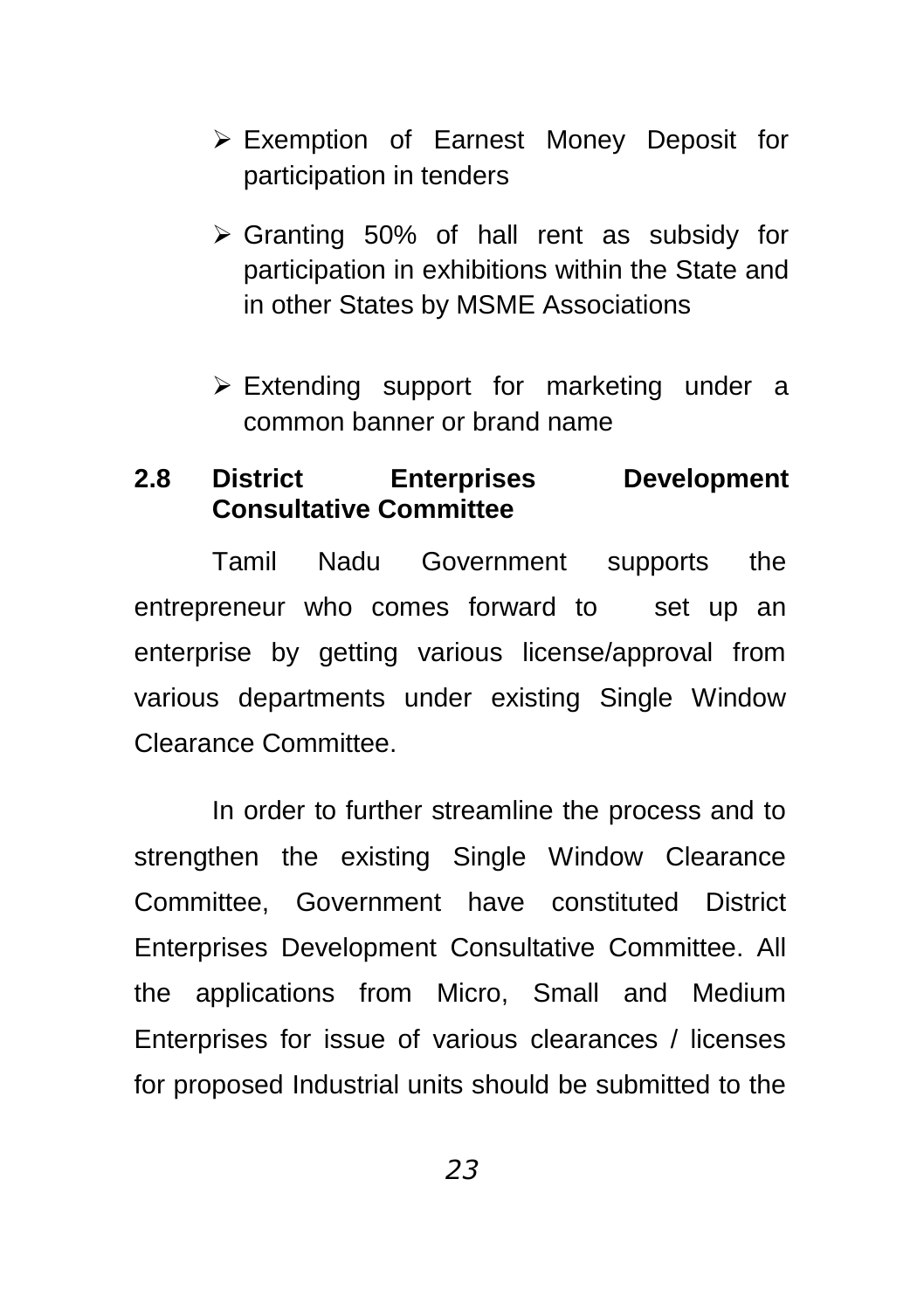- Exemption of Earnest Money Deposit for participation in tenders
- Granting 50% of hall rent as subsidy for participation in exhibitions within the State and in other States by MSME Associations
- Extending support for marketing under a common banner or brand name

## 2.8 District Enterprises Development Consultative Committee

Tamil Nadu Government supports the entrepreneur who comes forward to set up an enterprise by getting various license/approval from various departments under existing Single Window Clearance Committee.

In order to further streamline the process and to strengthen the existing Single Window Clearance Committee, Government have constituted District Enterprises Development Consultative Committee. All the applications from Micro, Small and Medium Enterprises for issue of various clearances / licenses for proposed Industrial units should be submitted to the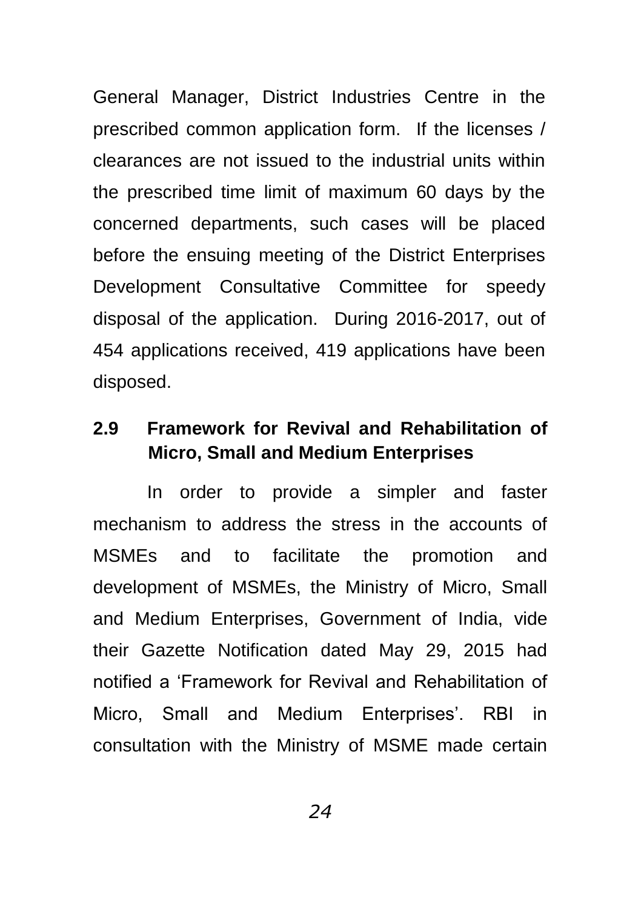General Manager, District Industries Centre in the prescribed common application form. If the licenses / clearances are not issued to the industrial units within the prescribed time limit of maximum 60 days by the concerned departments, such cases will be placed before the ensuing meeting of the District Enterprises Development Consultative Committee for speedy disposal of the application. During 2016-2017, out of 454 applications received, 419 applications have been disposed.

## 2.9 Framework for Revival and Rehabilitation of Micro, Small and Medium Enterprises

In order to provide a simpler and faster mechanism to address the stress in the accounts of MSMEs and to facilitate the promotion and development of MSMEs, the Ministry of Micro, Small and Medium Enterprises, Government of India, vide their Gazette Notification dated May 29, 2015 had notified a 'Framework for Revival and Rehabilitation of Micro, Small and Medium Enterprises'. RBI in consultation with the Ministry of MSME made certain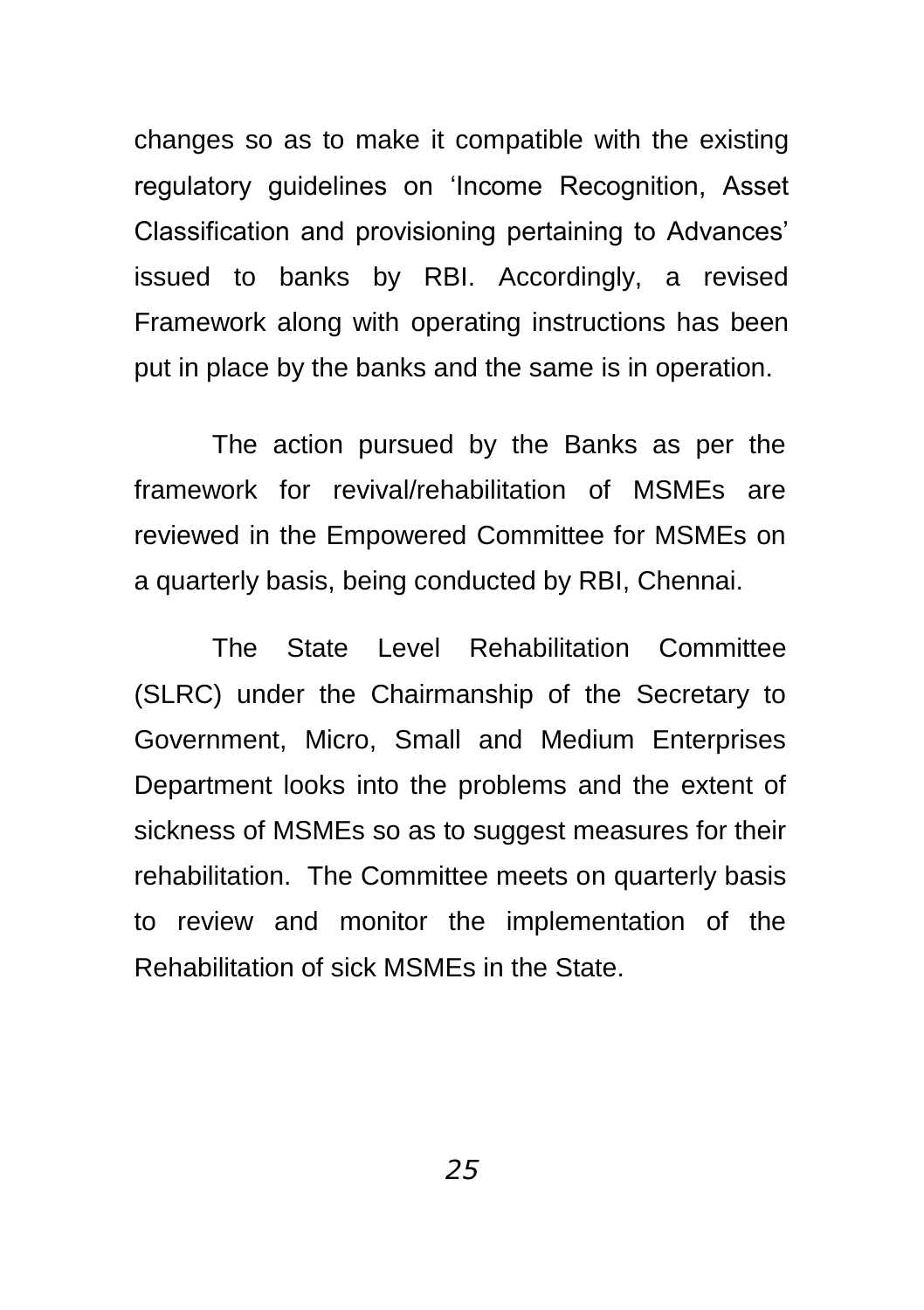changes so as to make it compatible with the existing regulatory guidelines on 'Income Recognition, Asset Classification and provisioning pertaining to Advances' issued to banks by RBI. Accordingly, a revised Framework along with operating instructions has been put in place by the banks and the same is in operation.

The action pursued by the Banks as per the framework for revival/rehabilitation of MSMEs are reviewed in the Empowered Committee for MSMEs on a quarterly basis, being conducted by RBI, Chennai.

The State Level Rehabilitation Committee (SLRC) under the Chairmanship of the Secretary to Government, Micro, Small and Medium Enterprises Department looks into the problems and the extent of sickness of MSMEs so as to suggest measures for their rehabilitation. The Committee meets on quarterly basis to review and monitor the implementation of the Rehabilitation of sick MSMEs in the State.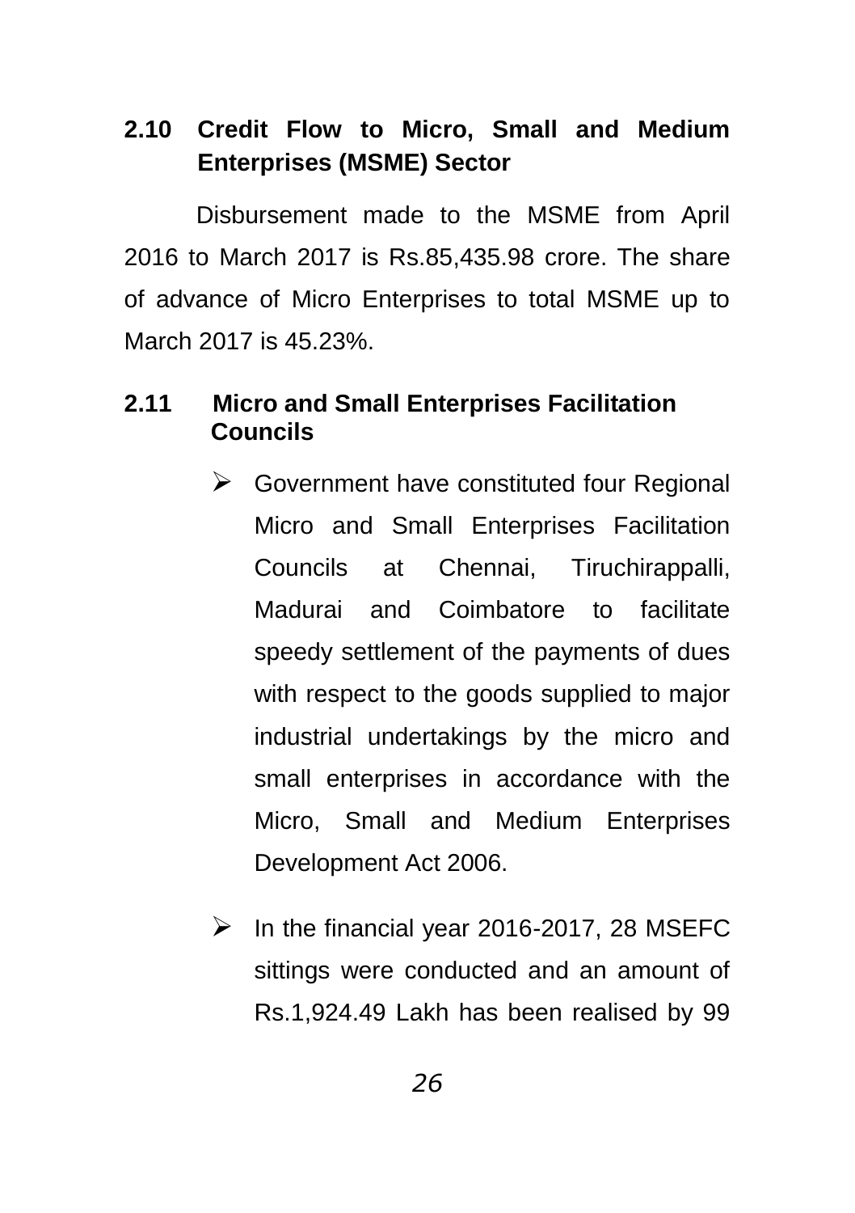## 2.10 Credit Flow to Micro, Small and Medium Enterprises (MSME) Sector

Disbursement made to the MSME from April 2016 to March 2017 is Rs.85,435.98 crore. The share of advance of Micro Enterprises to total MSME up to March 2017 is 45.23%.

## 2.11 Micro and Small Enterprises Facilitation Councils

- Government have constituted four Regional Micro and Small Enterprises Facilitation Councils at Chennai, Tiruchirappalli, Madurai and Coimbatore to facilitate speedy settlement of the payments of dues with respect to the goods supplied to major industrial undertakings by the micro and small enterprises in accordance with the Micro, Small and Medium Enterprises Development Act 2006.
- In the financial year 2016-2017, 28 MSEFC sittings were conducted and an amount of Rs.1,924.49 Lakh has been realised by 99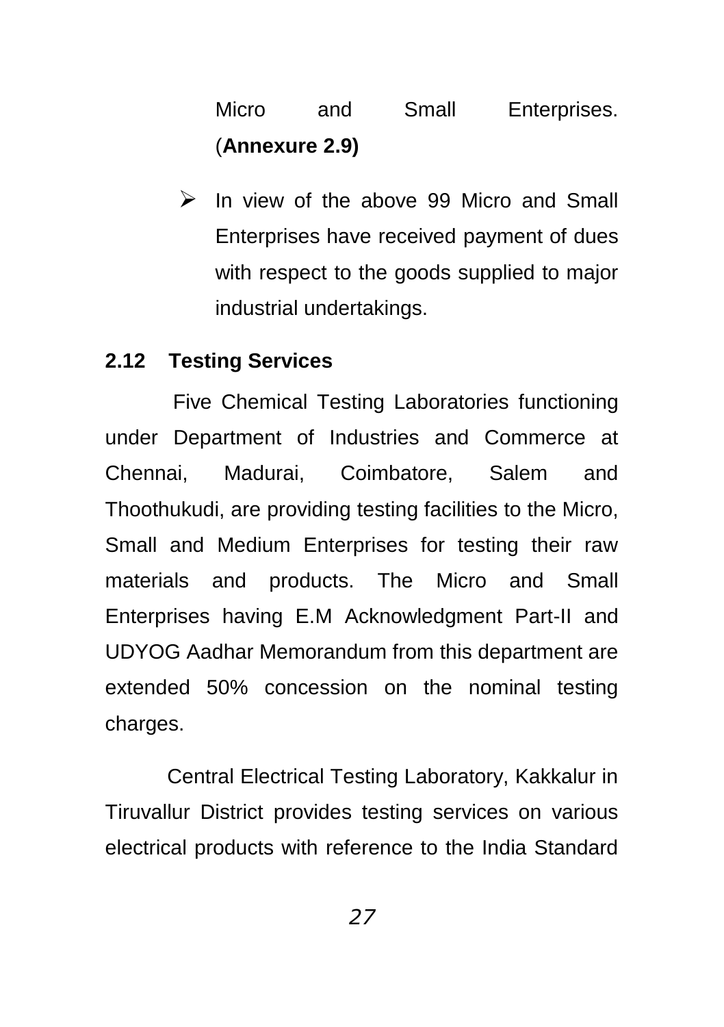Micro and Small Enterprises. (**Annexure 2.9)**

- In view of the above 99 Micro and Small Enterprises have received payment of dues with respect to the goods supplied to major industrial undertakings.

## 2.12 Testing Services

Five Chemical Testing Laboratories functioning under Department of Industries and Commerce at Chennai, Madurai, Coimbatore, Salem and Thoothukudi, are providing testing facilities to the Micro, Small and Medium Enterprises for testing their raw materials and products. The Micro and Small Enterprises having E.M Acknowledgment Part-II and UDYOG Aadhar Memorandum from this department are extended 50% concession on the nominal testing charges.

Central Electrical Testing Laboratory, Kakkalur in Tiruvallur District provides testing services on various electrical products with reference to the India Standard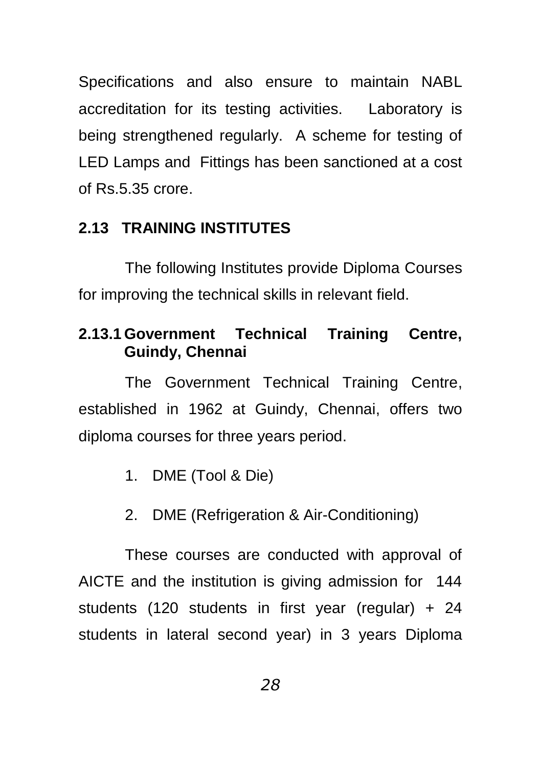Specifications and also ensure to maintain NABL accreditation for its testing activities. Laboratory is being strengthened regularly. A scheme for testing of LED Lamps and Fittings has been sanctioned at a cost of Rs.5.35 crore.

## 2.13 TRAINING INSTITUTES

The following Institutes provide Diploma Courses for improving the technical skills in relevant field.

### 2.13.1 Government Technical Training Centre, Guindy, Chennai

The Government Technical Training Centre, established in 1962 at Guindy, Chennai, offers two diploma courses for three years period.

1. DME (Tool & Die)
2. DME (Refrigeration & Air-Conditioning)

These courses are conducted with approval of AICTE and the institution is giving admission for 144 students (120 students in first year (regular) + 24 students in lateral second year) in 3 years Diploma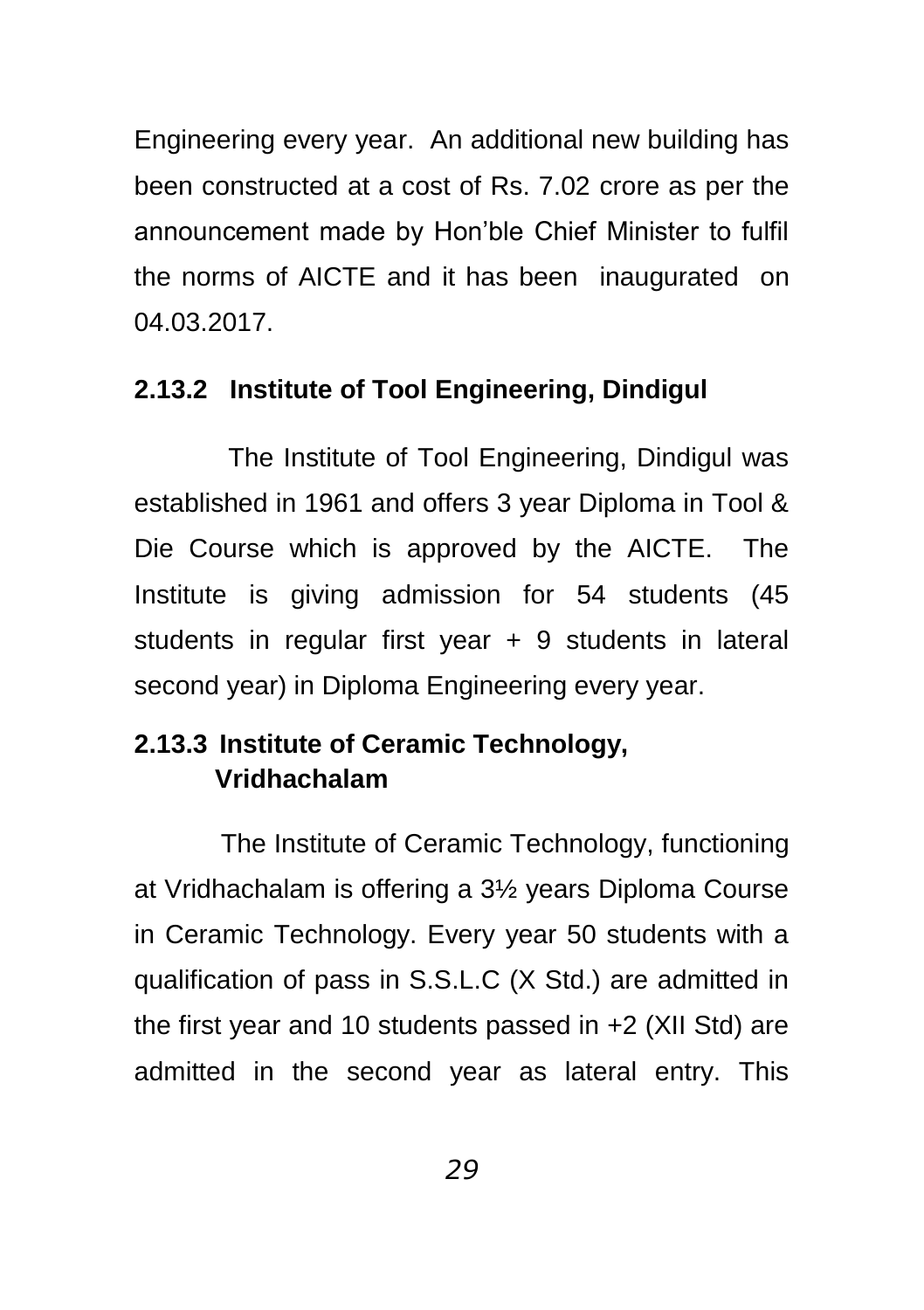Engineering every year. An additional new building has been constructed at a cost of Rs. 7.02 crore as per the announcement made by Hon'ble Chief Minister to fulfil the norms of AICTE and it has been inaugurated on 04.03.2017.

### 2.13.2 Institute of Tool Engineering, Dindigul

The Institute of Tool Engineering, Dindigul was established in 1961 and offers 3 year Diploma in Tool & Die Course which is approved by the AICTE. The Institute is giving admission for 54 students (45 students in regular first year + 9 students in lateral second year) in Diploma Engineering every year.

### 2.13.3 Institute of Ceramic Technology, Vridhachalam

The Institute of Ceramic Technology, functioning at Vridhachalam is offering a 3½ years Diploma Course in Ceramic Technology. Every year 50 students with a qualification of pass in S.S.L.C (X Std.) are admitted in the first year and 10 students passed in +2 (XII Std) are admitted in the second year as lateral entry. This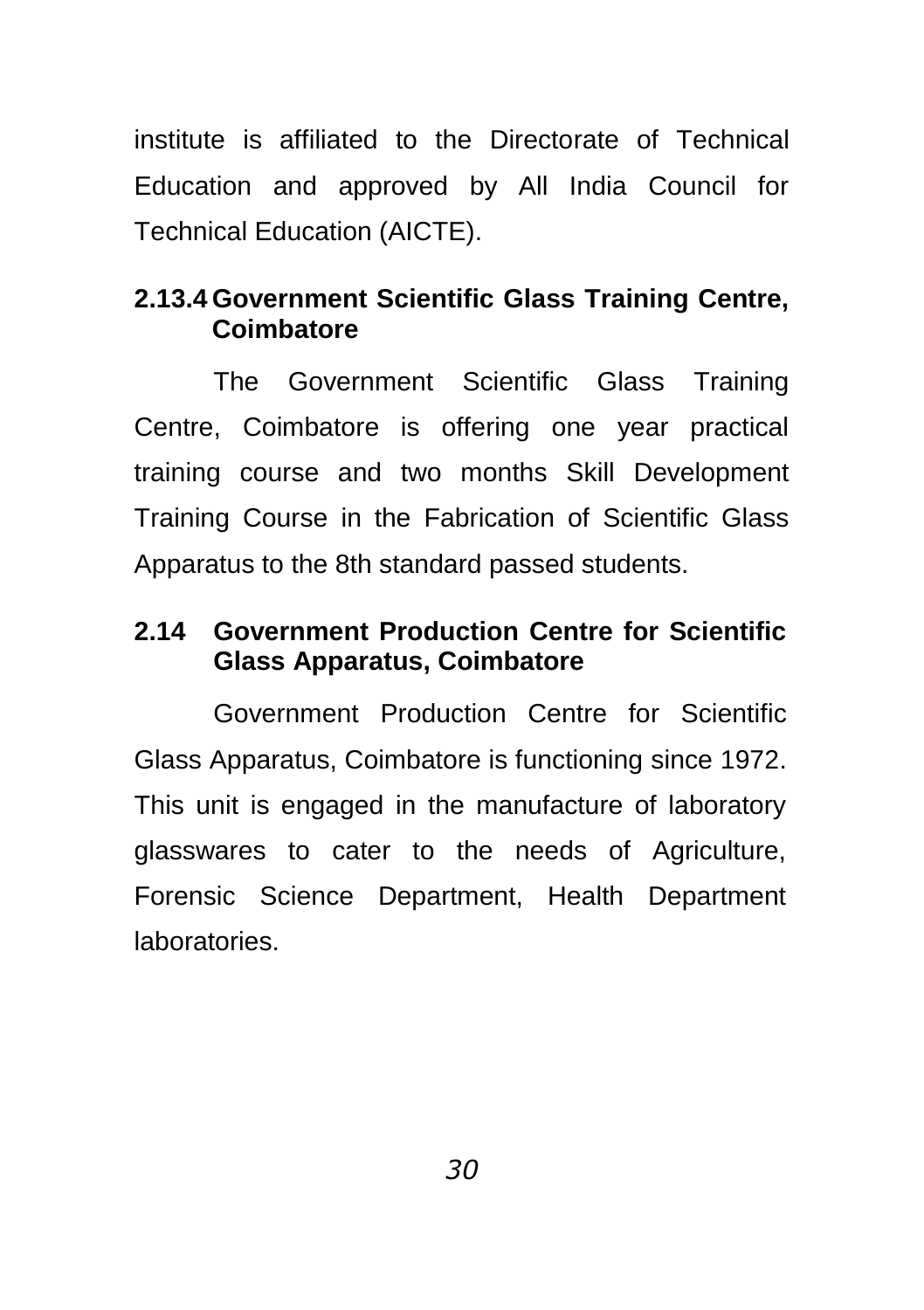institute is affiliated to the Directorate of Technical Education and approved by All India Council for Technical Education (AICTE).

### 2.13.4 Government Scientific Glass Training Centre, Coimbatore

The Government Scientific Glass Training Centre, Coimbatore is offering one year practical training course and two months Skill Development Training Course in the Fabrication of Scientific Glass Apparatus to the 8th standard passed students.

## 2.14 Government Production Centre for Scientific Glass Apparatus, Coimbatore

Government Production Centre for Scientific Glass Apparatus, Coimbatore is functioning since 1972. This unit is engaged in the manufacture of laboratory glasswares to cater to the needs of Agriculture, Forensic Science Department, Health Department laboratories.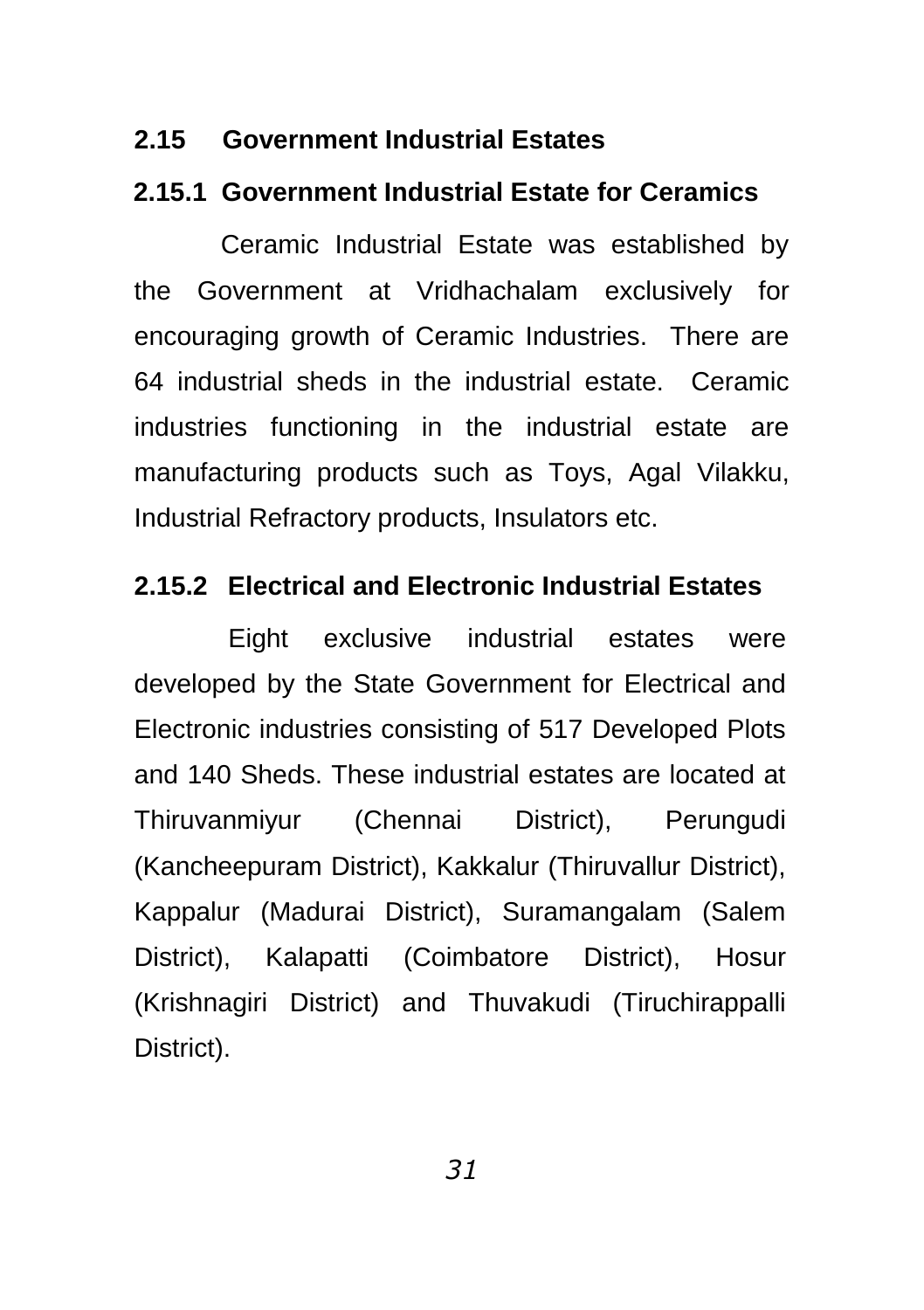## 2.15 Government Industrial Estates

### 2.15.1 Government Industrial Estate for Ceramics

Ceramic Industrial Estate was established by the Government at Vridhachalam exclusively for encouraging growth of Ceramic Industries. There are 64 industrial sheds in the industrial estate. Ceramic industries functioning in the industrial estate are manufacturing products such as Toys, Agal Vilakku, Industrial Refractory products, Insulators etc.

### 2.15.2 Electrical and Electronic Industrial Estates

Eight exclusive industrial estates were developed by the State Government for Electrical and Electronic industries consisting of 517 Developed Plots and 140 Sheds. These industrial estates are located at Thiruvanmiyur (Chennai District), Perungudi (Kancheepuram District), Kakkalur (Thiruvallur District), Kappalur (Madurai District), Suramangalam (Salem District), Kalapatti (Coimbatore District), Hosur (Krishnagiri District) and Thuvakudi (Tiruchirappalli District).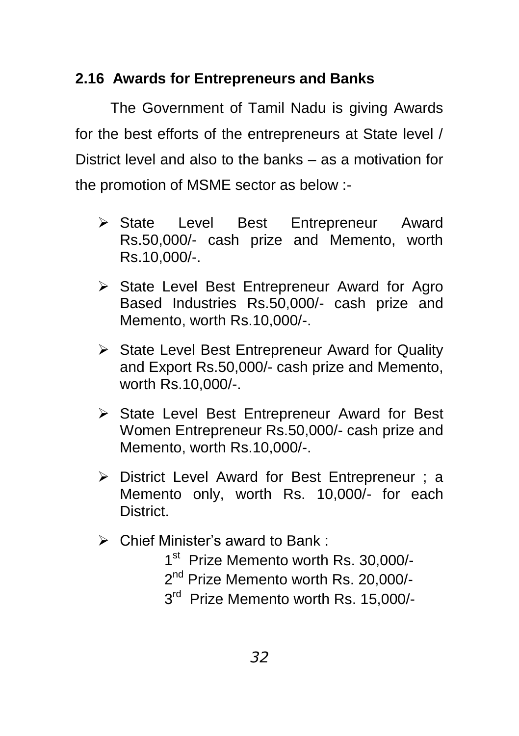## 2.16 Awards for Entrepreneurs and Banks

The Government of Tamil Nadu is giving Awards for the best efforts of the entrepreneurs at State level / District level and also to the banks – as a motivation for the promotion of MSME sector as below :-

- State Level Best Entrepreneur Award Rs.50,000/- cash prize and Memento, worth Rs.10,000/-.
- State Level Best Entrepreneur Award for Agro Based Industries Rs.50,000/- cash prize and Memento, worth Rs.10,000/-.
- State Level Best Entrepreneur Award for Quality and Export Rs.50,000/- cash prize and Memento, worth Rs.10,000/-.
- State Level Best Entrepreneur Award for Best Women Entrepreneur Rs.50,000/- cash prize and Memento, worth Rs.10,000/-.
- District Level Award for Best Entrepreneur ; a Memento only, worth Rs. 10,000/- for each District.
- Chief Minister's award to Bank :

  1st Prize Memento worth Rs. 30,000/-
  
  2nd Prize Memento worth Rs. 20,000/-
  
  3rd Prize Memento worth Rs. 15,000/-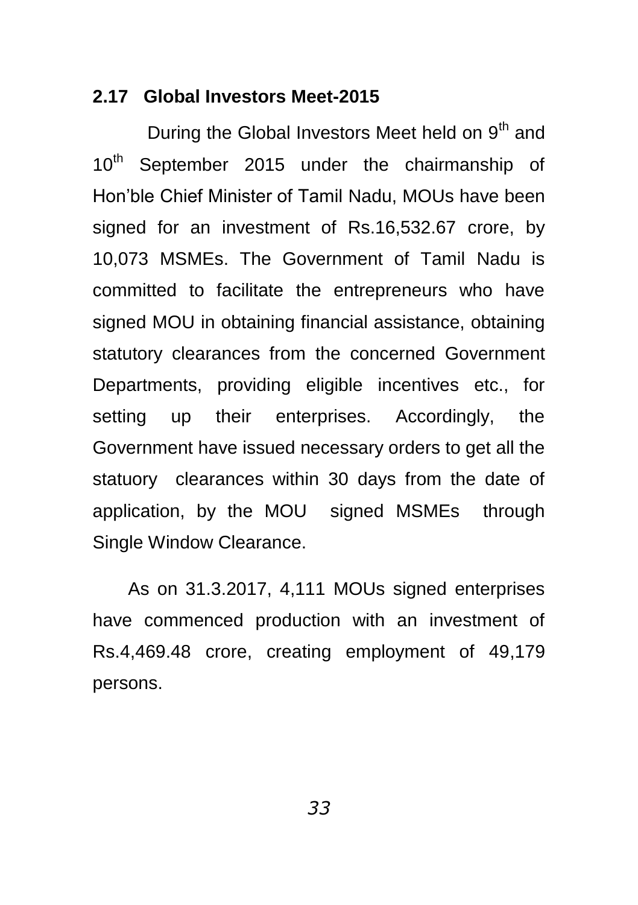## 2.17 Global Investors Meet-2015

During the Global Investors Meet held on 9th and 10th September 2015 under the chairmanship of Hon'ble Chief Minister of Tamil Nadu, MOUs have been signed for an investment of Rs.16,532.67 crore, by 10,073 MSMEs. The Government of Tamil Nadu is committed to facilitate the entrepreneurs who have signed MOU in obtaining financial assistance, obtaining statutory clearances from the concerned Government Departments, providing eligible incentives etc., for setting up their enterprises. Accordingly, the Government have issued necessary orders to get all the statuory clearances within 30 days from the date of application, by the MOU signed MSMEs through Single Window Clearance.

As on 31.3.2017, 4,111 MOUs signed enterprises have commenced production with an investment of Rs.4,469.48 crore, creating employment of 49,179 persons.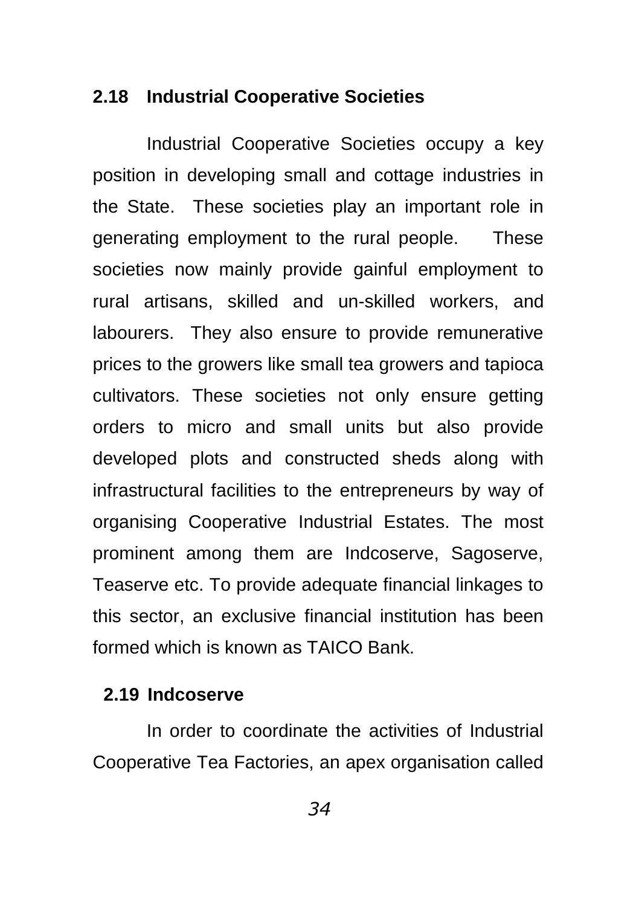## 2.18 Industrial Cooperative Societies

Industrial Cooperative Societies occupy a key position in developing small and cottage industries in the State. These societies play an important role in generating employment to the rural people. These societies now mainly provide gainful employment to rural artisans, skilled and un-skilled workers, and labourers. They also ensure to provide remunerative prices to the growers like small tea growers and tapioca cultivators. These societies not only ensure getting orders to micro and small units but also provide developed plots and constructed sheds along with infrastructural facilities to the entrepreneurs by way of organising Cooperative Industrial Estates. The most prominent among them are Indcoserve, Sagoserve, Teaserve etc. To provide adequate financial linkages to this sector, an exclusive financial institution has been formed which is known as TAICO Bank.

## 2.19 Indcoserve

In order to coordinate the activities of Industrial Cooperative Tea Factories, an apex organisation called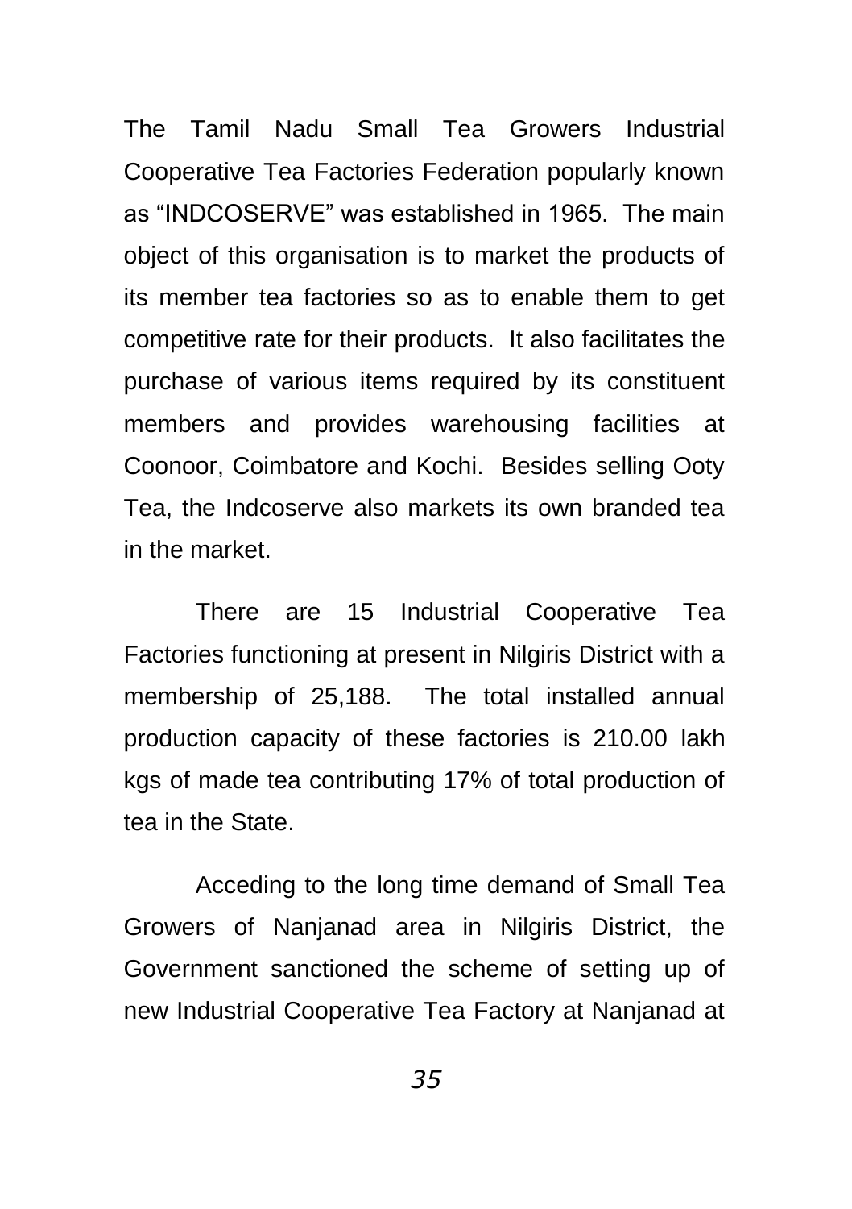The Tamil Nadu Small Tea Growers Industrial Cooperative Tea Factories Federation popularly known as "INDCOSERVE" was established in 1965. The main object of this organisation is to market the products of its member tea factories so as to enable them to get competitive rate for their products. It also facilitates the purchase of various items required by its constituent members and provides warehousing facilities at Coonoor, Coimbatore and Kochi. Besides selling Ooty Tea, the Indcoserve also markets its own branded tea in the market.

There are 15 Industrial Cooperative Tea Factories functioning at present in Nilgiris District with a membership of 25,188. The total installed annual production capacity of these factories is 210.00 lakh kgs of made tea contributing 17% of total production of tea in the State.

Acceding to the long time demand of Small Tea Growers of Nanjanad area in Nilgiris District, the Government sanctioned the scheme of setting up of new Industrial Cooperative Tea Factory at Nanjanad at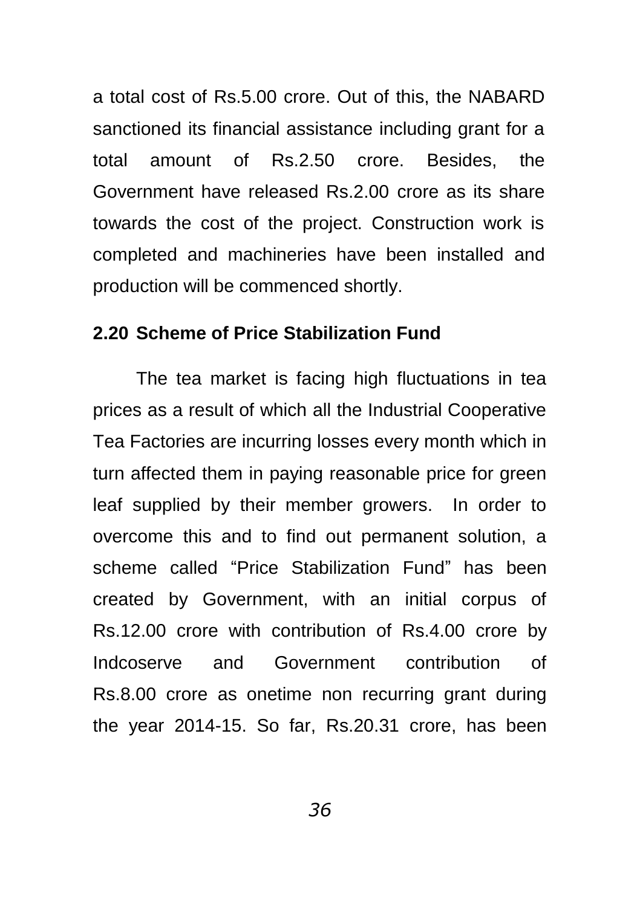a total cost of Rs.5.00 crore. Out of this, the NABARD sanctioned its financial assistance including grant for a total amount of Rs.2.50 crore. Besides, the Government have released Rs.2.00 crore as its share towards the cost of the project. Construction work is completed and machineries have been installed and production will be commenced shortly.

### 2.20 Scheme of Price Stabilization Fund

The tea market is facing high fluctuations in tea prices as a result of which all the Industrial Cooperative Tea Factories are incurring losses every month which in turn affected them in paying reasonable price for green leaf supplied by their member growers. In order to overcome this and to find out permanent solution, a scheme called "Price Stabilization Fund" has been created by Government, with an initial corpus of Rs.12.00 crore with contribution of Rs.4.00 crore by Indcoserve and Government contribution of Rs.8.00 crore as onetime non recurring grant during the year 2014-15. So far, Rs.20.31 crore, has been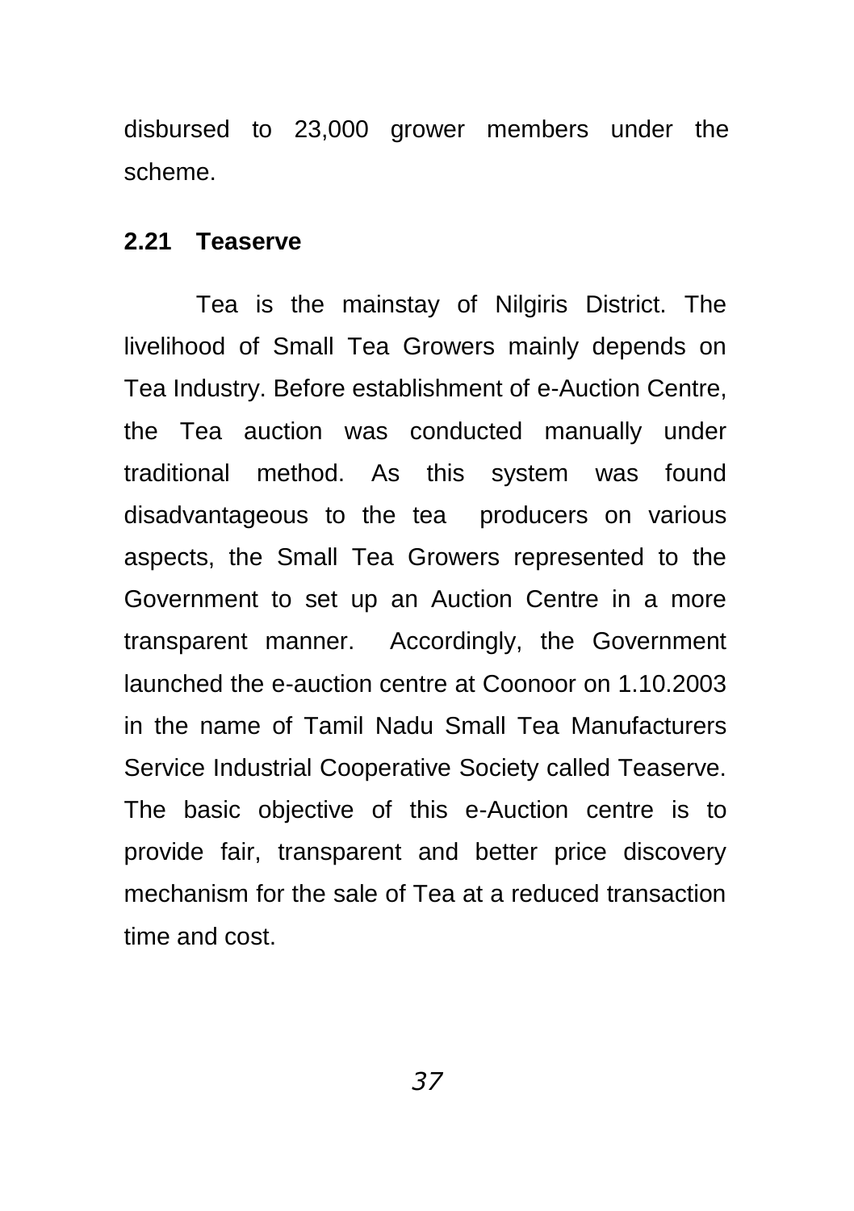disbursed to 23,000 grower members under the scheme.

## 2.21 Teaserve

Tea is the mainstay of Nilgiris District. The livelihood of Small Tea Growers mainly depends on Tea Industry. Before establishment of e-Auction Centre, the Tea auction was conducted manually under traditional method. As this system was found disadvantageous to the tea producers on various aspects, the Small Tea Growers represented to the Government to set up an Auction Centre in a more transparent manner. Accordingly, the Government launched the e-auction centre at Coonoor on 1.10.2003 in the name of Tamil Nadu Small Tea Manufacturers Service Industrial Cooperative Society called Teaserve. The basic objective of this e-Auction centre is to provide fair, transparent and better price discovery mechanism for the sale of Tea at a reduced transaction time and cost.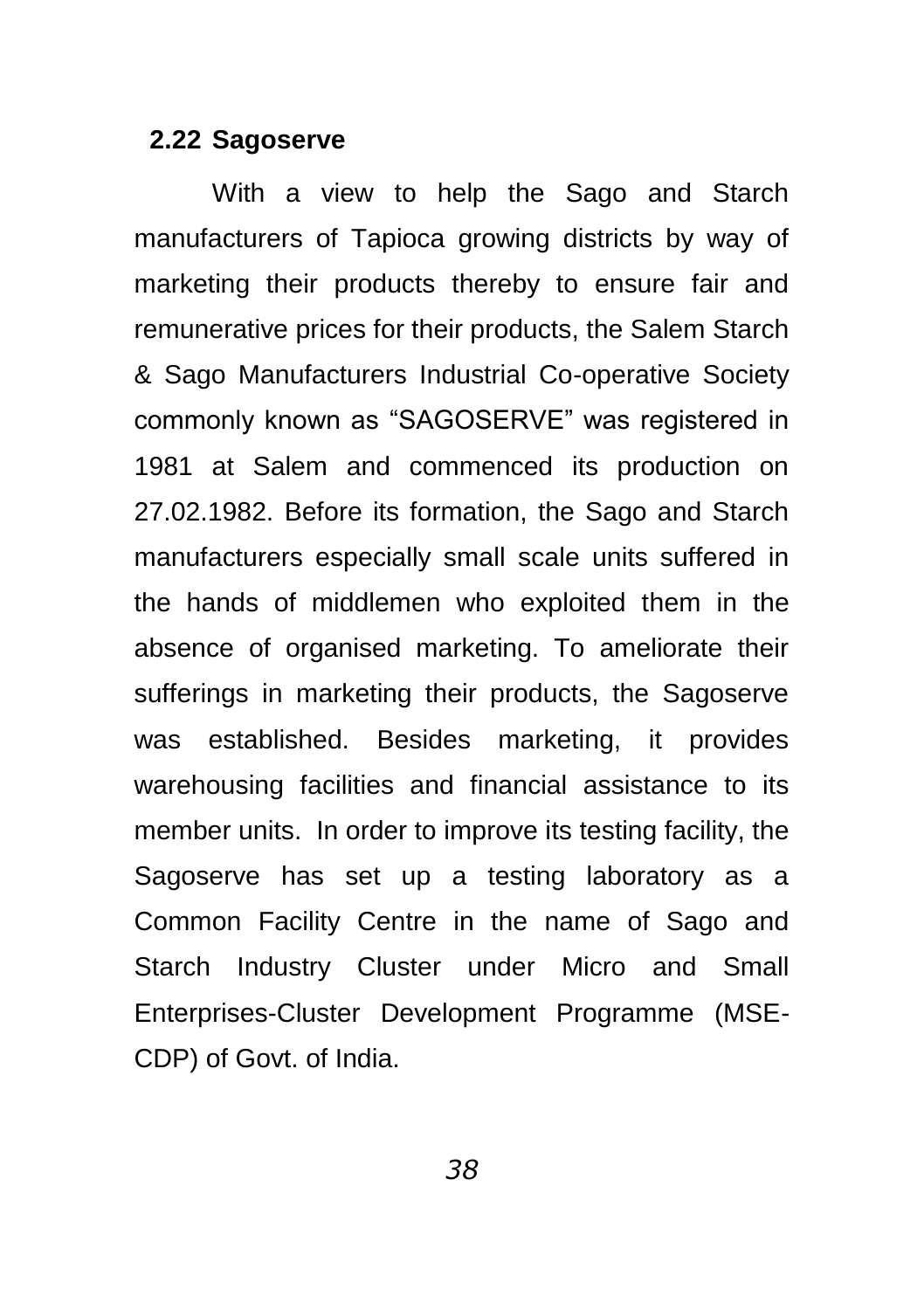## 2.22 Sagoserve

With a view to help the Sago and Starch manufacturers of Tapioca growing districts by way of marketing their products thereby to ensure fair and remunerative prices for their products, the Salem Starch & Sago Manufacturers Industrial Co-operative Society commonly known as "SAGOSERVE" was registered in 1981 at Salem and commenced its production on 27.02.1982. Before its formation, the Sago and Starch manufacturers especially small scale units suffered in the hands of middlemen who exploited them in the absence of organised marketing. To ameliorate their sufferings in marketing their products, the Sagoserve was established. Besides marketing, it provides warehousing facilities and financial assistance to its member units. In order to improve its testing facility, the Sagoserve has set up a testing laboratory as a Common Facility Centre in the name of Sago and Starch Industry Cluster under Micro and Small Enterprises-Cluster Development Programme (MSE-CDP) of Govt. of India.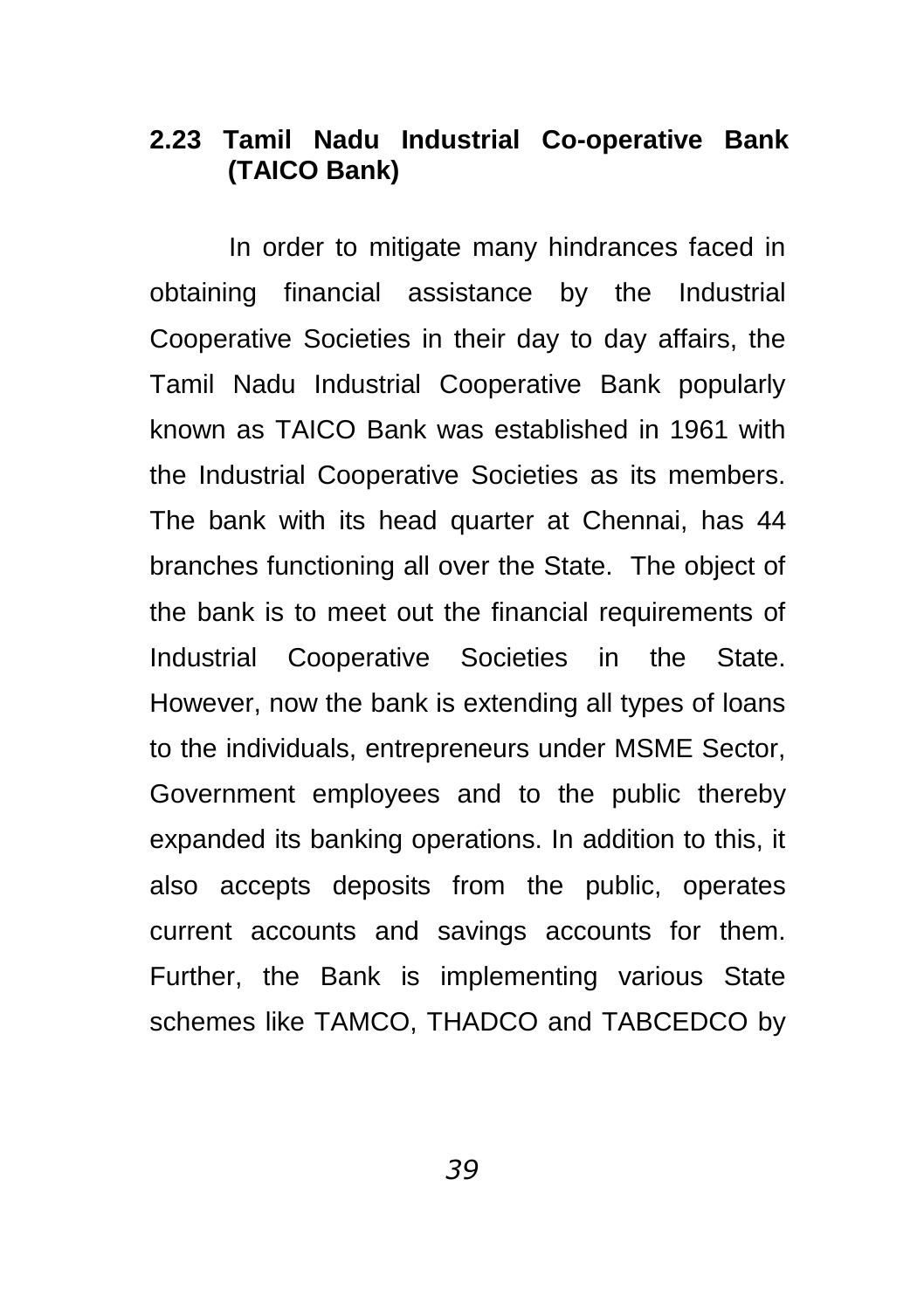## 2.23 Tamil Nadu Industrial Co-operative Bank (TAICO Bank)

In order to mitigate many hindrances faced in obtaining financial assistance by the Industrial Cooperative Societies in their day to day affairs, the Tamil Nadu Industrial Cooperative Bank popularly known as TAICO Bank was established in 1961 with the Industrial Cooperative Societies as its members. The bank with its head quarter at Chennai, has 44 branches functioning all over the State. The object of the bank is to meet out the financial requirements of Industrial Cooperative Societies in the State. However, now the bank is extending all types of loans to the individuals, entrepreneurs under MSME Sector, Government employees and to the public thereby expanded its banking operations. In addition to this, it also accepts deposits from the public, operates current accounts and savings accounts for them. Further, the Bank is implementing various State schemes like TAMCO, THADCO and TABCEDCO by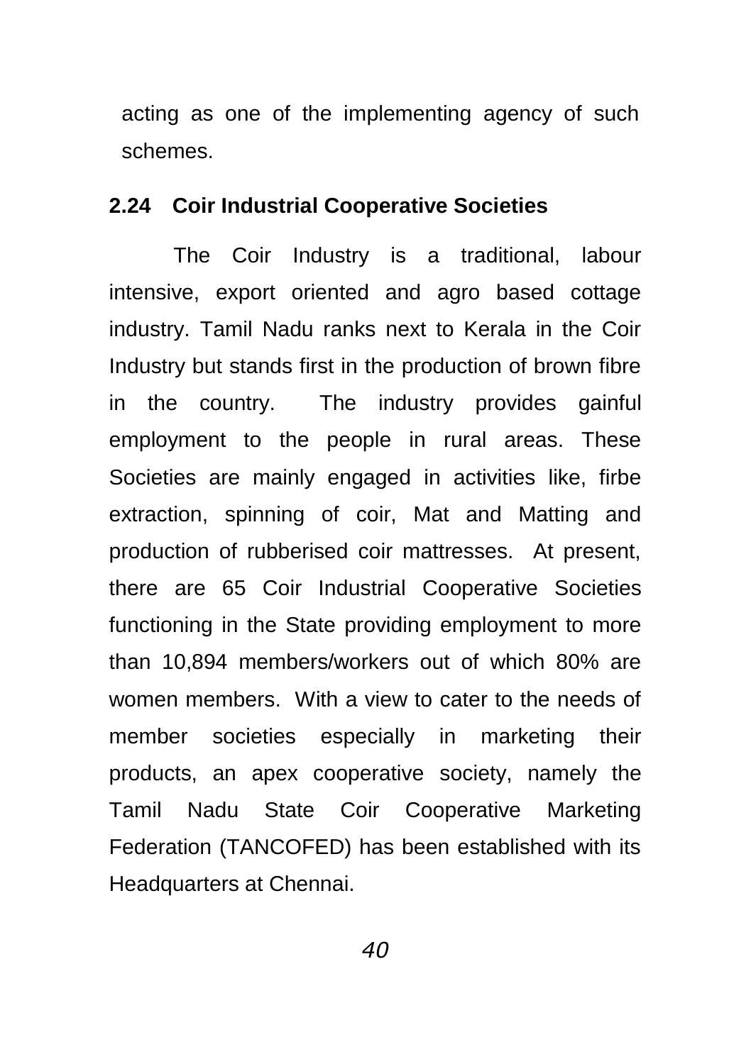acting as one of the implementing agency of such schemes.

### 2.24 Coir Industrial Cooperative Societies

The Coir Industry is a traditional, labour intensive, export oriented and agro based cottage industry. Tamil Nadu ranks next to Kerala in the Coir Industry but stands first in the production of brown fibre in the country. The industry provides gainful employment to the people in rural areas. These Societies are mainly engaged in activities like, firbe extraction, spinning of coir, Mat and Matting and production of rubberised coir mattresses. At present, there are 65 Coir Industrial Cooperative Societies functioning in the State providing employment to more than 10,894 members/workers out of which 80% are women members. With a view to cater to the needs of member societies especially in marketing their products, an apex cooperative society, namely the Tamil Nadu State Coir Cooperative Marketing Federation (TANCOFED) has been established with its Headquarters at Chennai.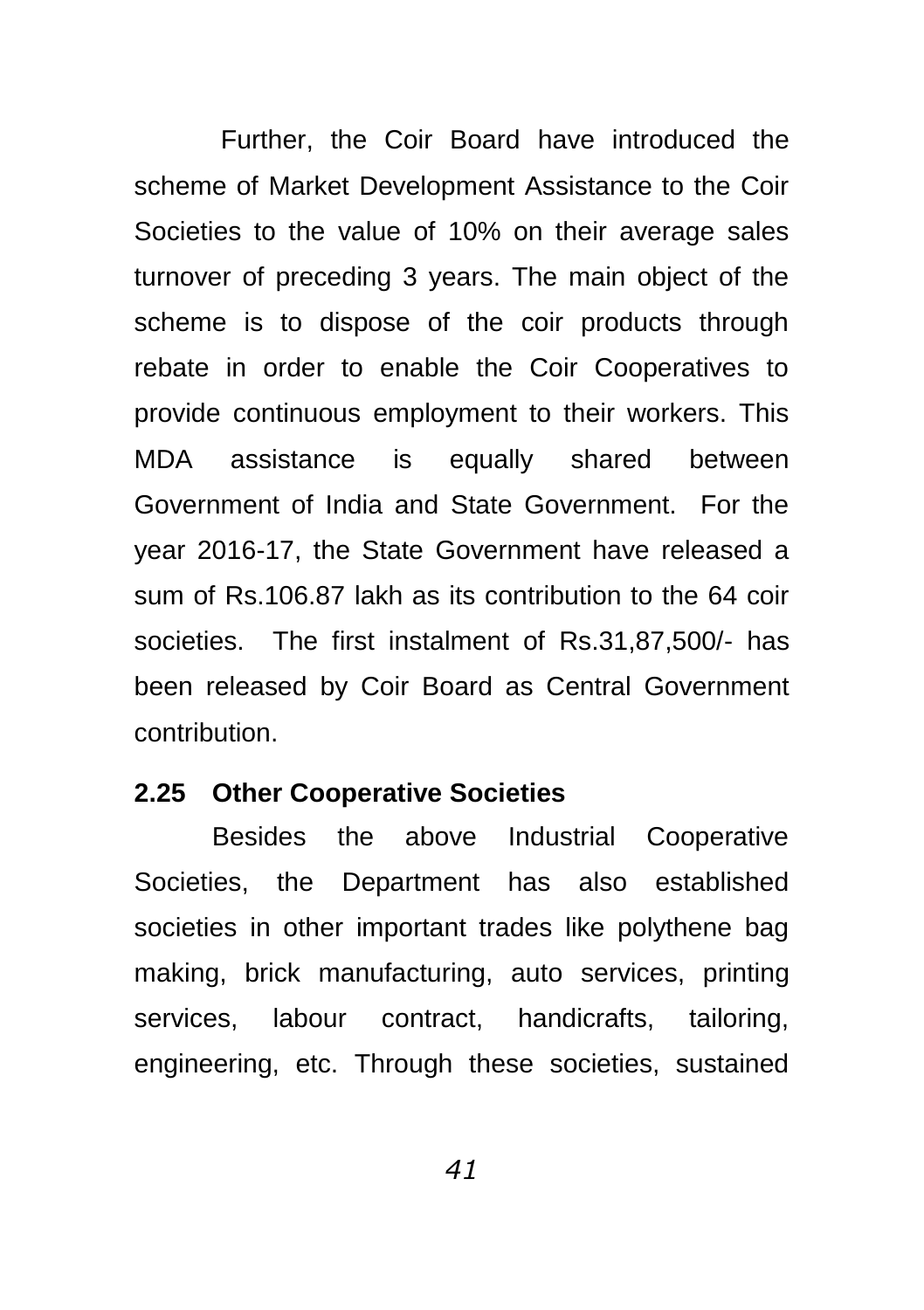Further, the Coir Board have introduced the scheme of Market Development Assistance to the Coir Societies to the value of 10% on their average sales turnover of preceding 3 years. The main object of the scheme is to dispose of the coir products through rebate in order to enable the Coir Cooperatives to provide continuous employment to their workers. This MDA assistance is equally shared between Government of India and State Government. For the year 2016-17, the State Government have released a sum of Rs.106.87 lakh as its contribution to the 64 coir societies. The first instalment of Rs.31,87,500/- has been released by Coir Board as Central Government contribution.

**2.25 Other Cooperative Societies**

Besides the above Industrial Cooperative Societies, the Department has also established societies in other important trades like polythene bag making, brick manufacturing, auto services, printing services, labour contract, handicrafts, tailoring, engineering, etc. Through these societies, sustained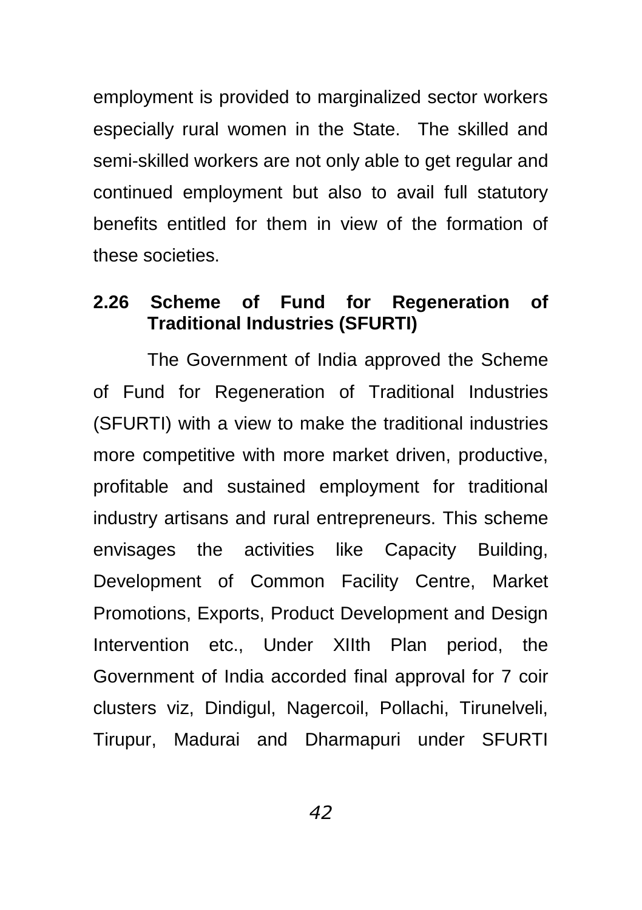employment is provided to marginalized sector workers especially rural women in the State. The skilled and semi-skilled workers are not only able to get regular and continued employment but also to avail full statutory benefits entitled for them in view of the formation of these societies.

### 2.26 Scheme of Fund for Regeneration of Traditional Industries (SFURTI)

The Government of India approved the Scheme of Fund for Regeneration of Traditional Industries (SFURTI) with a view to make the traditional industries more competitive with more market driven, productive, profitable and sustained employment for traditional industry artisans and rural entrepreneurs. This scheme envisages the activities like Capacity Building, Development of Common Facility Centre, Market Promotions, Exports, Product Development and Design Intervention etc., Under XIIth Plan period, the Government of India accorded final approval for 7 coir clusters viz, Dindigul, Nagercoil, Pollachi, Tirunelveli, Tirupur, Madurai and Dharmapuri under SFURTI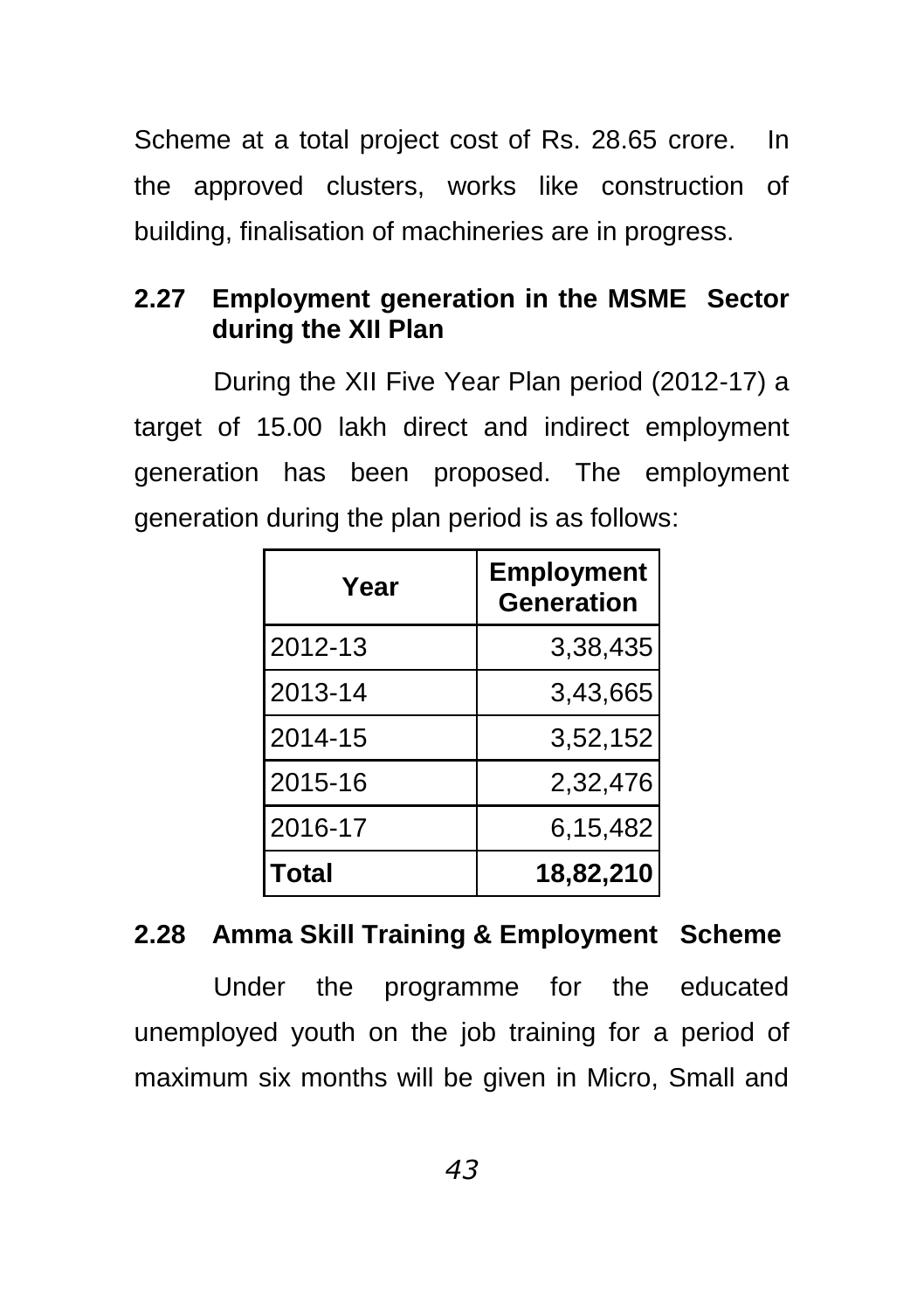Scheme at a total project cost of Rs. 28.65 crore. In the approved clusters, works like construction of building, finalisation of machineries are in progress.

### 2.27 Employment generation in the MSME Sector during the XII Plan

During the XII Five Year Plan period (2012-17) a target of 15.00 lakh direct and indirect employment generation has been proposed. The employment generation during the plan period is as follows:

| Year | Employment Generation |
|---|---|
| 2012-13 | 3,38,435 |
| 2013-14 | 3,43,665 |
| 2014-15 | 3,52,152 |
| 2015-16 | 2,32,476 |
| 2016-17 | 6,15,482 |
| **Total** | **18,82,210** |

### 2.28 Amma Skill Training & Employment Scheme

Under the programme for the educated unemployed youth on the job training for a period of maximum six months will be given in Micro, Small and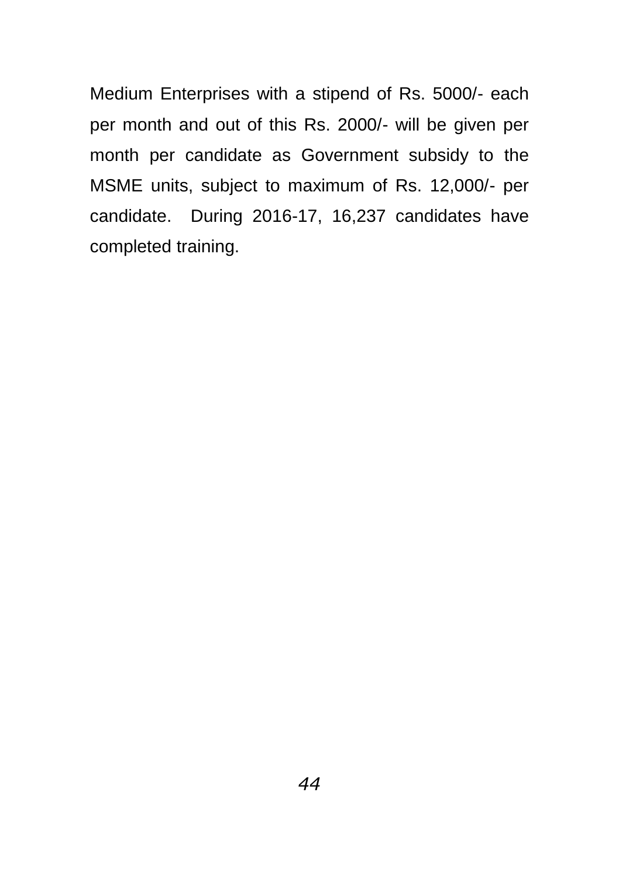Medium Enterprises with a stipend of Rs. 5000/- each per month and out of this Rs. 2000/- will be given per month per candidate as Government subsidy to the MSME units, subject to maximum of Rs. 12,000/- per candidate. During 2016-17, 16,237 candidates have completed training.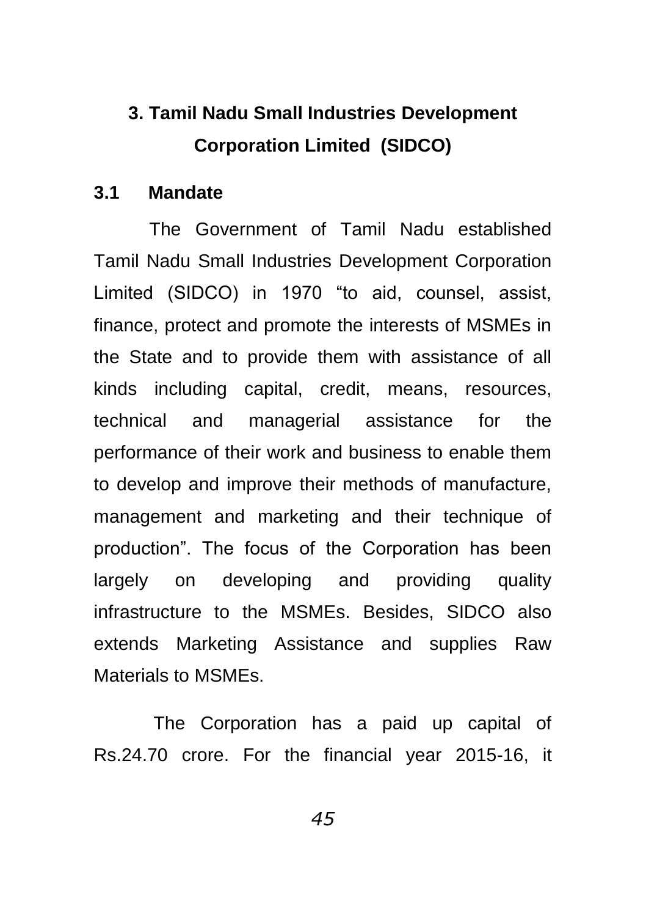# 3. Tamil Nadu Small Industries Development Corporation Limited (SIDCO)

## 3.1 Mandate

The Government of Tamil Nadu established Tamil Nadu Small Industries Development Corporation Limited (SIDCO) in 1970 "to aid, counsel, assist, finance, protect and promote the interests of MSMEs in the State and to provide them with assistance of all kinds including capital, credit, means, resources, technical and managerial assistance for the performance of their work and business to enable them to develop and improve their methods of manufacture, management and marketing and their technique of production". The focus of the Corporation has been largely on developing and providing quality infrastructure to the MSMEs. Besides, SIDCO also extends Marketing Assistance and supplies Raw Materials to MSMEs.

The Corporation has a paid up capital of Rs.24.70 crore. For the financial year 2015-16, it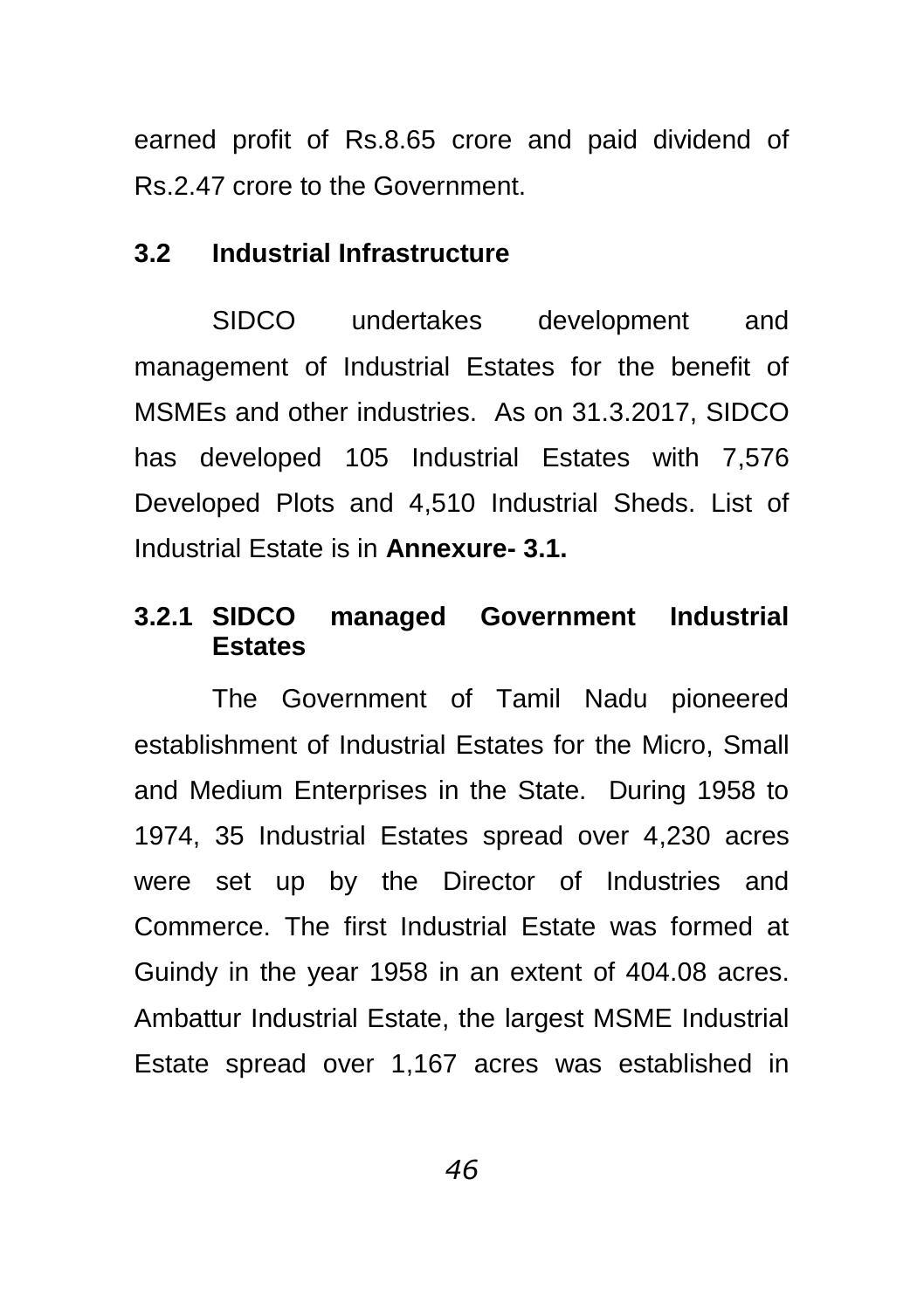earned profit of Rs.8.65 crore and paid dividend of Rs.2.47 crore to the Government.

### 3.2 Industrial Infrastructure

SIDCO undertakes development and management of Industrial Estates for the benefit of MSMEs and other industries. As on 31.3.2017, SIDCO has developed 105 Industrial Estates with 7,576 Developed Plots and 4,510 Industrial Sheds. List of Industrial Estate is in **Annexure- 3.1.**

#### 3.2.1 SIDCO managed Government Industrial Estates

The Government of Tamil Nadu pioneered establishment of Industrial Estates for the Micro, Small and Medium Enterprises in the State. During 1958 to 1974, 35 Industrial Estates spread over 4,230 acres were set up by the Director of Industries and Commerce. The first Industrial Estate was formed at Guindy in the year 1958 in an extent of 404.08 acres. Ambattur Industrial Estate, the largest MSME Industrial Estate spread over 1,167 acres was established in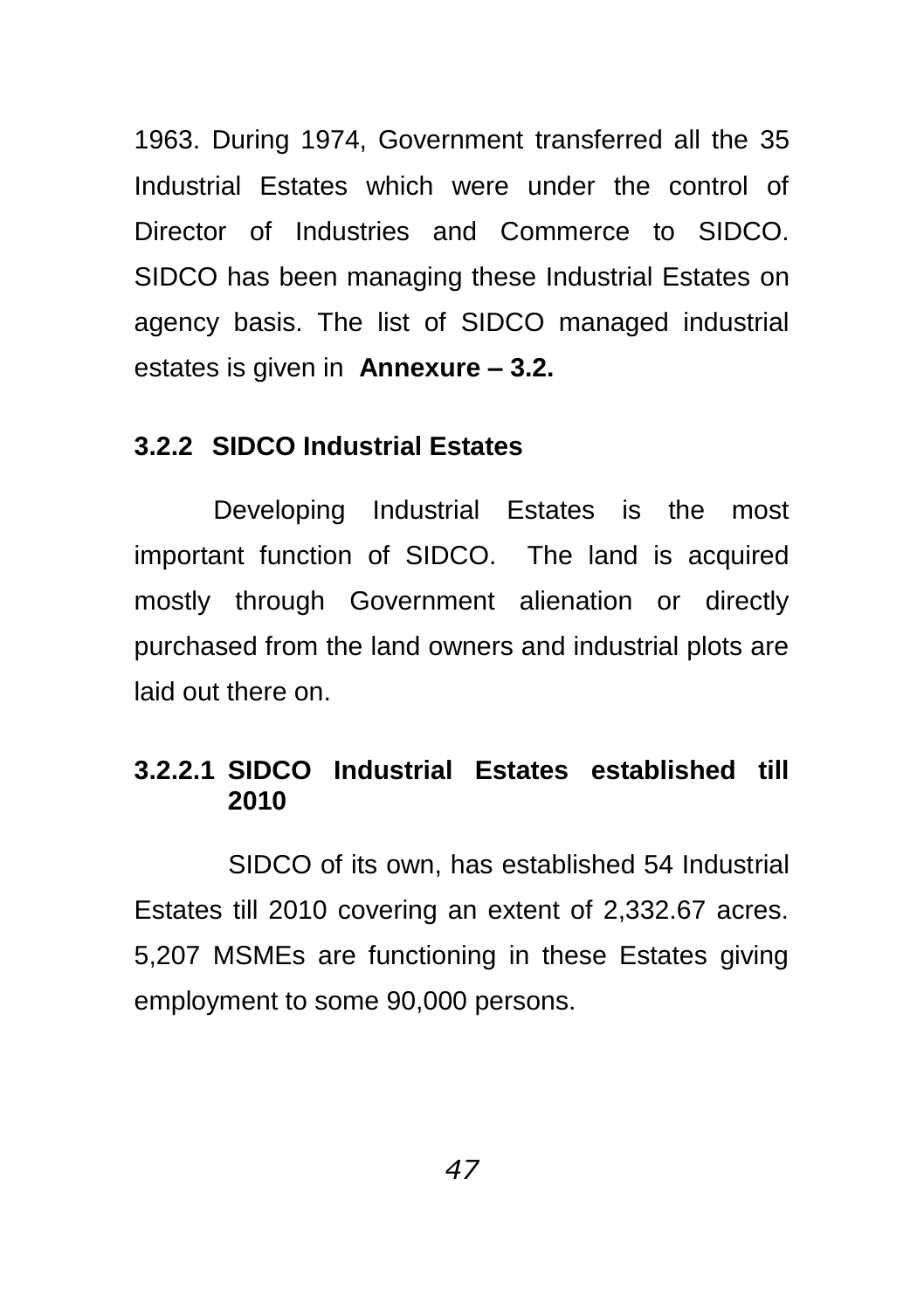1963. During 1974, Government transferred all the 35 Industrial Estates which were under the control of Director of Industries and Commerce to SIDCO. SIDCO has been managing these Industrial Estates on agency basis. The list of SIDCO managed industrial estates is given in **Annexure – 3.2.**

### 3.2.2 SIDCO Industrial Estates

Developing Industrial Estates is the most important function of SIDCO. The land is acquired mostly through Government alienation or directly purchased from the land owners and industrial plots are laid out there on.

#### 3.2.2.1 SIDCO Industrial Estates established till 2010

SIDCO of its own, has established 54 Industrial Estates till 2010 covering an extent of 2,332.67 acres. 5,207 MSMEs are functioning in these Estates giving employment to some 90,000 persons.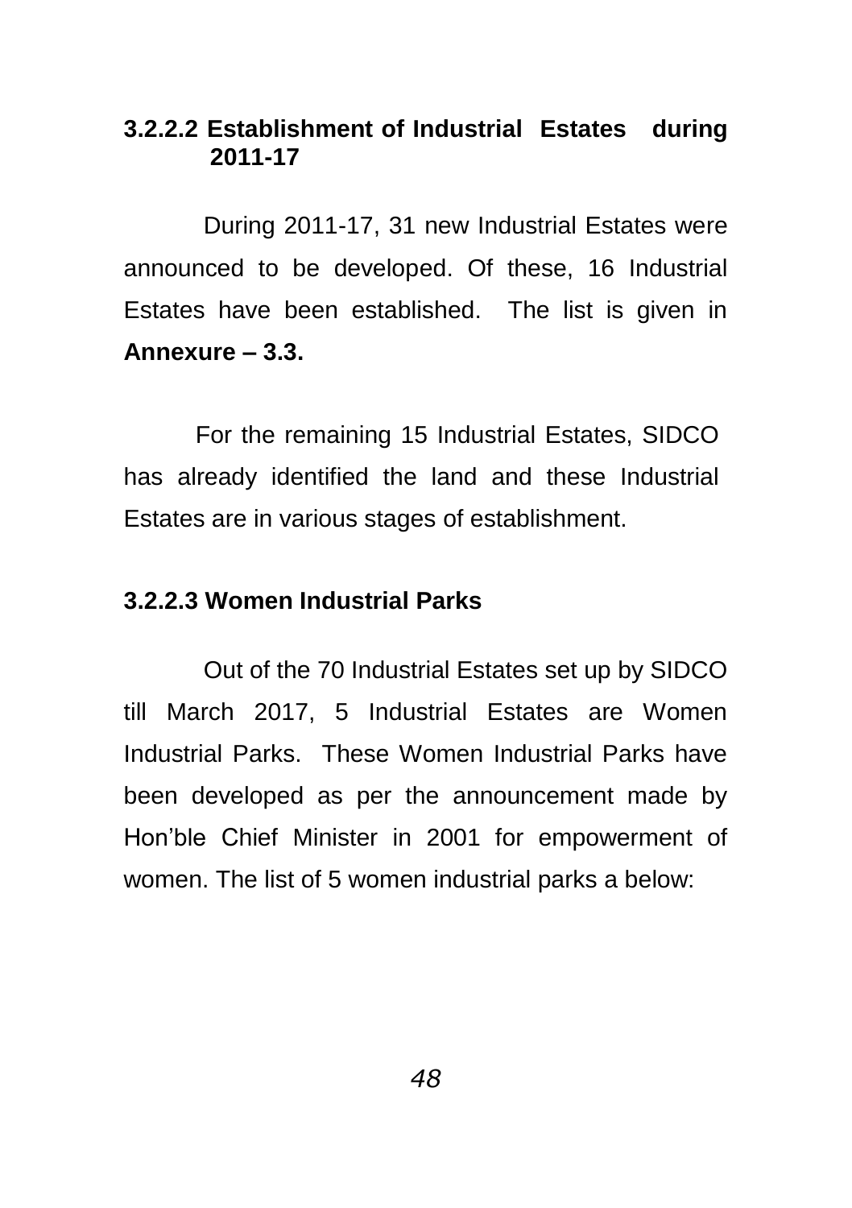### 3.2.2.2 Establishment of Industrial Estates during 2011-17

During 2011-17, 31 new Industrial Estates were announced to be developed. Of these, 16 Industrial Estates have been established. The list is given in **Annexure – 3.3.**

For the remaining 15 Industrial Estates, SIDCO has already identified the land and these Industrial Estates are in various stages of establishment.

### 3.2.2.3 Women Industrial Parks

Out of the 70 Industrial Estates set up by SIDCO till March 2017, 5 Industrial Estates are Women Industrial Parks. These Women Industrial Parks have been developed as per the announcement made by Hon'ble Chief Minister in 2001 for empowerment of women. The list of 5 women industrial parks a below: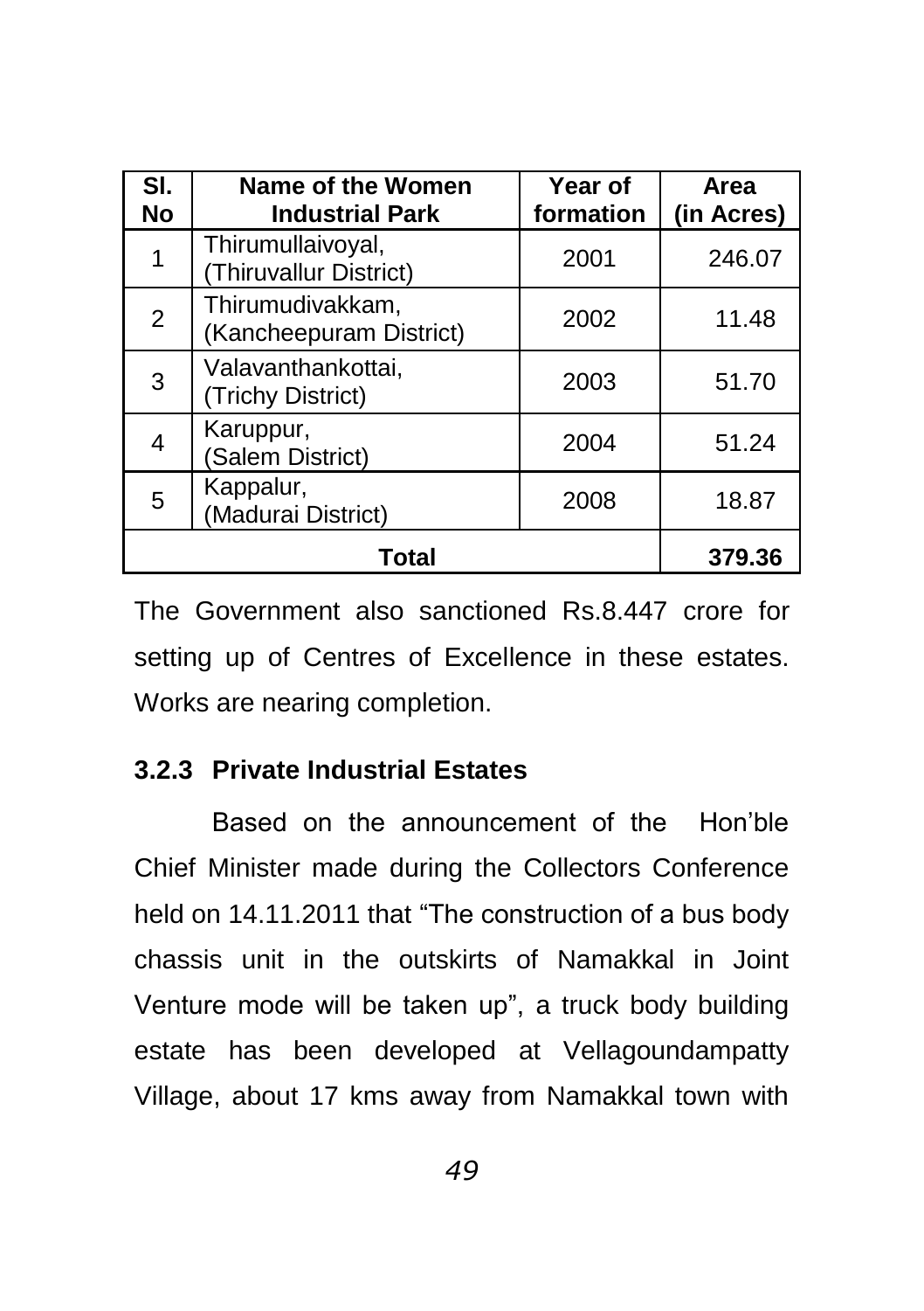| Sl. No | Name of the Women Industrial Park | Year of formation | Area (in Acres) |
|---|---|---|---|
| 1 | Thirumullaivoyal, (Thiruvallur District) | 2001 | 246.07 |
| 2 | Thirumudivakkam, (Kancheepuram District) | 2002 | 11.48 |
| 3 | Valavanthankottai, (Trichy District) | 2003 | 51.70 |
| 4 | Karuppur, (Salem District) | 2004 | 51.24 |
| 5 | Kappalur, (Madurai District) | 2008 | 18.87 |
| **Total** | | | **379.36** |

The Government also sanctioned Rs.8.447 crore for setting up of Centres of Excellence in these estates. Works are nearing completion.

### 3.2.3 Private Industrial Estates

Based on the announcement of the Hon'ble Chief Minister made during the Collectors Conference held on 14.11.2011 that "The construction of a bus body chassis unit in the outskirts of Namakkal in Joint Venture mode will be taken up", a truck body building estate has been developed at Vellagoundampatty Village, about 17 kms away from Namakkal town with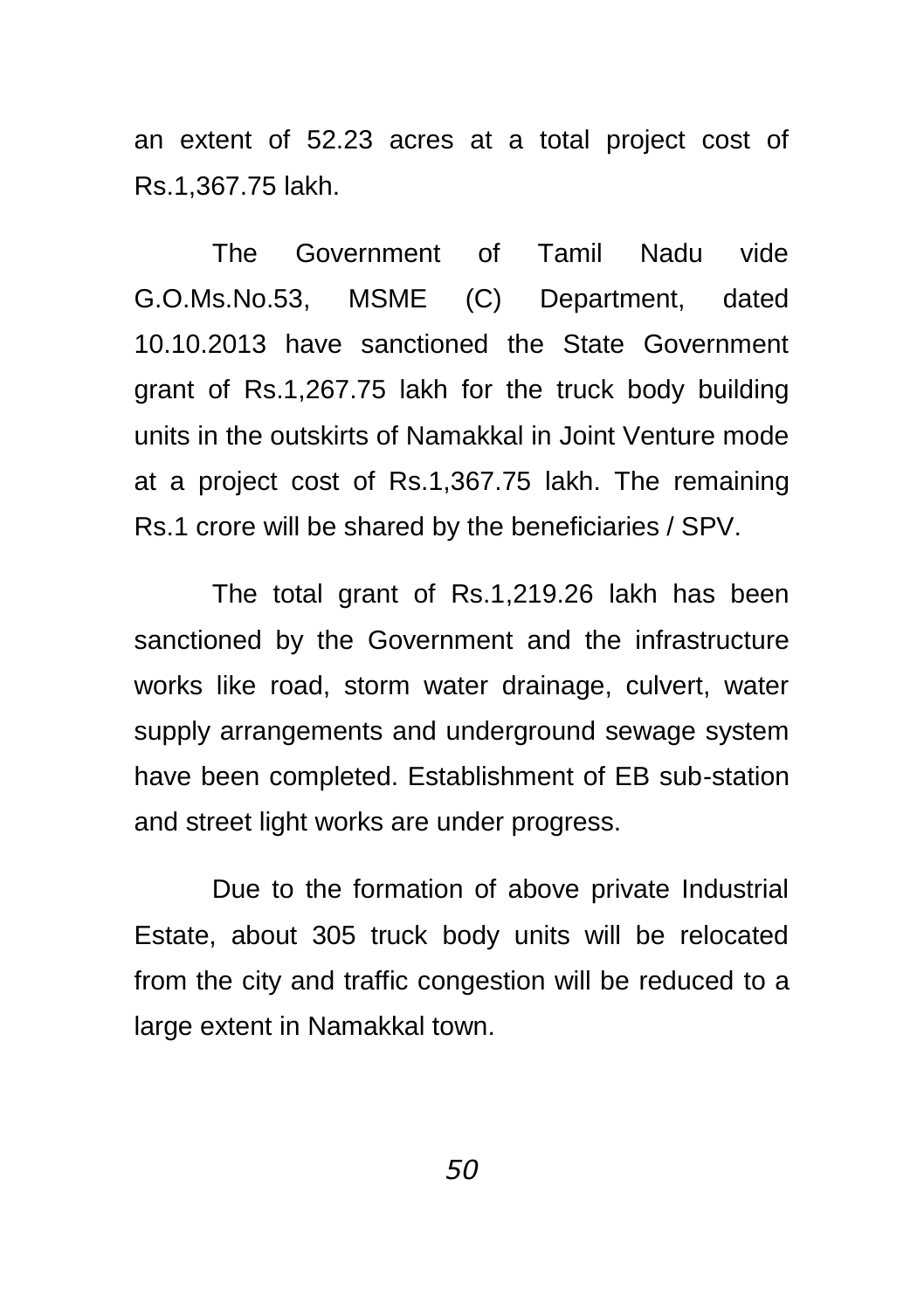an extent of 52.23 acres at a total project cost of Rs.1,367.75 lakh.

The Government of Tamil Nadu vide G.O.Ms.No.53, MSME (C) Department, dated 10.10.2013 have sanctioned the State Government grant of Rs.1,267.75 lakh for the truck body building units in the outskirts of Namakkal in Joint Venture mode at a project cost of Rs.1,367.75 lakh. The remaining Rs.1 crore will be shared by the beneficiaries / SPV.

The total grant of Rs.1,219.26 lakh has been sanctioned by the Government and the infrastructure works like road, storm water drainage, culvert, water supply arrangements and underground sewage system have been completed. Establishment of EB sub-station and street light works are under progress.

Due to the formation of above private Industrial Estate, about 305 truck body units will be relocated from the city and traffic congestion will be reduced to a large extent in Namakkal town.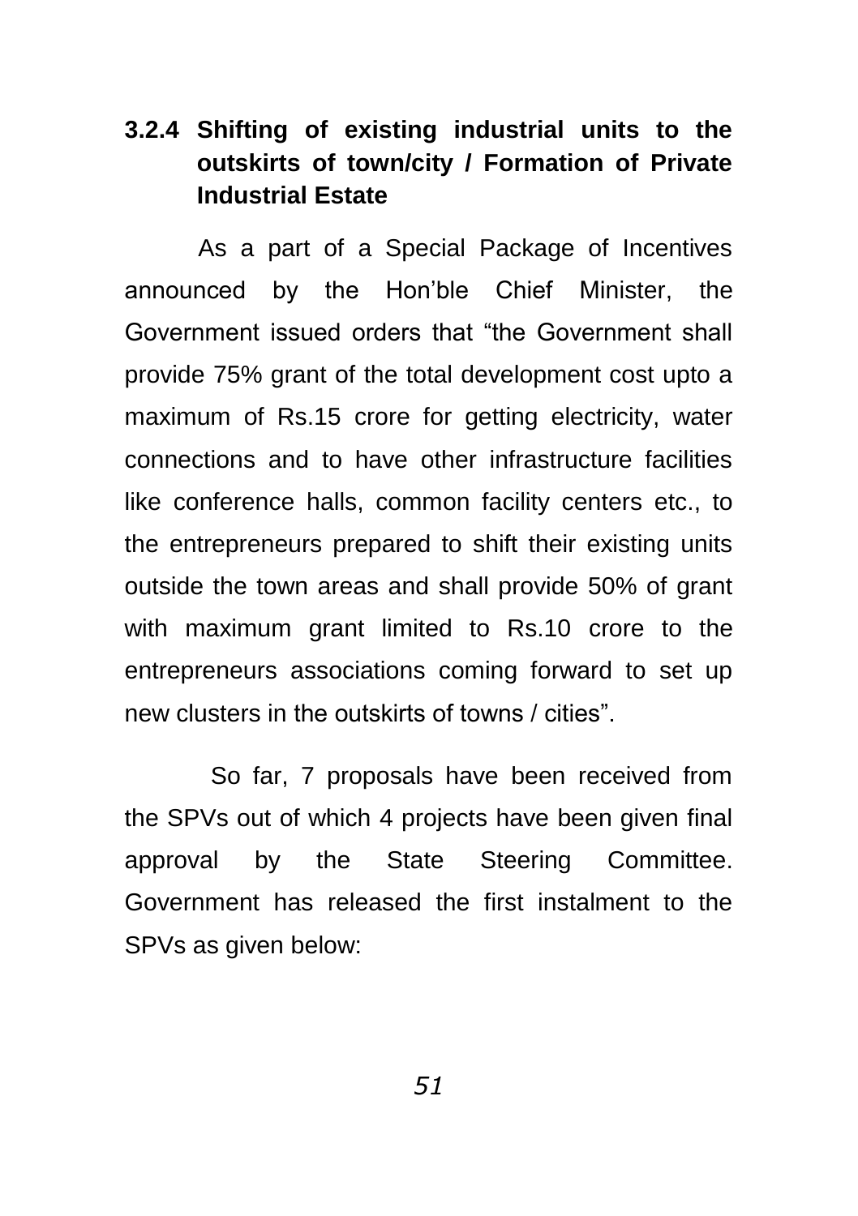### 3.2.4 Shifting of existing industrial units to the outskirts of town/city / Formation of Private Industrial Estate

As a part of a Special Package of Incentives announced by the Hon'ble Chief Minister, the Government issued orders that "the Government shall provide 75% grant of the total development cost upto a maximum of Rs.15 crore for getting electricity, water connections and to have other infrastructure facilities like conference halls, common facility centers etc., to the entrepreneurs prepared to shift their existing units outside the town areas and shall provide 50% of grant with maximum grant limited to Rs.10 crore to the entrepreneurs associations coming forward to set up new clusters in the outskirts of towns / cities".

So far, 7 proposals have been received from the SPVs out of which 4 projects have been given final approval by the State Steering Committee. Government has released the first instalment to the SPVs as given below: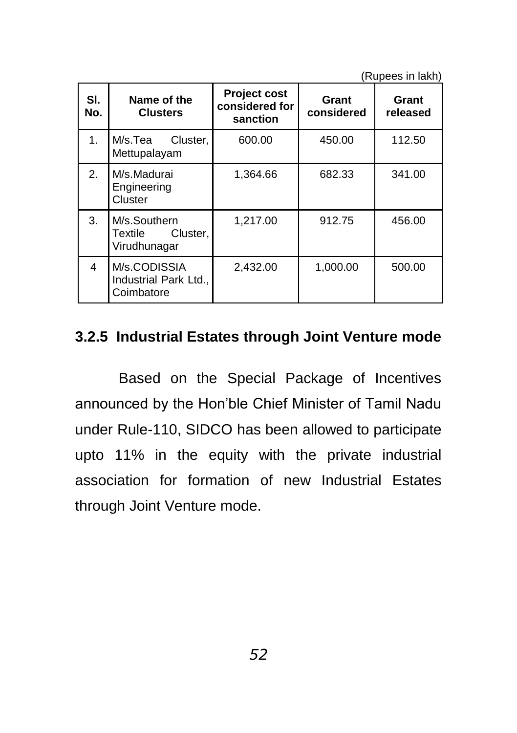(Rupees in lakh)

| Sl. No. | Name of the Clusters | Project cost considered for sanction | Grant considered | Grant released |
|---|---|---|---|---|
| 1. | M/s.Tea Cluster, Mettupalayam | 600.00 | 450.00 | 112.50 |
| 2. | M/s.Madurai Engineering Cluster | 1,364.66 | 682.33 | 341.00 |
| 3. | M/s.Southern Textile Cluster, Virudhunagar | 1,217.00 | 912.75 | 456.00 |
| 4 | M/s.CODISSIA Industrial Park Ltd., Coimbatore | 2,432.00 | 1,000.00 | 500.00 |

### 3.2.5 Industrial Estates through Joint Venture mode

Based on the Special Package of Incentives announced by the Hon'ble Chief Minister of Tamil Nadu under Rule-110, SIDCO has been allowed to participate upto 11% in the equity with the private industrial association for formation of new Industrial Estates through Joint Venture mode.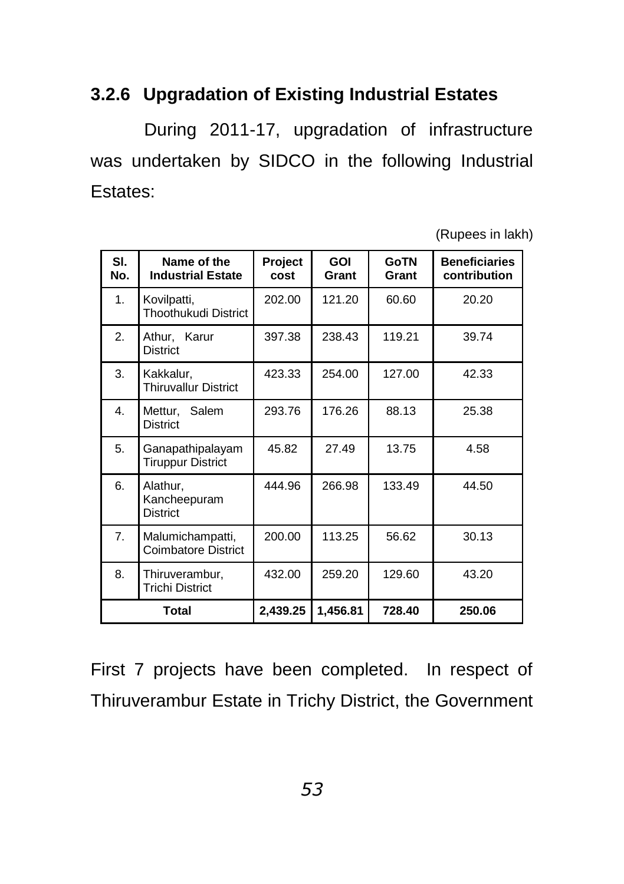### 3.2.6 Upgradation of Existing Industrial Estates

During 2011-17, upgradation of infrastructure was undertaken by SIDCO in the following Industrial Estates:

(Rupees in lakh)

| Sl. No. | Name of the Industrial Estate | Project cost | GOI Grant | GoTN Grant | Beneficiaries contribution |
|---|---|---|---|---|---|
| 1. | Kovilpatti, Thoothukudi District | 202.00 | 121.20 | 60.60 | 20.20 |
| 2. | Athur, Karur District | 397.38 | 238.43 | 119.21 | 39.74 |
| 3. | Kakkalur, Thiruvallur District | 423.33 | 254.00 | 127.00 | 42.33 |
| 4. | Mettur, Salem District | 293.76 | 176.26 | 88.13 | 25.38 |
| 5. | Ganapathipalayam Tiruppur District | 45.82 | 27.49 | 13.75 | 4.58 |
| 6. | Alathur, Kancheepuram District | 444.96 | 266.98 | 133.49 | 44.50 |
| 7. | Malumichampatti, Coimbatore District | 200.00 | 113.25 | 56.62 | 30.13 |
| 8. | Thiruverambur, Trichi District | 432.00 | 259.20 | 129.60 | 43.20 |
| **Total** | | **2,439.25** | **1,456.81** | **728.40** | **250.06** |

First 7 projects have been completed. In respect of Thiruverambur Estate in Trichy District, the Government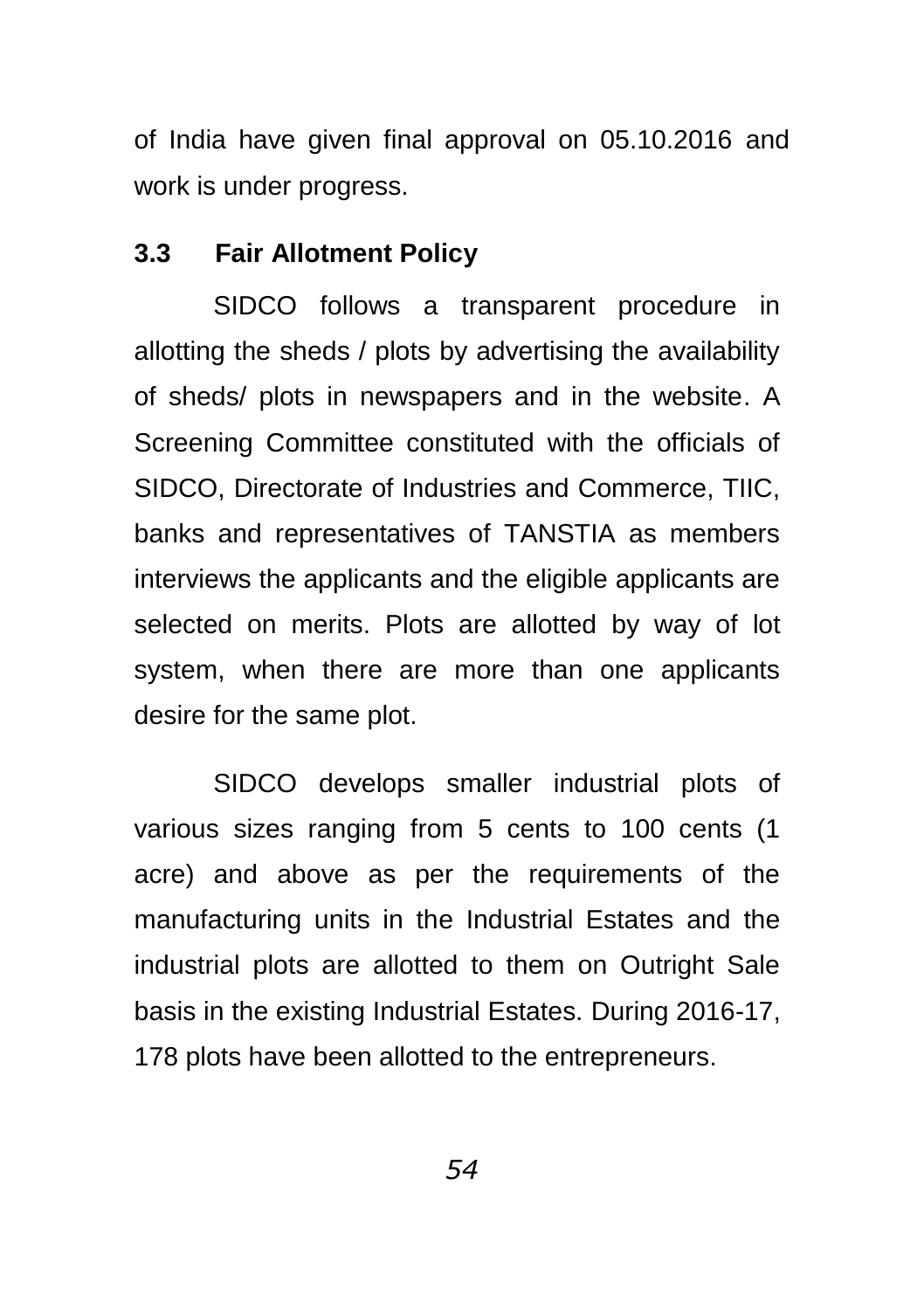of India have given final approval on 05.10.2016 and work is under progress.

### 3.3 Fair Allotment Policy

SIDCO follows a transparent procedure in allotting the sheds / plots by advertising the availability of sheds/ plots in newspapers and in the website. A Screening Committee constituted with the officials of SIDCO, Directorate of Industries and Commerce, TIIC, banks and representatives of TANSTIA as members interviews the applicants and the eligible applicants are selected on merits. Plots are allotted by way of lot system, when there are more than one applicants desire for the same plot.

SIDCO develops smaller industrial plots of various sizes ranging from 5 cents to 100 cents (1 acre) and above as per the requirements of the manufacturing units in the Industrial Estates and the industrial plots are allotted to them on Outright Sale basis in the existing Industrial Estates. During 2016-17, 178 plots have been allotted to the entrepreneurs.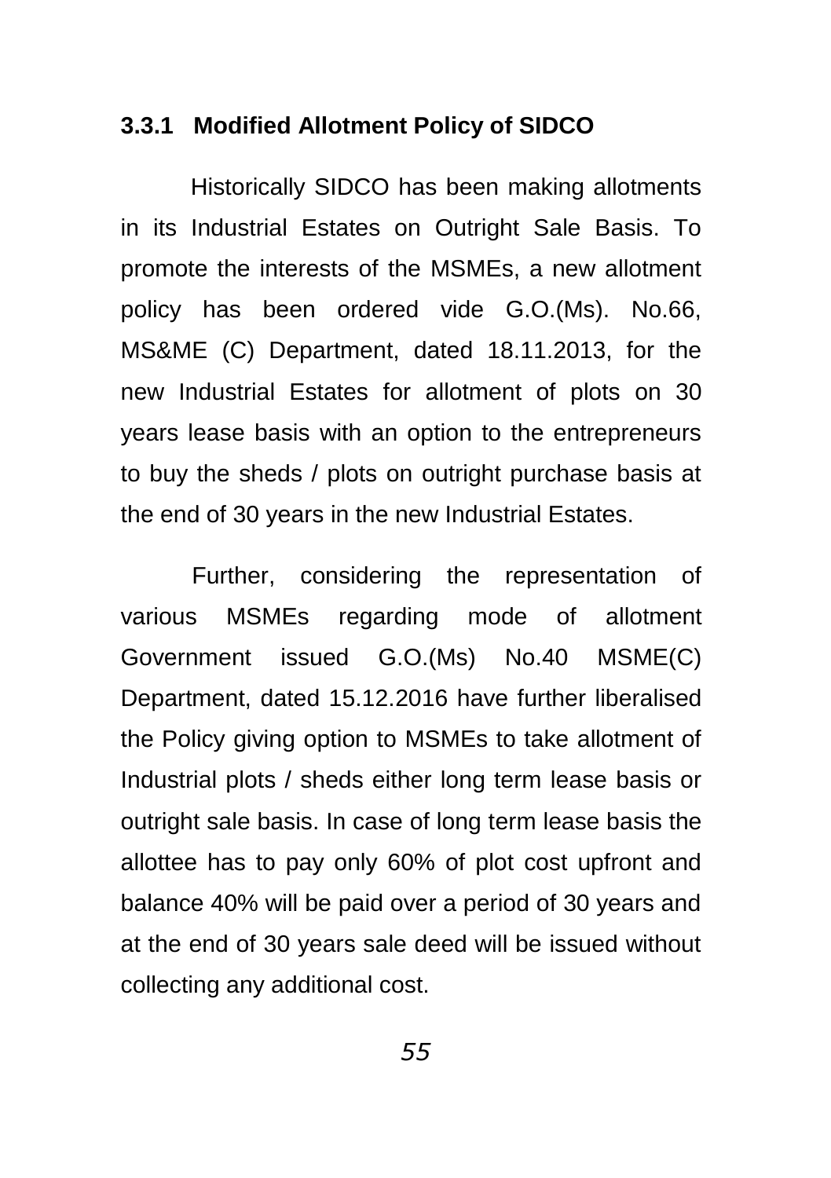### 3.3.1 Modified Allotment Policy of SIDCO

Historically SIDCO has been making allotments in its Industrial Estates on Outright Sale Basis. To promote the interests of the MSMEs, a new allotment policy has been ordered vide G.O.(Ms). No.66, MS&ME (C) Department, dated 18.11.2013, for the new Industrial Estates for allotment of plots on 30 years lease basis with an option to the entrepreneurs to buy the sheds / plots on outright purchase basis at the end of 30 years in the new Industrial Estates.

Further, considering the representation of various MSMEs regarding mode of allotment Government issued G.O.(Ms) No.40 MSME(C) Department, dated 15.12.2016 have further liberalised the Policy giving option to MSMEs to take allotment of Industrial plots / sheds either long term lease basis or outright sale basis. In case of long term lease basis the allottee has to pay only 60% of plot cost upfront and balance 40% will be paid over a period of 30 years and at the end of 30 years sale deed will be issued without collecting any additional cost.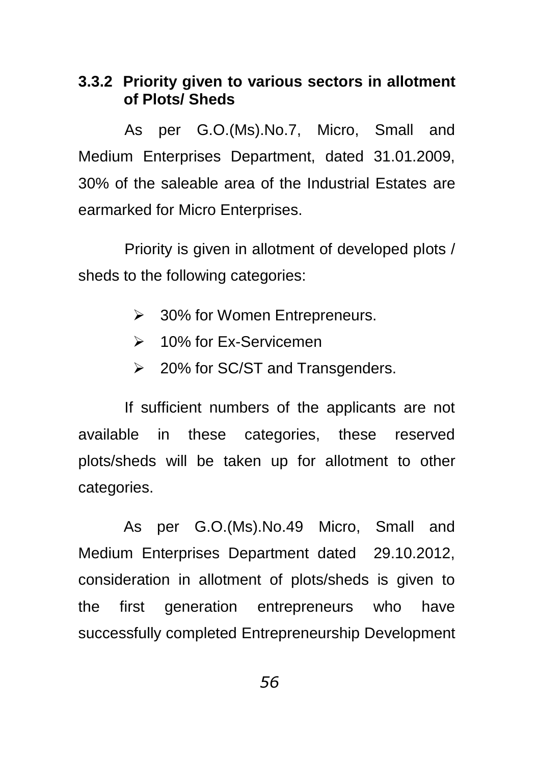### 3.3.2 Priority given to various sectors in allotment of Plots/ Sheds

As per G.O.(Ms).No.7, Micro, Small and Medium Enterprises Department, dated 31.01.2009, 30% of the saleable area of the Industrial Estates are earmarked for Micro Enterprises.

Priority is given in allotment of developed plots / sheds to the following categories:

- 30% for Women Entrepreneurs.
- 10% for Ex-Servicemen
- 20% for SC/ST and Transgenders.

If sufficient numbers of the applicants are not available in these categories, these reserved plots/sheds will be taken up for allotment to other categories.

As per G.O.(Ms).No.49 Micro, Small and Medium Enterprises Department dated 29.10.2012, consideration in allotment of plots/sheds is given to the first generation entrepreneurs who have successfully completed Entrepreneurship Development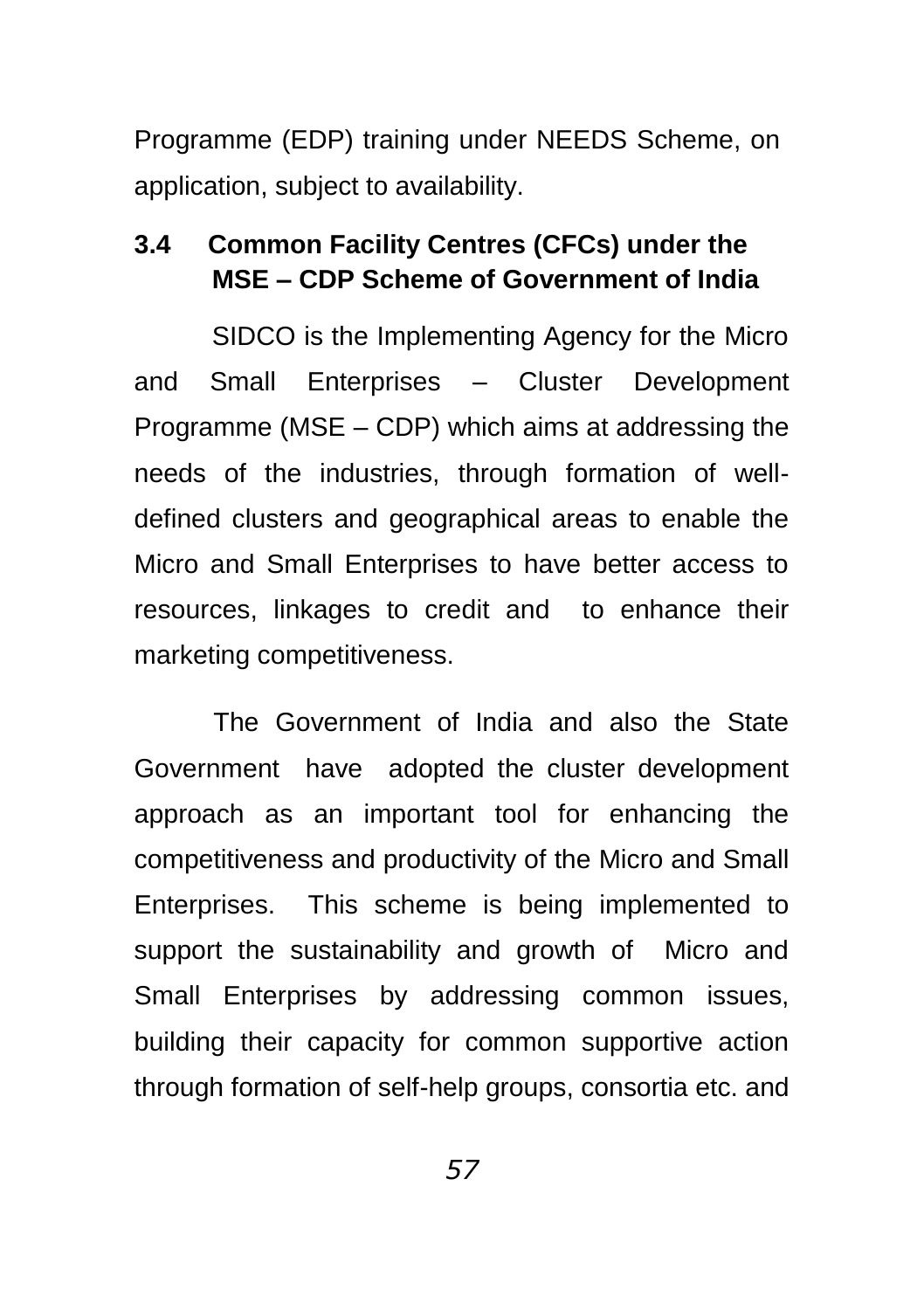Programme (EDP) training under NEEDS Scheme, on application, subject to availability.

### 3.4 Common Facility Centres (CFCs) under the MSE – CDP Scheme of Government of India

SIDCO is the Implementing Agency for the Micro and Small Enterprises – Cluster Development Programme (MSE – CDP) which aims at addressing the needs of the industries, through formation of well-defined clusters and geographical areas to enable the Micro and Small Enterprises to have better access to resources, linkages to credit and to enhance their marketing competitiveness.

The Government of India and also the State Government have adopted the cluster development approach as an important tool for enhancing the competitiveness and productivity of the Micro and Small Enterprises. This scheme is being implemented to support the sustainability and growth of Micro and Small Enterprises by addressing common issues, building their capacity for common supportive action through formation of self-help groups, consortia etc. and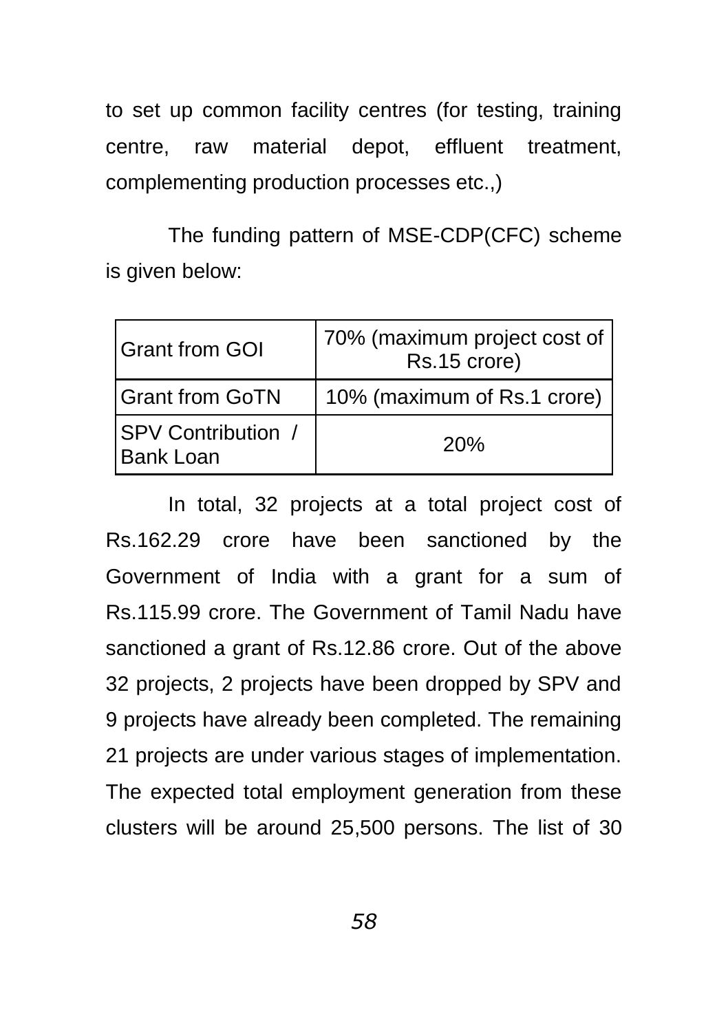to set up common facility centres (for testing, training centre, raw material depot, effluent treatment, complementing production processes etc.,)

The funding pattern of MSE-CDP(CFC) scheme is given below:

| Grant from GOI | 70% (maximum project cost of Rs.15 crore) |
|---|---|
| Grant from GoTN | 10% (maximum of Rs.1 crore) |
| SPV Contribution / Bank Loan | 20% |

In total, 32 projects at a total project cost of Rs.162.29 crore have been sanctioned by the Government of India with a grant for a sum of Rs.115.99 crore. The Government of Tamil Nadu have sanctioned a grant of Rs.12.86 crore. Out of the above 32 projects, 2 projects have been dropped by SPV and 9 projects have already been completed. The remaining 21 projects are under various stages of implementation. The expected total employment generation from these clusters will be around 25,500 persons. The list of 30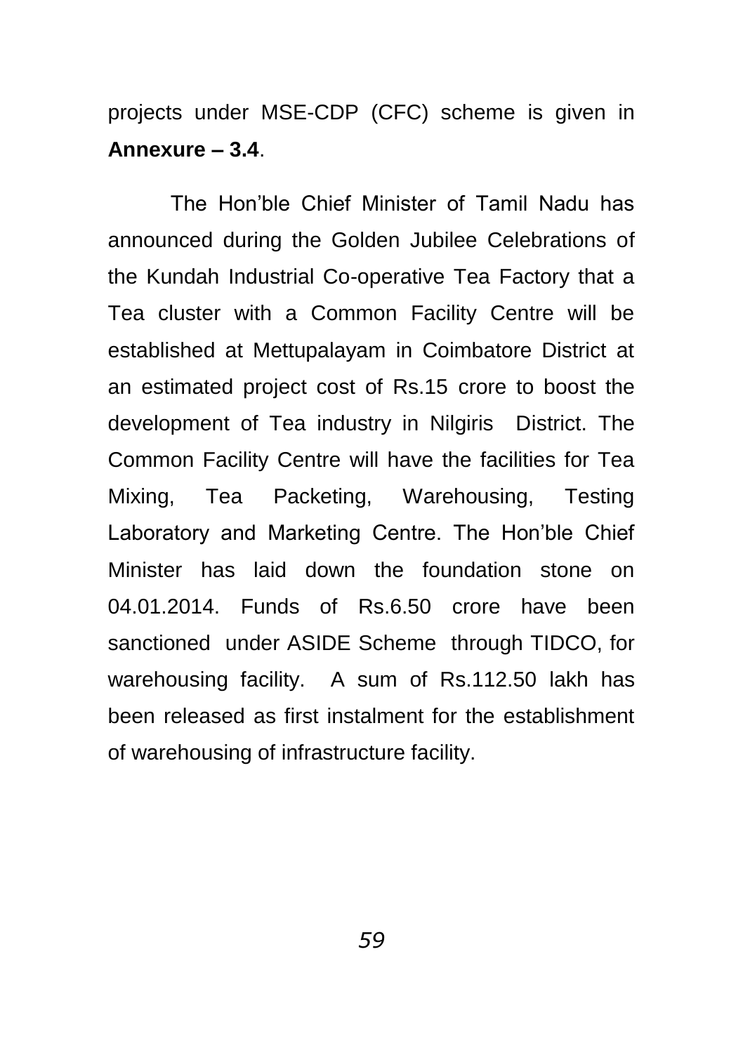projects under MSE-CDP (CFC) scheme is given in **Annexure – 3.4**.

The Hon'ble Chief Minister of Tamil Nadu has announced during the Golden Jubilee Celebrations of the Kundah Industrial Co-operative Tea Factory that a Tea cluster with a Common Facility Centre will be established at Mettupalayam in Coimbatore District at an estimated project cost of Rs.15 crore to boost the development of Tea industry in Nilgiris District. The Common Facility Centre will have the facilities for Tea Mixing, Tea Packeting, Warehousing, Testing Laboratory and Marketing Centre. The Hon'ble Chief Minister has laid down the foundation stone on 04.01.2014. Funds of Rs.6.50 crore have been sanctioned under ASIDE Scheme through TIDCO, for warehousing facility. A sum of Rs.112.50 lakh has been released as first instalment for the establishment of warehousing of infrastructure facility.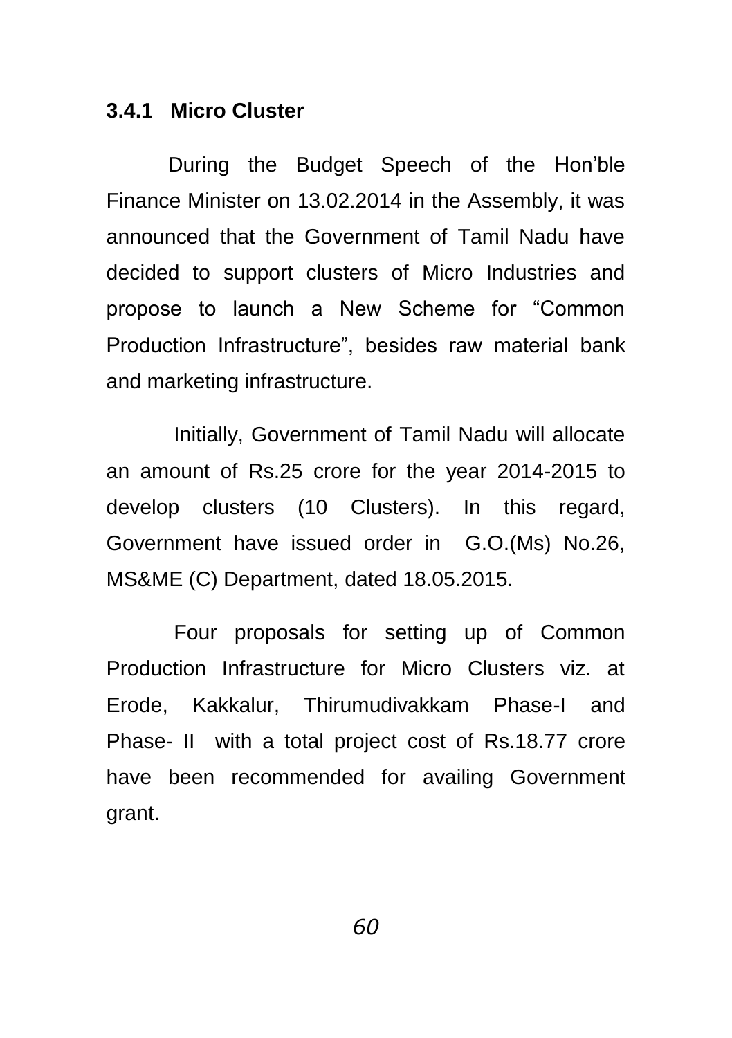### 3.4.1 Micro Cluster

During the Budget Speech of the Hon'ble Finance Minister on 13.02.2014 in the Assembly, it was announced that the Government of Tamil Nadu have decided to support clusters of Micro Industries and propose to launch a New Scheme for "Common Production Infrastructure", besides raw material bank and marketing infrastructure.

Initially, Government of Tamil Nadu will allocate an amount of Rs.25 crore for the year 2014-2015 to develop clusters (10 Clusters). In this regard, Government have issued order in G.O.(Ms) No.26, MS&ME (C) Department, dated 18.05.2015.

Four proposals for setting up of Common Production Infrastructure for Micro Clusters viz. at Erode, Kakkalur, Thirumudivakkam Phase-I and Phase- II with a total project cost of Rs.18.77 crore have been recommended for availing Government grant.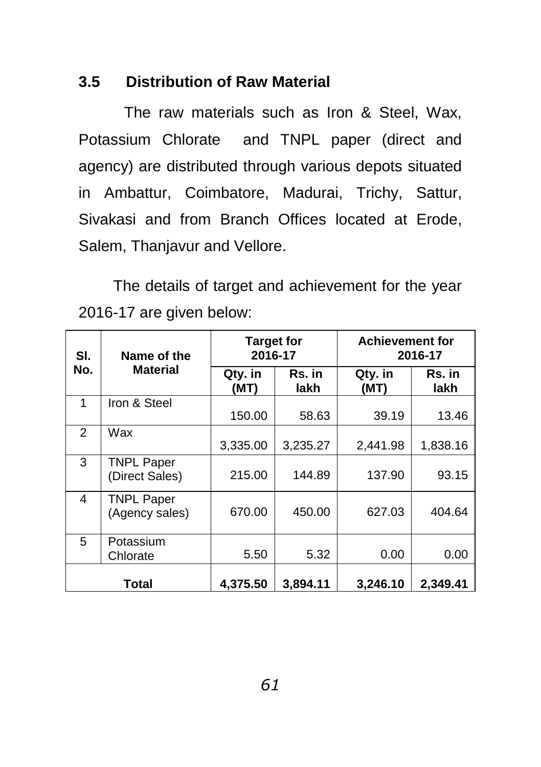### 3.5 Distribution of Raw Material

The raw materials such as Iron & Steel, Wax, Potassium Chlorate and TNPL paper (direct and agency) are distributed through various depots situated in Ambattur, Coimbatore, Madurai, Trichy, Sattur, Sivakasi and from Branch Offices located at Erode, Salem, Thanjavur and Vellore.

The details of target and achievement for the year 2016-17 are given below:

| Sl. No. | Name of the Material | Target for 2016-17 | | Achievement for 2016-17 | |
|---|---|---|---|---|---|
| | | Qty. in (MT) | Rs. in lakh | Qty. in (MT) | Rs. in lakh |
| 1 | Iron & Steel | 150.00 | 58.63 | 39.19 | 13.46 |
| 2 | Wax | 3,335.00 | 3,235.27 | 2,441.98 | 1,838.16 |
| 3 | TNPL Paper (Direct Sales) | 215.00 | 144.89 | 137.90 | 93.15 |
| 4 | TNPL Paper (Agency sales) | 670.00 | 450.00 | 627.03 | 404.64 |
| 5 | Potassium Chlorate | 5.50 | 5.32 | 0.00 | 0.00 |
| **Total** | | **4,375.50** | **3,894.11** | **3,246.10** | **2,349.41** |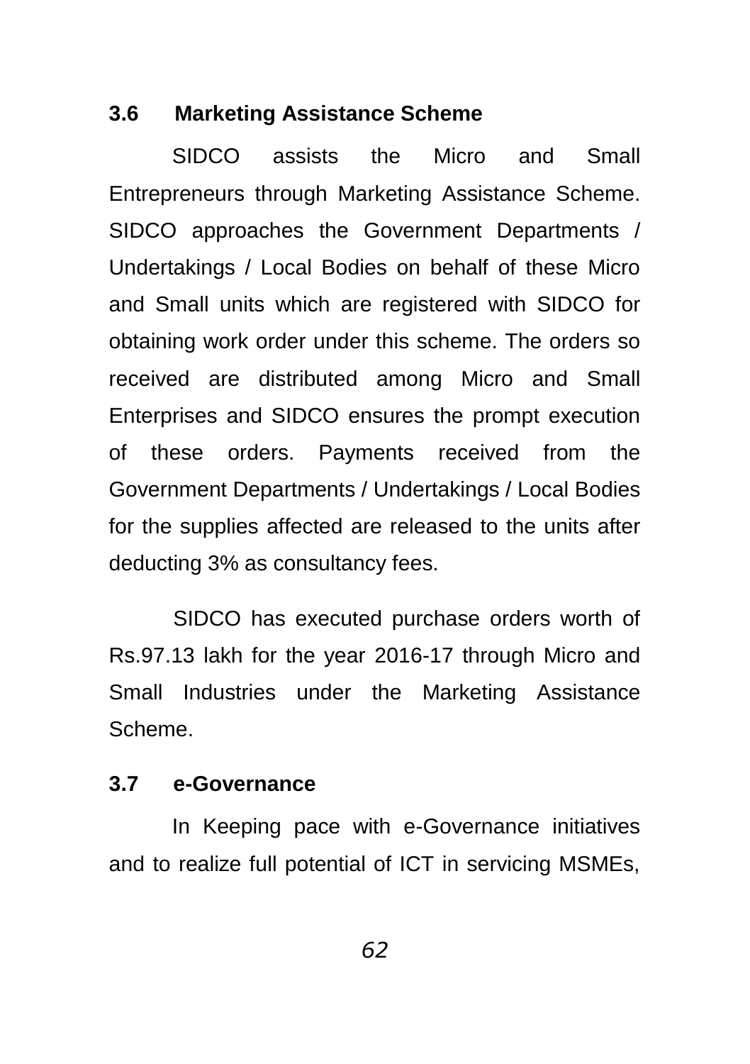### 3.6 Marketing Assistance Scheme

SIDCO assists the Micro and Small Entrepreneurs through Marketing Assistance Scheme. SIDCO approaches the Government Departments / Undertakings / Local Bodies on behalf of these Micro and Small units which are registered with SIDCO for obtaining work order under this scheme. The orders so received are distributed among Micro and Small Enterprises and SIDCO ensures the prompt execution of these orders. Payments received from the Government Departments / Undertakings / Local Bodies for the supplies affected are released to the units after deducting 3% as consultancy fees.

SIDCO has executed purchase orders worth of Rs.97.13 lakh for the year 2016-17 through Micro and Small Industries under the Marketing Assistance Scheme.

### 3.7 e-Governance

In Keeping pace with e-Governance initiatives and to realize full potential of ICT in servicing MSMEs,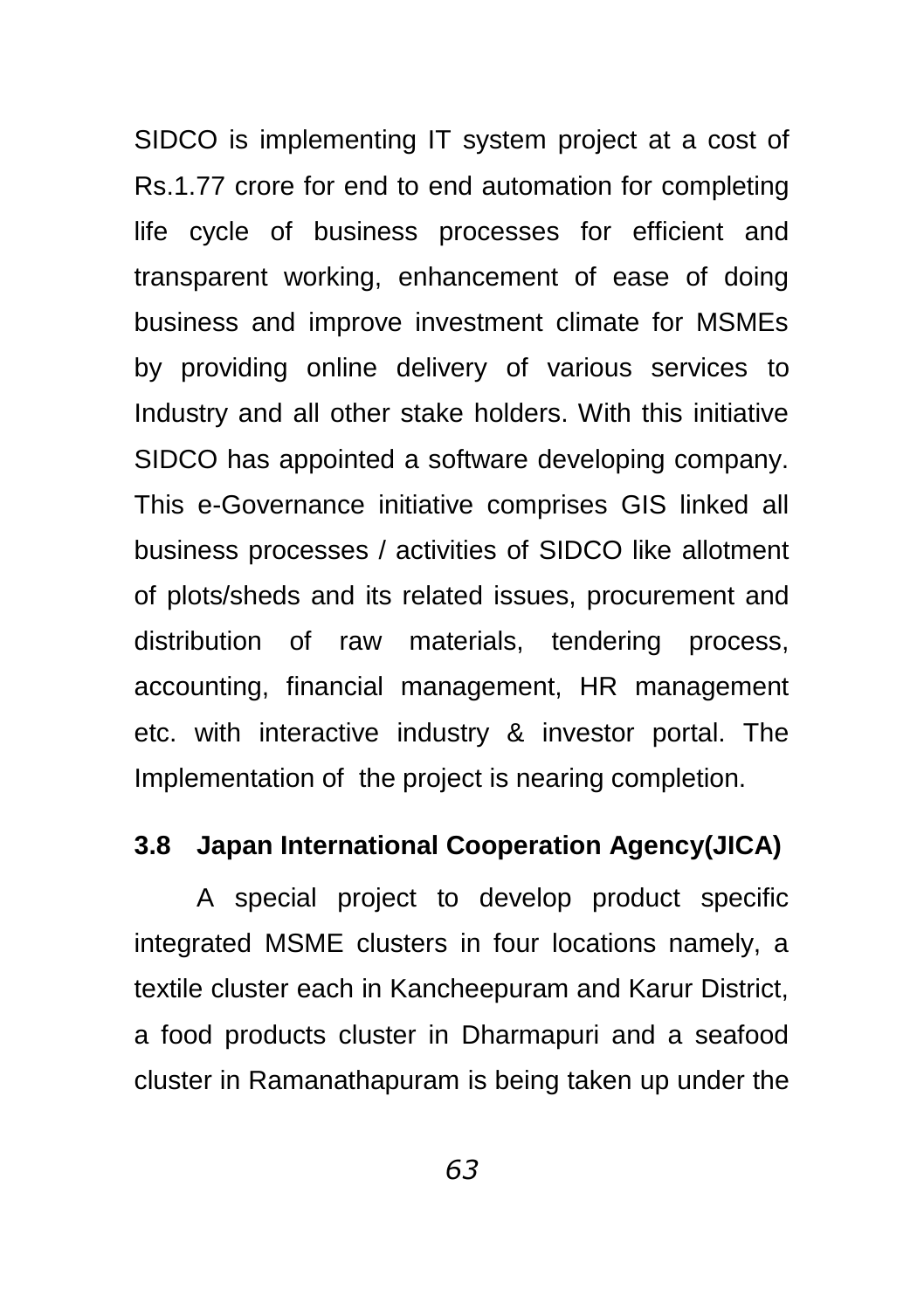SIDCO is implementing IT system project at a cost of Rs.1.77 crore for end to end automation for completing life cycle of business processes for efficient and transparent working, enhancement of ease of doing business and improve investment climate for MSMEs by providing online delivery of various services to Industry and all other stake holders. With this initiative SIDCO has appointed a software developing company. This e-Governance initiative comprises GIS linked all business processes / activities of SIDCO like allotment of plots/sheds and its related issues, procurement and distribution of raw materials, tendering process, accounting, financial management, HR management etc. with interactive industry & investor portal. The Implementation of the project is nearing completion.

### 3.8 Japan International Cooperation Agency(JICA)

A special project to develop product specific integrated MSME clusters in four locations namely, a textile cluster each in Kancheepuram and Karur District, a food products cluster in Dharmapuri and a seafood cluster in Ramanathapuram is being taken up under the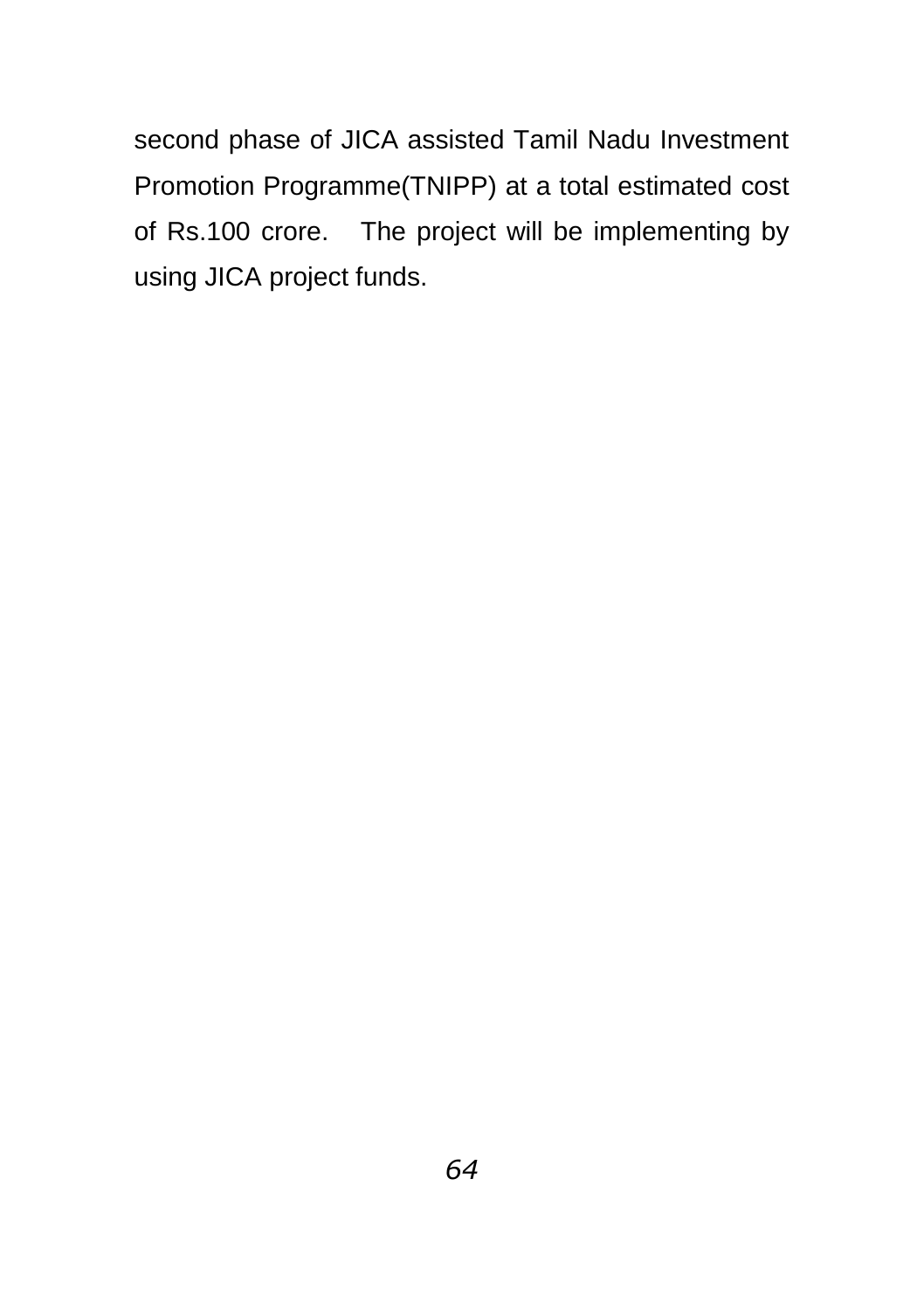second phase of JICA assisted Tamil Nadu Investment Promotion Programme(TNIPP) at a total estimated cost of Rs.100 crore. The project will be implementing by using JICA project funds.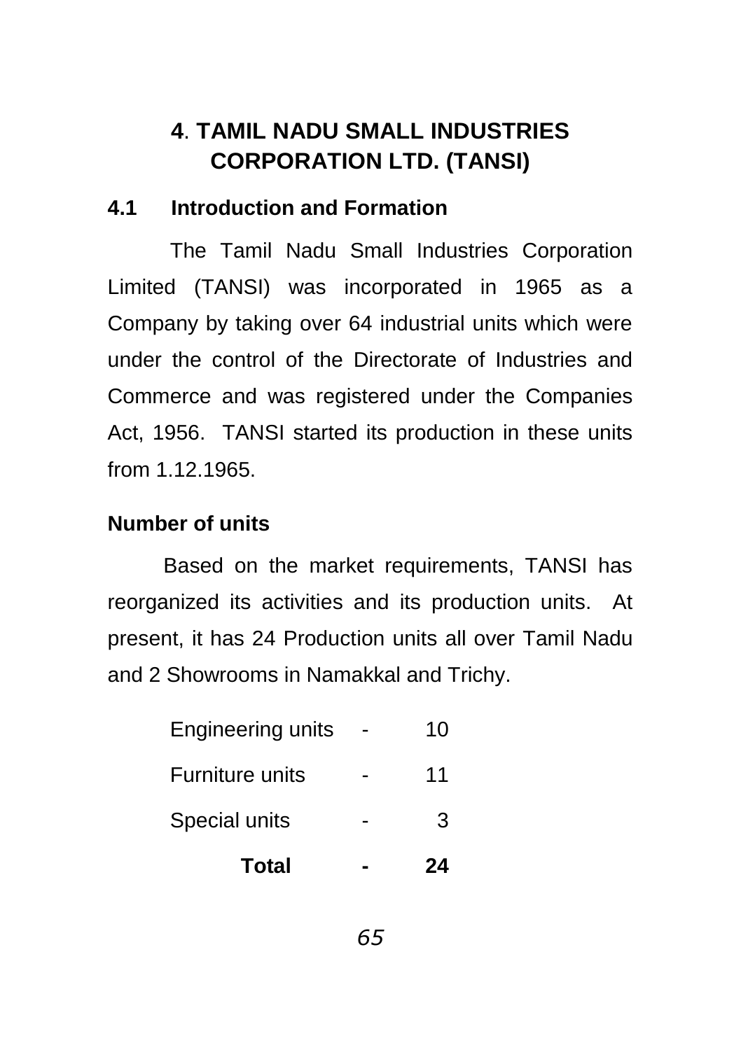# 4. TAMIL NADU SMALL INDUSTRIES CORPORATION LTD. (TANSI)

## 4.1 Introduction and Formation

The Tamil Nadu Small Industries Corporation Limited (TANSI) was incorporated in 1965 as a Company by taking over 64 industrial units which were under the control of the Directorate of Industries and Commerce and was registered under the Companies Act, 1956. TANSI started its production in these units from 1.12.1965.

**Number of units**

Based on the market requirements, TANSI has reorganized its activities and its production units. At present, it has 24 Production units all over Tamil Nadu and 2 Showrooms in Namakkal and Trichy.

| | | |
|---|---|---|
| Engineering units | - | 10 |
| Furniture units | - | 11 |
| Special units | - | 3 |
| **Total** | **-** | **24** |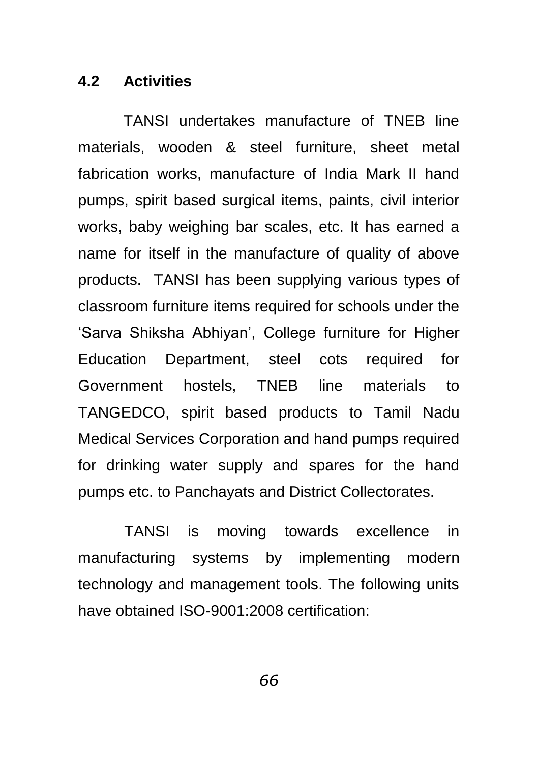## 4.2 Activities

TANSI undertakes manufacture of TNEB line materials, wooden & steel furniture, sheet metal fabrication works, manufacture of India Mark II hand pumps, spirit based surgical items, paints, civil interior works, baby weighing bar scales, etc. It has earned a name for itself in the manufacture of quality of above products. TANSI has been supplying various types of classroom furniture items required for schools under the 'Sarva Shiksha Abhiyan', College furniture for Higher Education Department, steel cots required for Government hostels, TNEB line materials to TANGEDCO, spirit based products to Tamil Nadu Medical Services Corporation and hand pumps required for drinking water supply and spares for the hand pumps etc. to Panchayats and District Collectorates.

TANSI is moving towards excellence in manufacturing systems by implementing modern technology and management tools. The following units have obtained ISO-9001:2008 certification: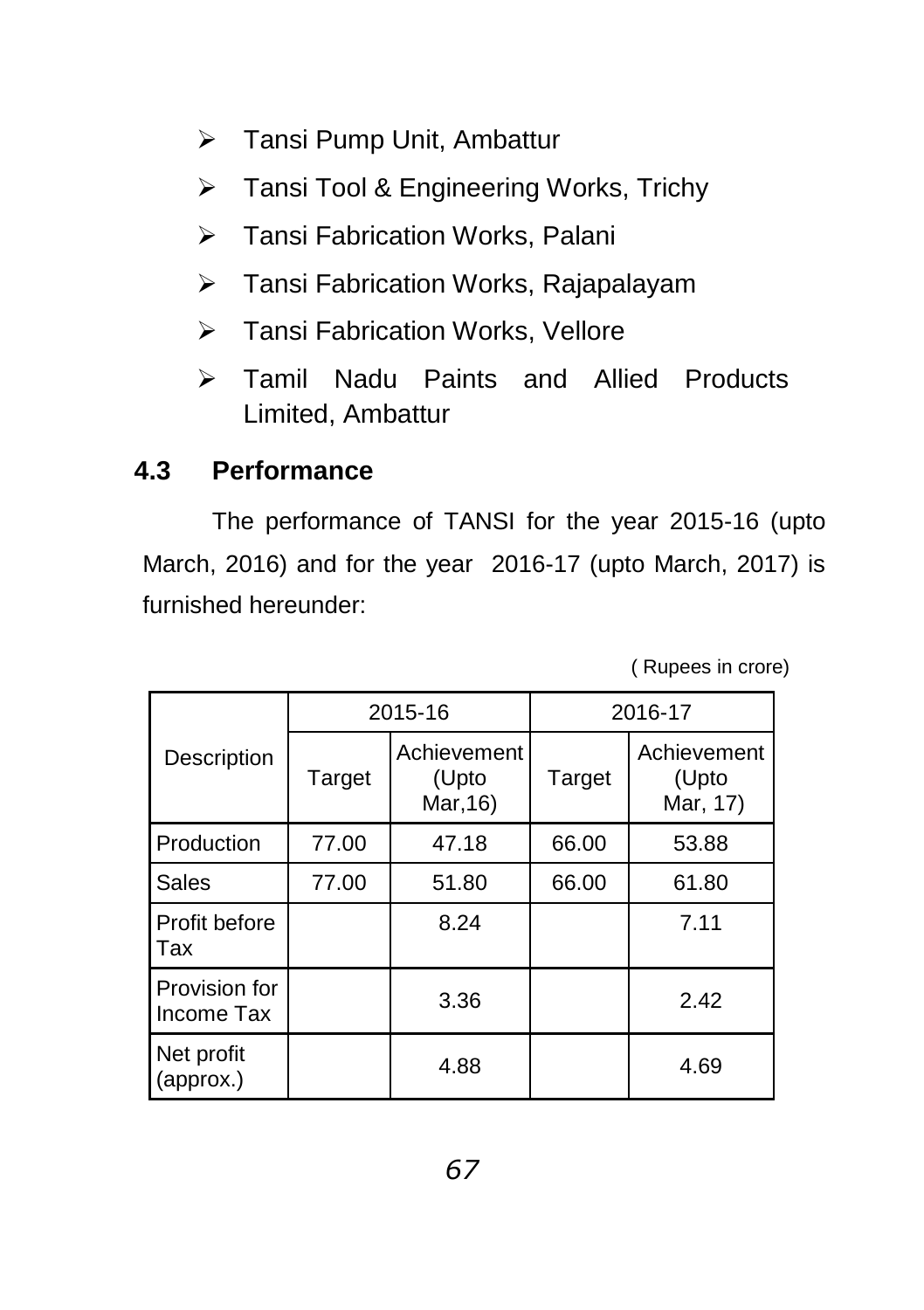- Tansi Pump Unit, Ambattur
- Tansi Tool & Engineering Works, Trichy
- Tansi Fabrication Works, Palani
- Tansi Fabrication Works, Rajapalayam
- Tansi Fabrication Works, Vellore
- Tamil Nadu Paints and Allied Products Limited, Ambattur

## 4.3 Performance

The performance of TANSI for the year 2015-16 (upto March, 2016) and for the year 2016-17 (upto March, 2017) is furnished hereunder:

( Rupees in crore)

| Description | 2015-16 | | 2016-17 | |
|---|---|---|---|---|
| | Target | Achievement (Upto Mar,16) | Target | Achievement (Upto Mar, 17) |
| Production | 77.00 | 47.18 | 66.00 | 53.88 |
| Sales | 77.00 | 51.80 | 66.00 | 61.80 |
| Profit before Tax | | 8.24 | | 7.11 |
| Provision for Income Tax | | 3.36 | | 2.42 |
| Net profit (approx.) | | 4.88 | | 4.69 |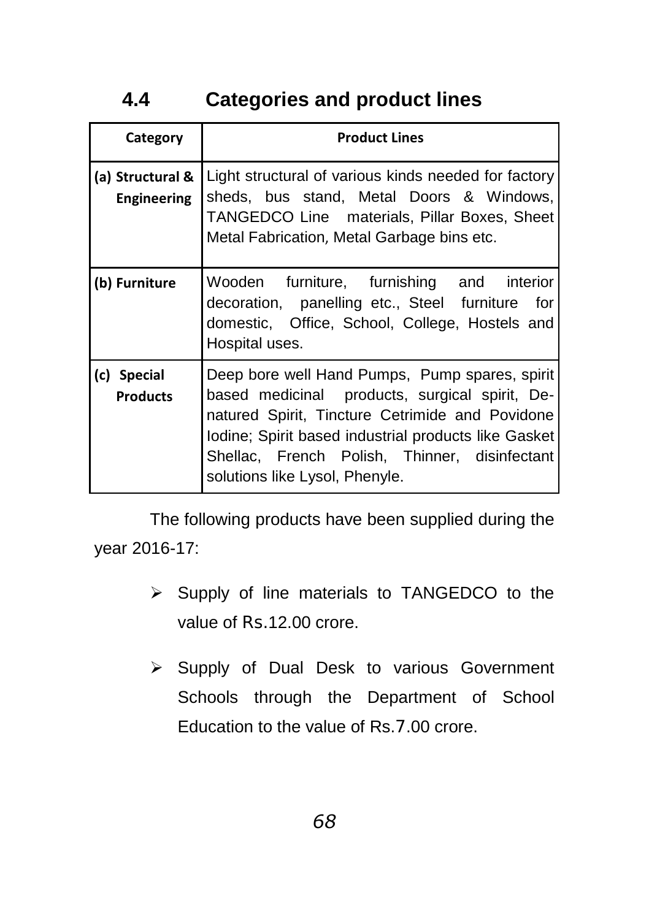## 4.4 Categories and product lines

| Category | Product Lines |
|---|---|
| **(a) Structural & Engineering** | Light structural of various kinds needed for factory sheds, bus stand, Metal Doors & Windows, TANGEDCO Line materials, Pillar Boxes, Sheet Metal Fabrication, Metal Garbage bins etc. |
| **(b) Furniture** | Wooden furniture, furnishing and interior decoration, panelling etc., Steel furniture for domestic, Office, School, College, Hostels and Hospital uses. |
| **(c) Special Products** | Deep bore well Hand Pumps, Pump spares, spirit based medicinal products, surgical spirit, De-natured Spirit, Tincture Cetrimide and Povidone Iodine; Spirit based industrial products like Gasket Shellac, French Polish, Thinner, disinfectant solutions like Lysol, Phenyle. |

The following products have been supplied during the year 2016-17:

- Supply of line materials to TANGEDCO to the value of Rs.12.00 crore.
- Supply of Dual Desk to various Government Schools through the Department of School Education to the value of Rs.7.00 crore.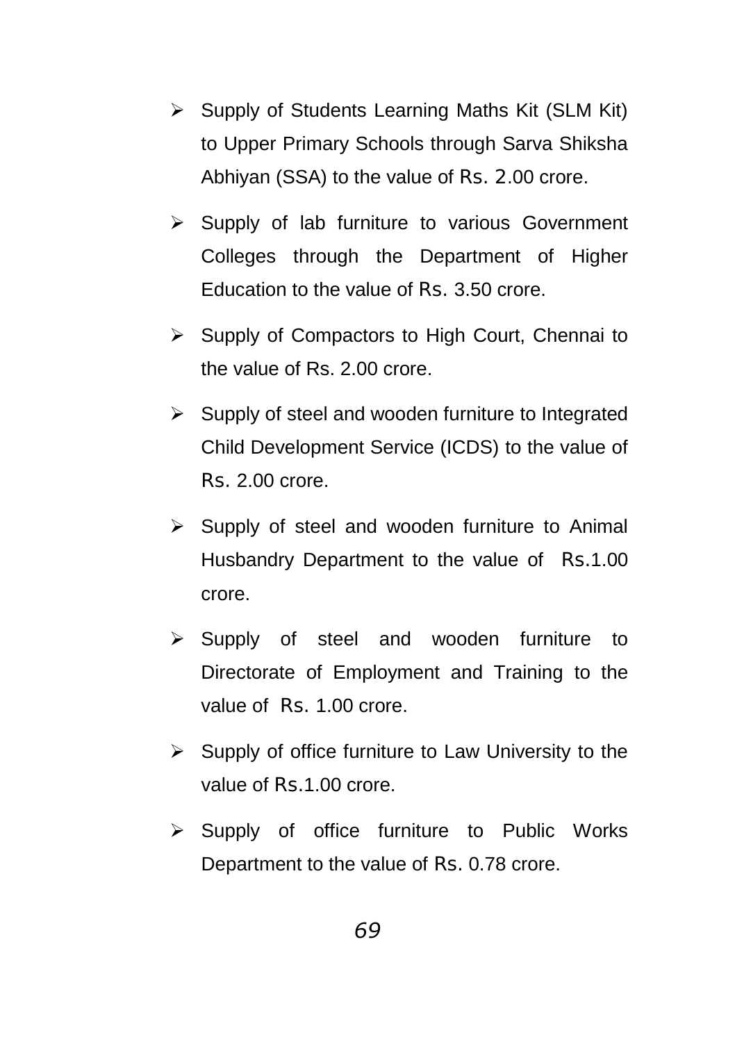- Supply of Students Learning Maths Kit (SLM Kit) to Upper Primary Schools through Sarva Shiksha Abhiyan (SSA) to the value of Rs. 2.00 crore.
- Supply of lab furniture to various Government Colleges through the Department of Higher Education to the value of Rs. 3.50 crore.
- Supply of Compactors to High Court, Chennai to the value of Rs. 2.00 crore.
- Supply of steel and wooden furniture to Integrated Child Development Service (ICDS) to the value of Rs. 2.00 crore.
- Supply of steel and wooden furniture to Animal Husbandry Department to the value of Rs.1.00 crore.
- Supply of steel and wooden furniture to Directorate of Employment and Training to the value of Rs. 1.00 crore.
- Supply of office furniture to Law University to the value of Rs.1.00 crore.
- Supply of office furniture to Public Works Department to the value of Rs. 0.78 crore.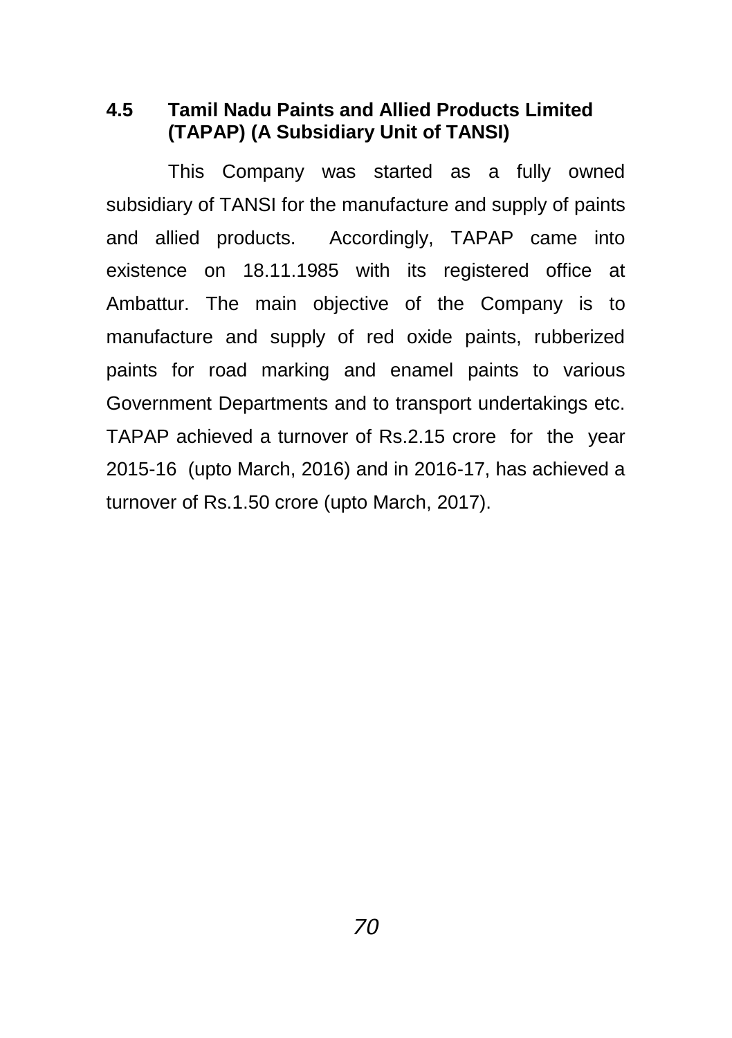## 4.5 Tamil Nadu Paints and Allied Products Limited (TAPAP) (A Subsidiary Unit of TANSI)

This Company was started as a fully owned subsidiary of TANSI for the manufacture and supply of paints and allied products. Accordingly, TAPAP came into existence on 18.11.1985 with its registered office at Ambattur. The main objective of the Company is to manufacture and supply of red oxide paints, rubberized paints for road marking and enamel paints to various Government Departments and to transport undertakings etc. TAPAP achieved a turnover of Rs.2.15 crore for the year 2015-16 (upto March, 2016) and in 2016-17, has achieved a turnover of Rs.1.50 crore (upto March, 2017).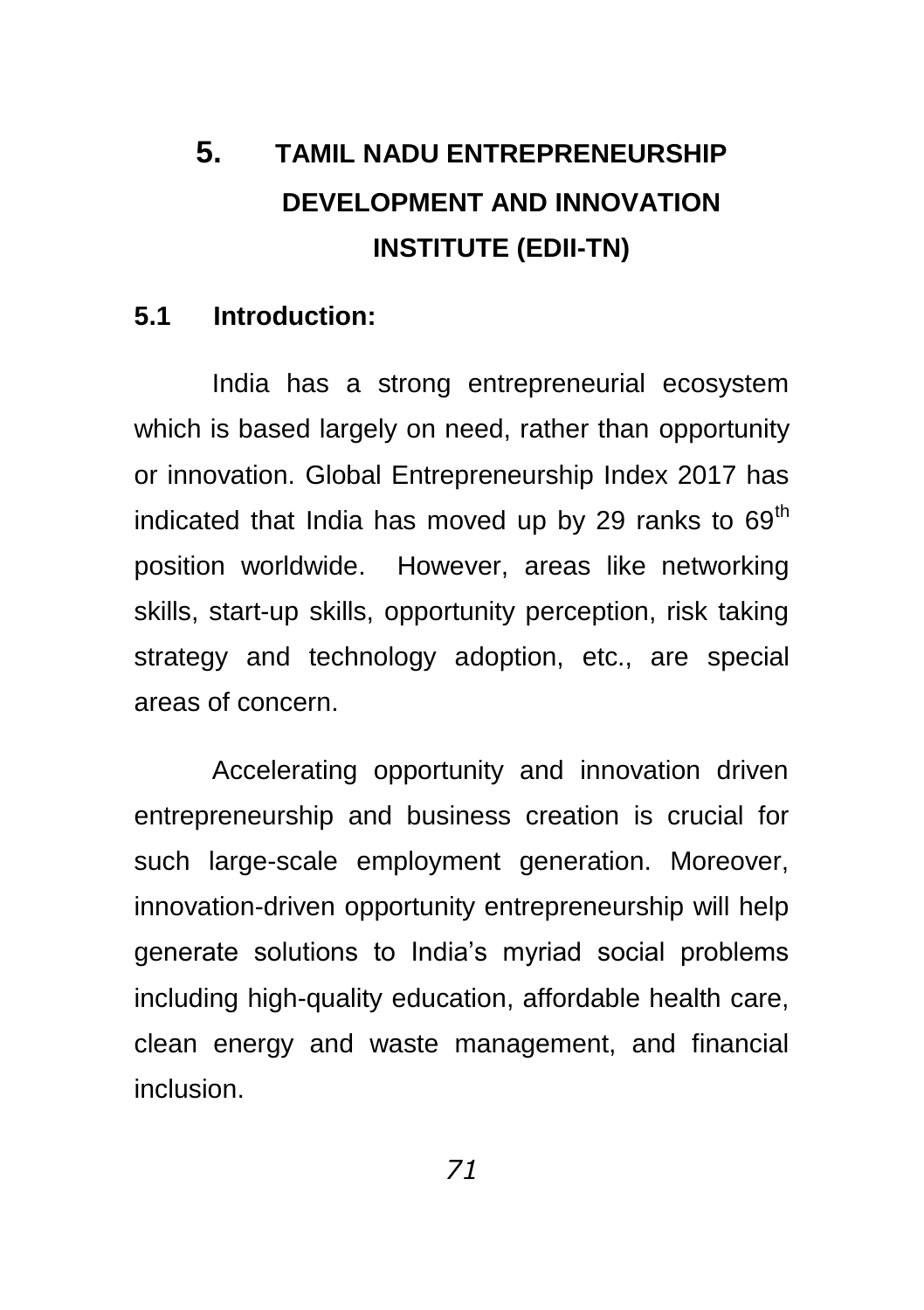# 5. TAMIL NADU ENTREPRENEURSHIP DEVELOPMENT AND INNOVATION INSTITUTE (EDII-TN)

## 5.1 Introduction:

India has a strong entrepreneurial ecosystem which is based largely on need, rather than opportunity or innovation. Global Entrepreneurship Index 2017 has indicated that India has moved up by 29 ranks to 69th position worldwide. However, areas like networking skills, start-up skills, opportunity perception, risk taking strategy and technology adoption, etc., are special areas of concern.

Accelerating opportunity and innovation driven entrepreneurship and business creation is crucial for such large-scale employment generation. Moreover, innovation-driven opportunity entrepreneurship will help generate solutions to India's myriad social problems including high-quality education, affordable health care, clean energy and waste management, and financial inclusion.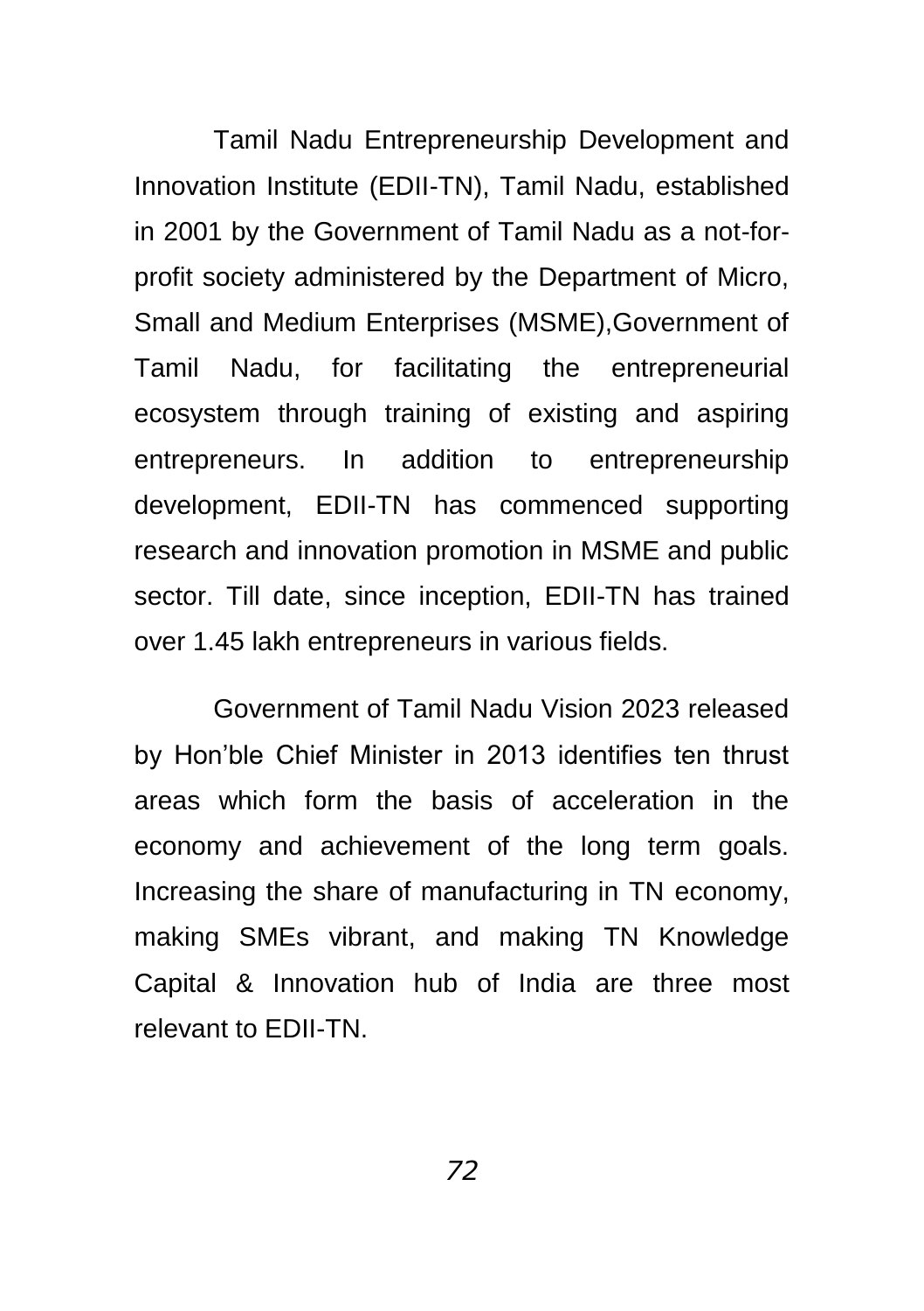Tamil Nadu Entrepreneurship Development and Innovation Institute (EDII-TN), Tamil Nadu, established in 2001 by the Government of Tamil Nadu as a not-for-profit society administered by the Department of Micro, Small and Medium Enterprises (MSME),Government of Tamil Nadu, for facilitating the entrepreneurial ecosystem through training of existing and aspiring entrepreneurs. In addition to entrepreneurship development, EDII-TN has commenced supporting research and innovation promotion in MSME and public sector. Till date, since inception, EDII-TN has trained over 1.45 lakh entrepreneurs in various fields.

Government of Tamil Nadu Vision 2023 released by Hon'ble Chief Minister in 2013 identifies ten thrust areas which form the basis of acceleration in the economy and achievement of the long term goals. Increasing the share of manufacturing in TN economy, making SMEs vibrant, and making TN Knowledge Capital & Innovation hub of India are three most relevant to EDII-TN.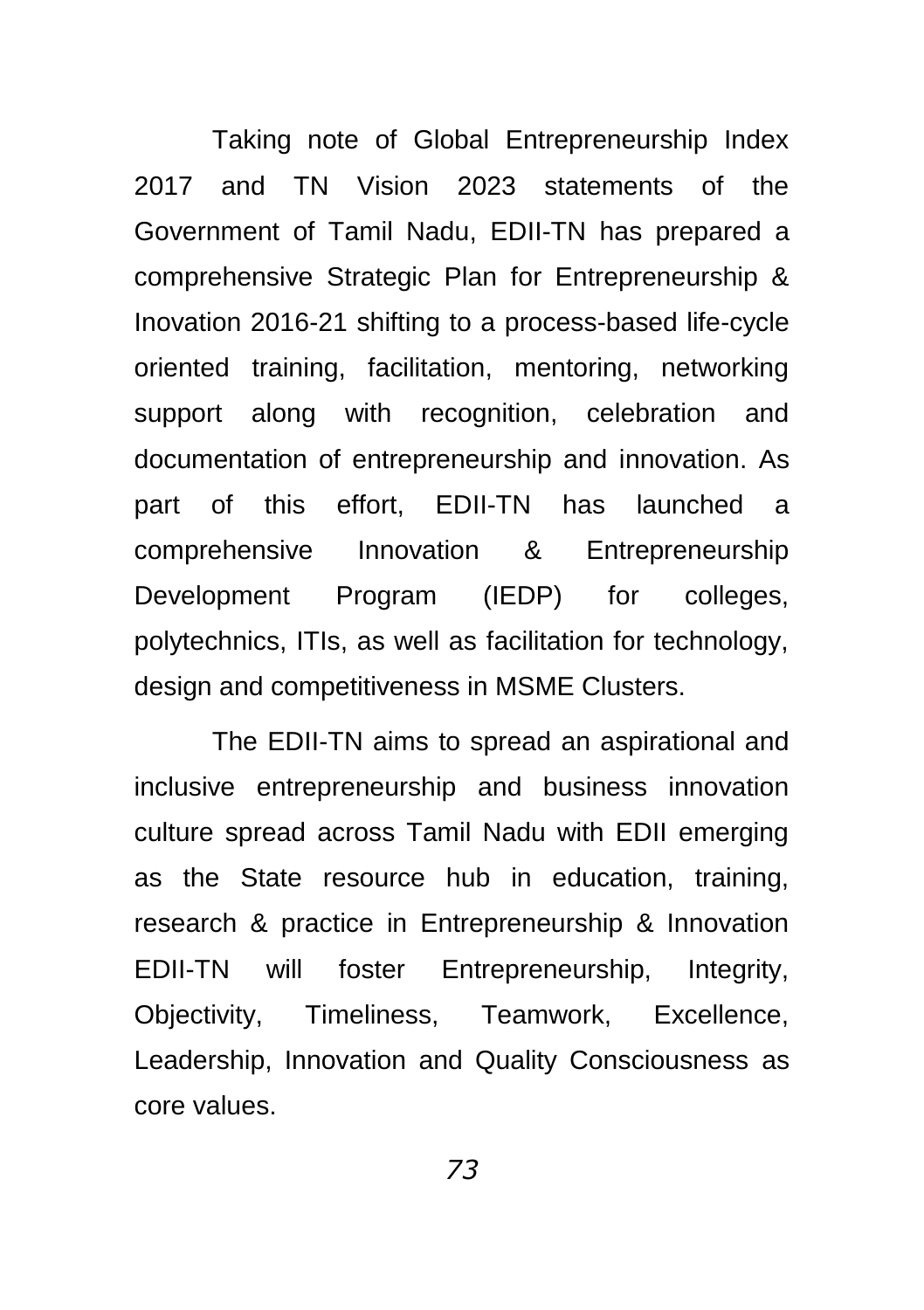Taking note of Global Entrepreneurship Index 2017 and TN Vision 2023 statements of the Government of Tamil Nadu, EDII-TN has prepared a comprehensive Strategic Plan for Entrepreneurship & Inovation 2016-21 shifting to a process-based life-cycle oriented training, facilitation, mentoring, networking support along with recognition, celebration and documentation of entrepreneurship and innovation. As part of this effort, EDII-TN has launched a comprehensive Innovation & Entrepreneurship Development Program (IEDP) for colleges, polytechnics, ITIs, as well as facilitation for technology, design and competitiveness in MSME Clusters.

The EDII-TN aims to spread an aspirational and inclusive entrepreneurship and business innovation culture spread across Tamil Nadu with EDII emerging as the State resource hub in education, training, research & practice in Entrepreneurship & Innovation EDII-TN will foster Entrepreneurship, Integrity, Objectivity, Timeliness, Teamwork, Excellence, Leadership, Innovation and Quality Consciousness as core values.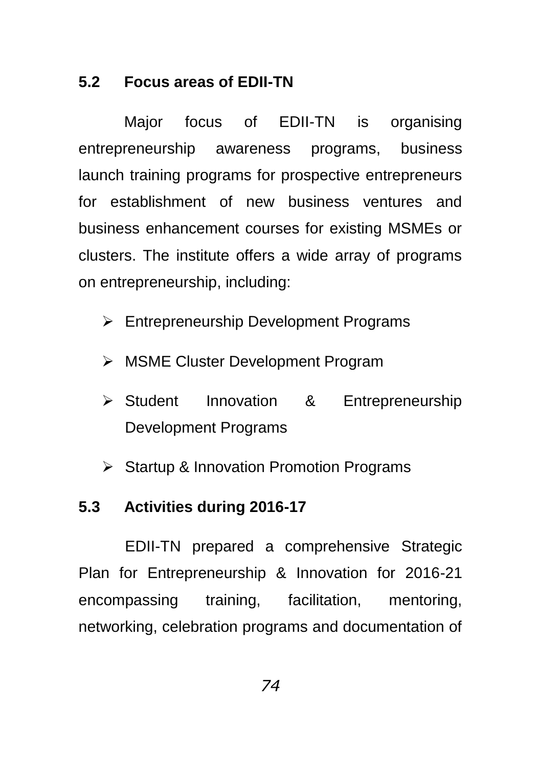### 5.2 Focus areas of EDII-TN

Major focus of EDII-TN is organising entrepreneurship awareness programs, business launch training programs for prospective entrepreneurs for establishment of new business ventures and business enhancement courses for existing MSMEs or clusters. The institute offers a wide array of programs on entrepreneurship, including:

- Entrepreneurship Development Programs
- MSME Cluster Development Program
- Student Innovation & Entrepreneurship Development Programs
- Startup & Innovation Promotion Programs

### 5.3 Activities during 2016-17

EDII-TN prepared a comprehensive Strategic Plan for Entrepreneurship & Innovation for 2016-21 encompassing training, facilitation, mentoring, networking, celebration programs and documentation of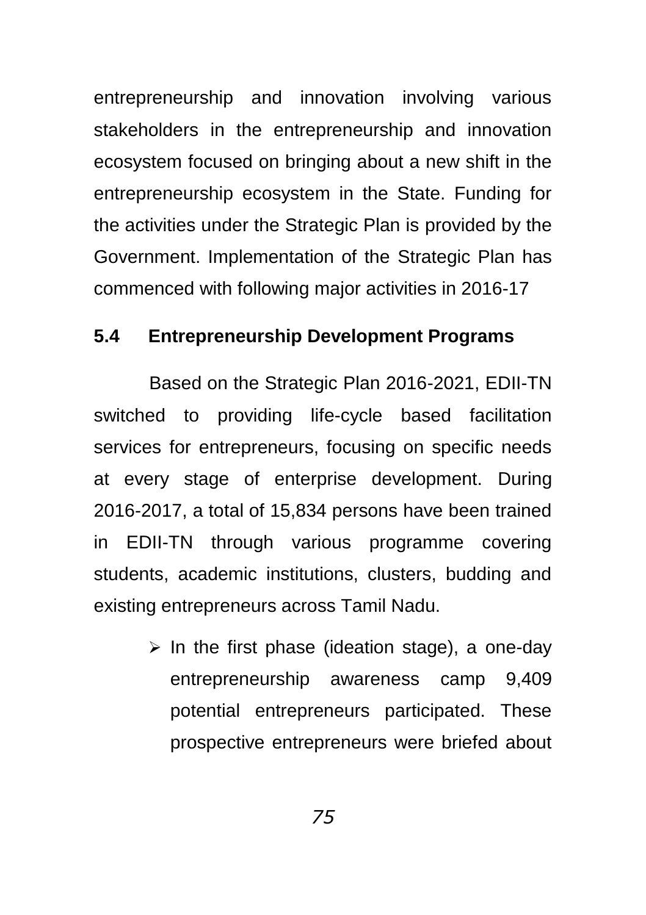entrepreneurship and innovation involving various stakeholders in the entrepreneurship and innovation ecosystem focused on bringing about a new shift in the entrepreneurship ecosystem in the State. Funding for the activities under the Strategic Plan is provided by the Government. Implementation of the Strategic Plan has commenced with following major activities in 2016-17

### 5.4 Entrepreneurship Development Programs

Based on the Strategic Plan 2016-2021, EDII-TN switched to providing life-cycle based facilitation services for entrepreneurs, focusing on specific needs at every stage of enterprise development. During 2016-2017, a total of 15,834 persons have been trained in EDII-TN through various programme covering students, academic institutions, clusters, budding and existing entrepreneurs across Tamil Nadu.

- In the first phase (ideation stage), a one-day entrepreneurship awareness camp 9,409 potential entrepreneurs participated. These prospective entrepreneurs were briefed about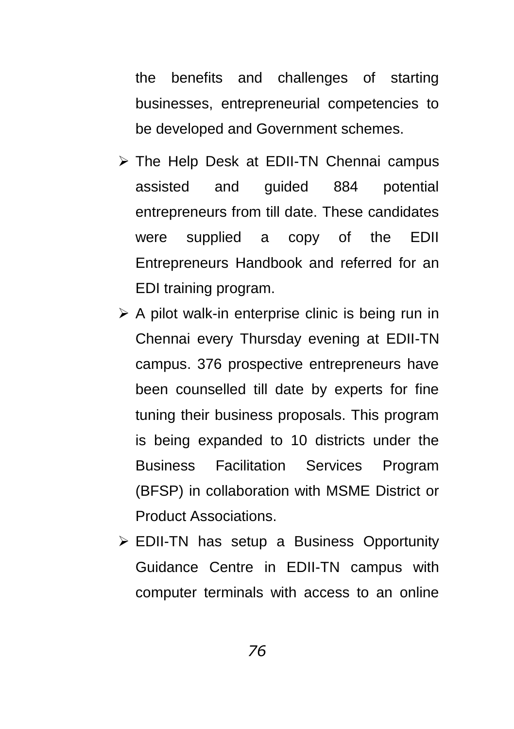the benefits and challenges of starting businesses, entrepreneurial competencies to be developed and Government schemes.

- The Help Desk at EDII-TN Chennai campus assisted and guided 884 potential entrepreneurs from till date. These candidates were supplied a copy of the EDII Entrepreneurs Handbook and referred for an EDI training program.
- A pilot walk-in enterprise clinic is being run in Chennai every Thursday evening at EDII-TN campus. 376 prospective entrepreneurs have been counselled till date by experts for fine tuning their business proposals. This program is being expanded to 10 districts under the Business Facilitation Services Program (BFSP) in collaboration with MSME District or Product Associations.
- EDII-TN has setup a Business Opportunity Guidance Centre in EDII-TN campus with computer terminals with access to an online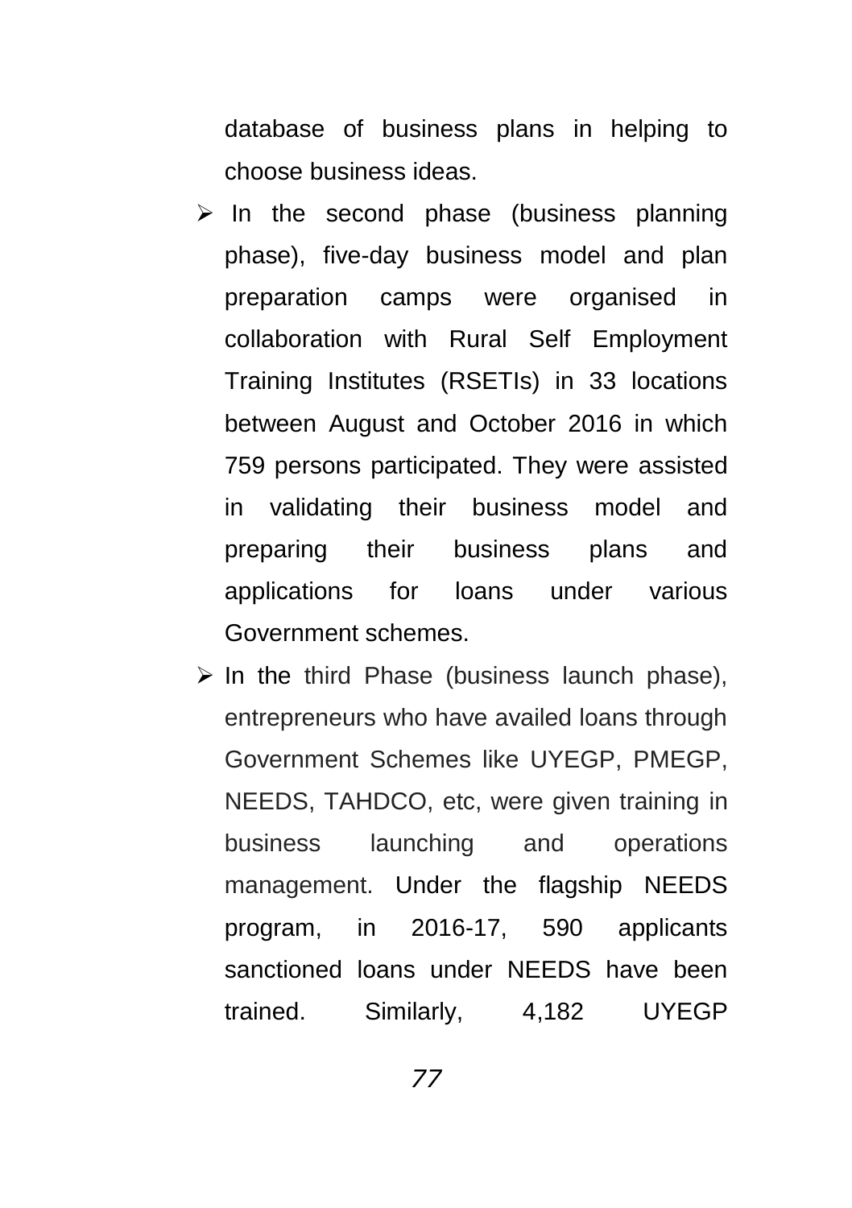database of business plans in helping to choose business ideas.

- In the second phase (business planning phase), five-day business model and plan preparation camps were organised in collaboration with Rural Self Employment Training Institutes (RSETIs) in 33 locations between August and October 2016 in which 759 persons participated. They were assisted in validating their business model and preparing their business plans and applications for loans under various Government schemes.
- In the third Phase (business launch phase), entrepreneurs who have availed loans through Government Schemes like UYEGP, PMEGP, NEEDS, TAHDCO, etc, were given training in business launching and operations management. Under the flagship NEEDS program, in 2016-17, 590 applicants sanctioned loans under NEEDS have been trained. Similarly, 4,182 UYEGP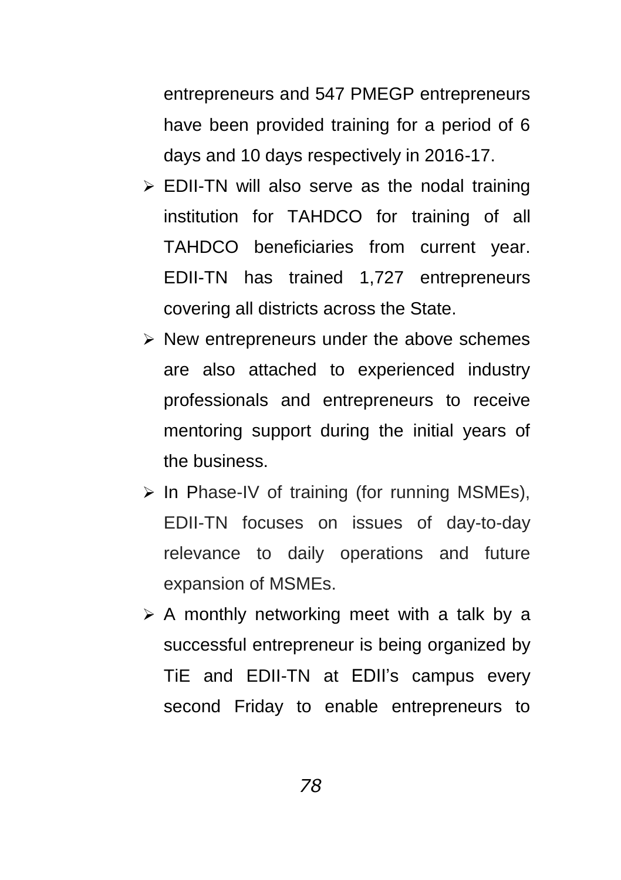entrepreneurs and 547 PMEGP entrepreneurs have been provided training for a period of 6 days and 10 days respectively in 2016-17.

- EDII-TN will also serve as the nodal training institution for TAHDCO for training of all TAHDCO beneficiaries from current year. EDII-TN has trained 1,727 entrepreneurs covering all districts across the State.
- New entrepreneurs under the above schemes are also attached to experienced industry professionals and entrepreneurs to receive mentoring support during the initial years of the business.
- In Phase-IV of training (for running MSMEs), EDII-TN focuses on issues of day-to-day relevance to daily operations and future expansion of MSMEs.
- A monthly networking meet with a talk by a successful entrepreneur is being organized by TiE and EDII-TN at EDII's campus every second Friday to enable entrepreneurs to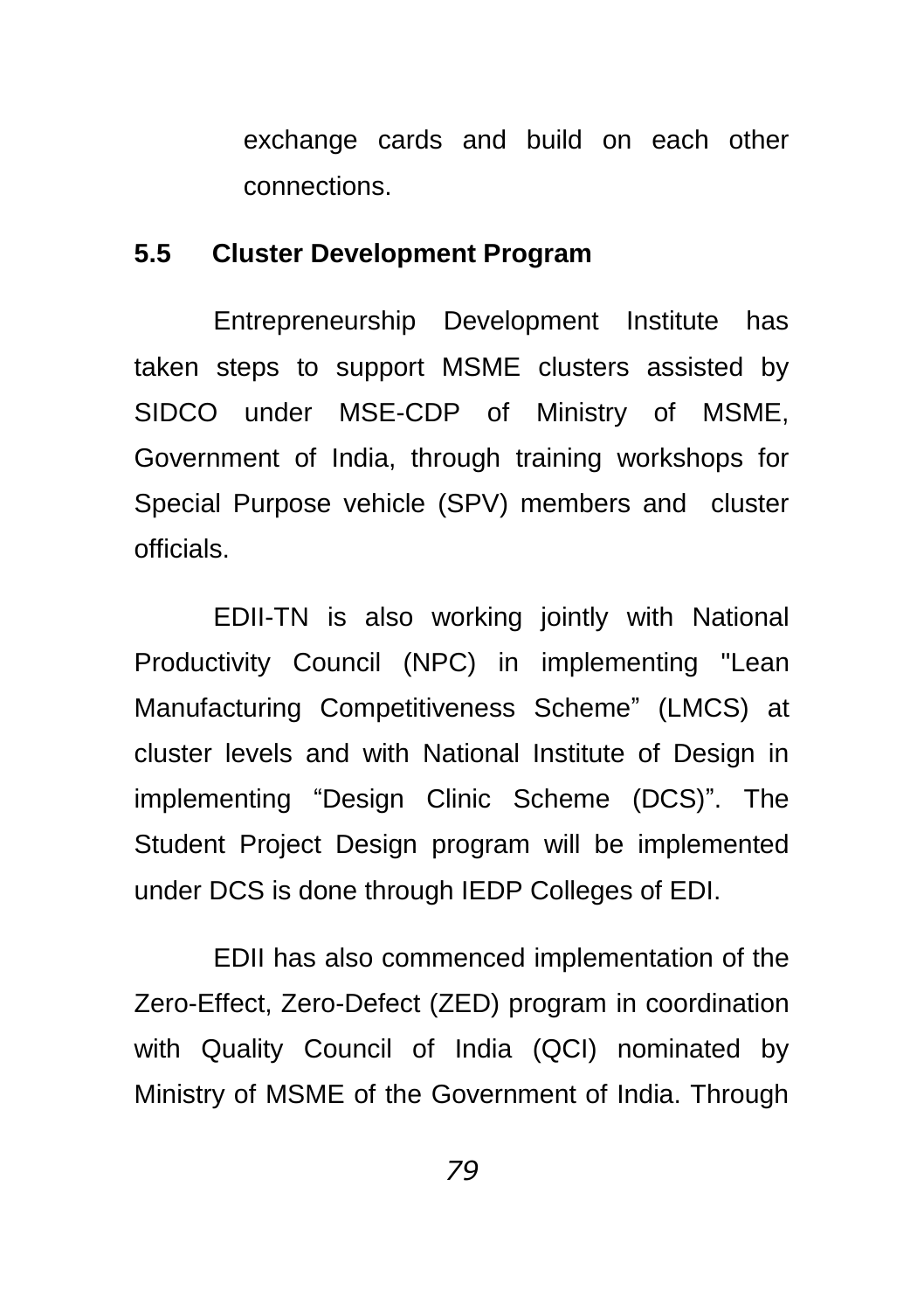exchange cards and build on each other connections.

### 5.5 Cluster Development Program

Entrepreneurship Development Institute has taken steps to support MSME clusters assisted by SIDCO under MSE-CDP of Ministry of MSME, Government of India, through training workshops for Special Purpose vehicle (SPV) members and cluster officials.

EDII-TN is also working jointly with National Productivity Council (NPC) in implementing "Lean Manufacturing Competitiveness Scheme" (LMCS) at cluster levels and with National Institute of Design in implementing "Design Clinic Scheme (DCS)". The Student Project Design program will be implemented under DCS is done through IEDP Colleges of EDI.

EDII has also commenced implementation of the Zero-Effect, Zero-Defect (ZED) program in coordination with Quality Council of India (QCI) nominated by Ministry of MSME of the Government of India. Through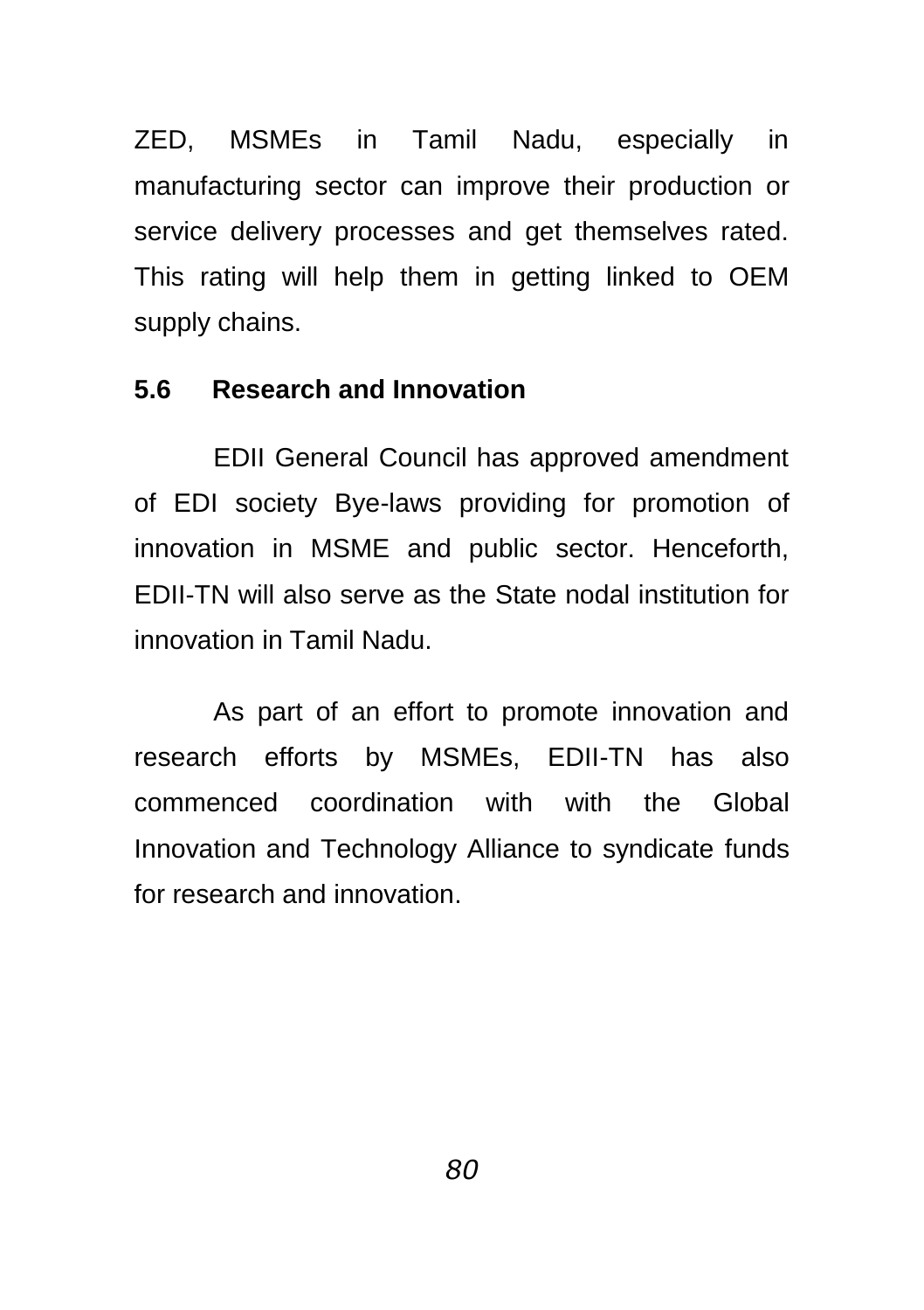ZED, MSMEs in Tamil Nadu, especially in manufacturing sector can improve their production or service delivery processes and get themselves rated. This rating will help them in getting linked to OEM supply chains.

### 5.6 Research and Innovation

EDII General Council has approved amendment of EDI society Bye-laws providing for promotion of innovation in MSME and public sector. Henceforth, EDII-TN will also serve as the State nodal institution for innovation in Tamil Nadu.

As part of an effort to promote innovation and research efforts by MSMEs, EDII-TN has also commenced coordination with with the Global Innovation and Technology Alliance to syndicate funds for research and innovation.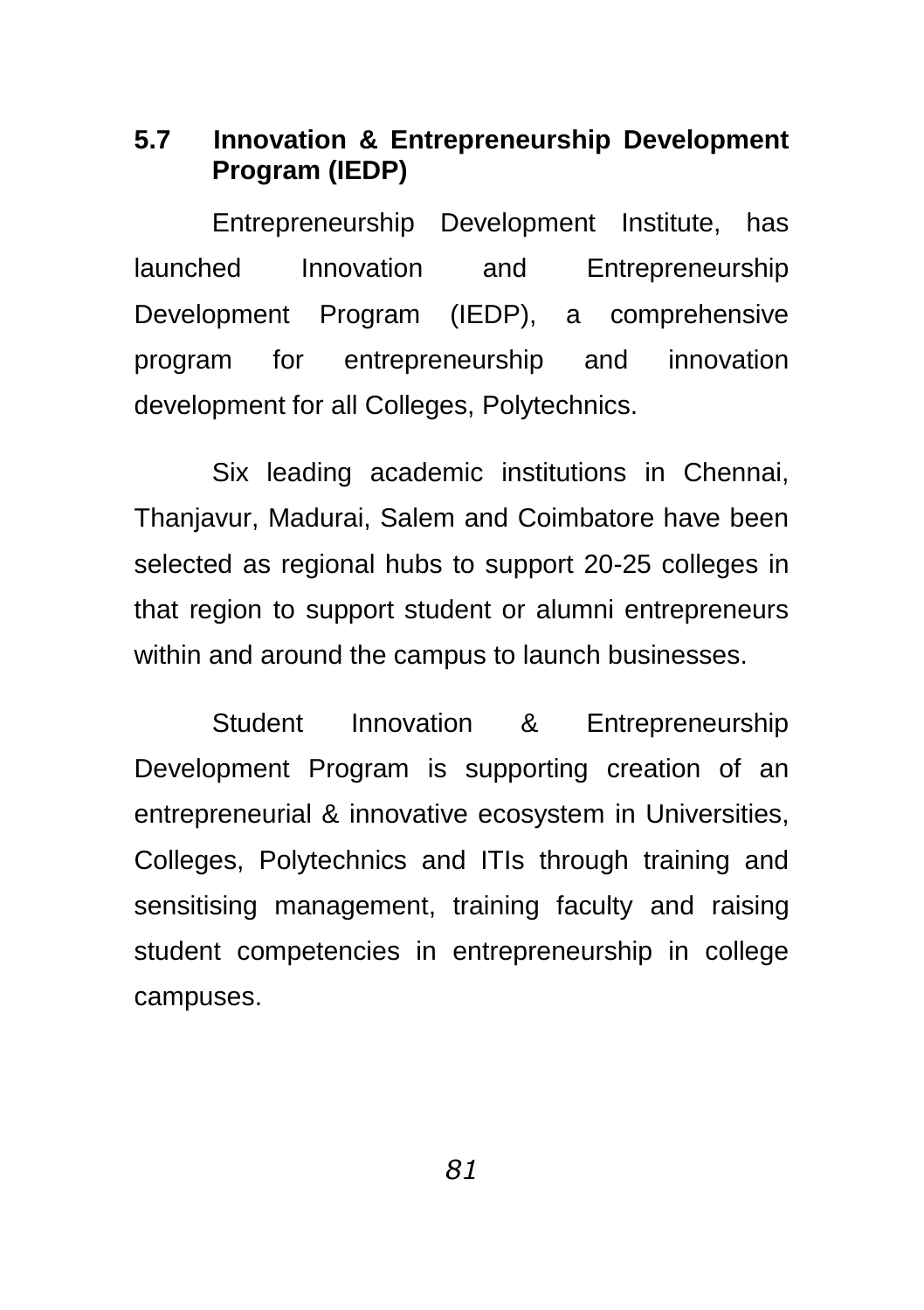### 5.7 Innovation & Entrepreneurship Development Program (IEDP)

Entrepreneurship Development Institute, has launched Innovation and Entrepreneurship Development Program (IEDP), a comprehensive program for entrepreneurship and innovation development for all Colleges, Polytechnics.

Six leading academic institutions in Chennai, Thanjavur, Madurai, Salem and Coimbatore have been selected as regional hubs to support 20-25 colleges in that region to support student or alumni entrepreneurs within and around the campus to launch businesses.

Student Innovation & Entrepreneurship Development Program is supporting creation of an entrepreneurial & innovative ecosystem in Universities, Colleges, Polytechnics and ITIs through training and sensitising management, training faculty and raising student competencies in entrepreneurship in college campuses.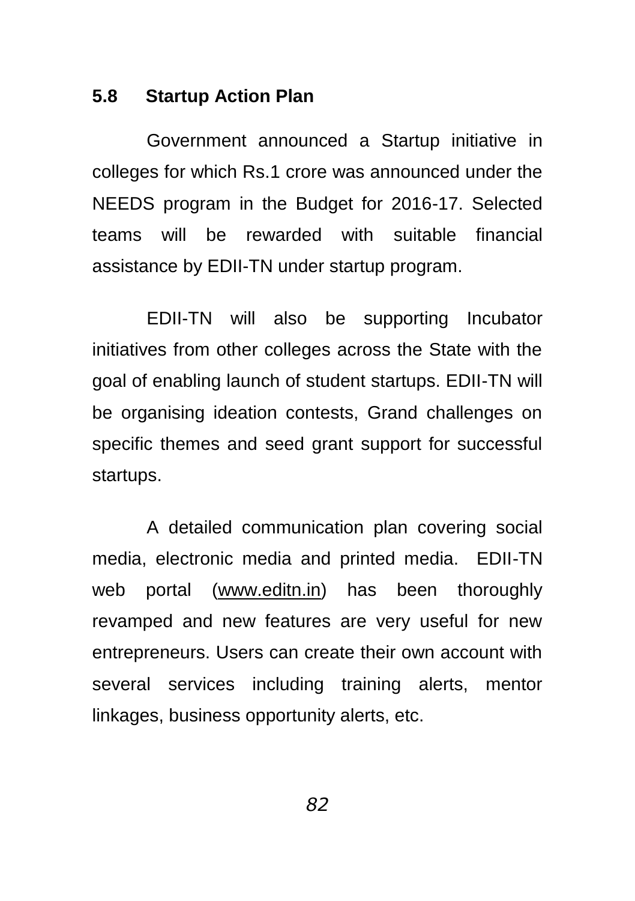### 5.8 Startup Action Plan

Government announced a Startup initiative in colleges for which Rs.1 crore was announced under the NEEDS program in the Budget for 2016-17. Selected teams will be rewarded with suitable financial assistance by EDII-TN under startup program.

EDII-TN will also be supporting Incubator initiatives from other colleges across the State with the goal of enabling launch of student startups. EDII-TN will be organising ideation contests, Grand challenges on specific themes and seed grant support for successful startups.

A detailed communication plan covering social media, electronic media and printed media. EDII-TN web portal (www.editn.in) has been thoroughly revamped and new features are very useful for new entrepreneurs. Users can create their own account with several services including training alerts, mentor linkages, business opportunity alerts, etc.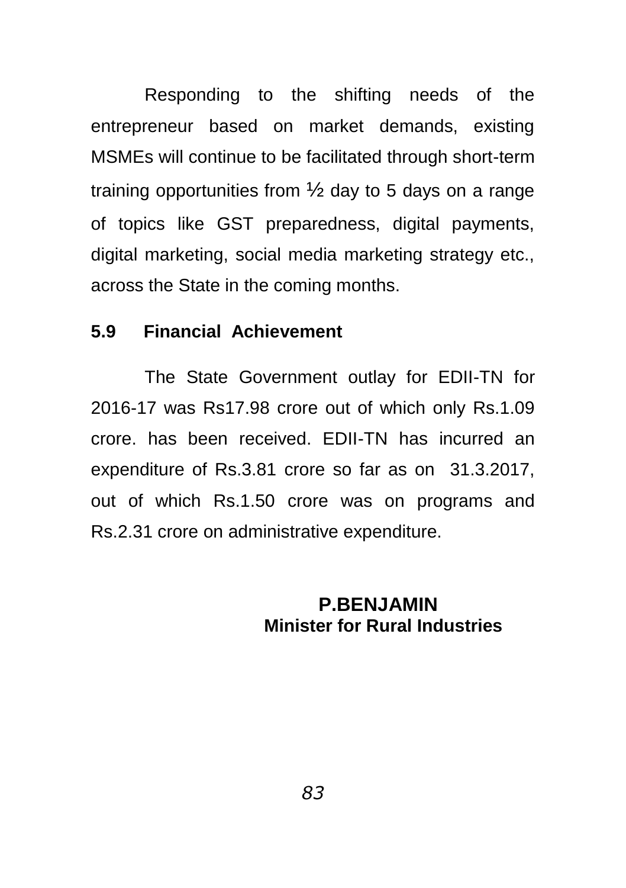Responding to the shifting needs of the entrepreneur based on market demands, existing MSMEs will continue to be facilitated through short-term training opportunities from ½ day to 5 days on a range of topics like GST preparedness, digital payments, digital marketing, social media marketing strategy etc., across the State in the coming months.

### 5.9 Financial Achievement

The State Government outlay for EDII-TN for 2016-17 was Rs17.98 crore out of which only Rs.1.09 crore. has been received. EDII-TN has incurred an expenditure of Rs.3.81 crore so far as on 31.3.2017, out of which Rs.1.50 crore was on programs and Rs.2.31 crore on administrative expenditure.

**P.BENJAMIN**
**Minister for Rural Industries**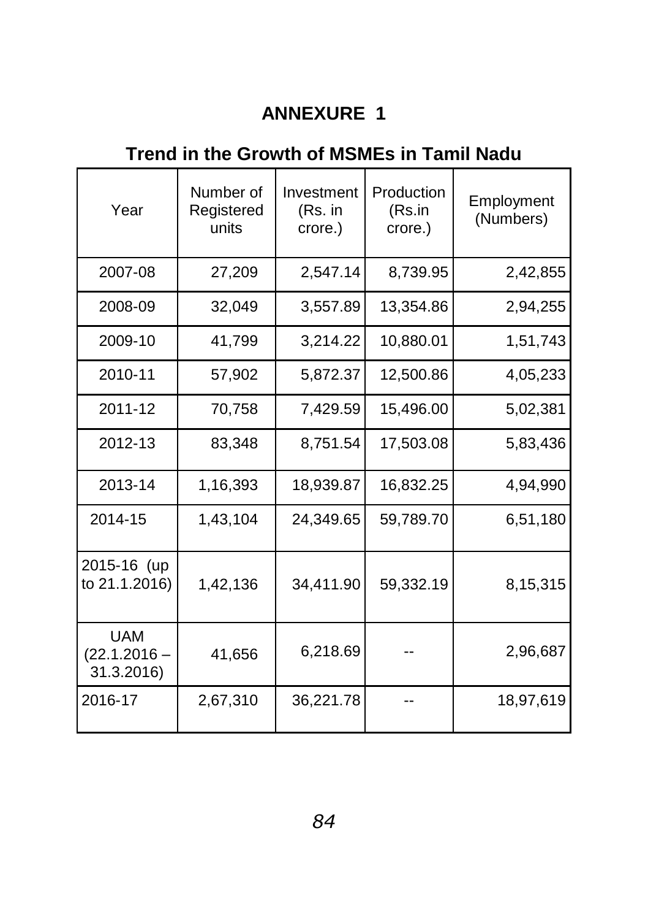# ANNEXURE 1

## Trend in the Growth of MSMEs in Tamil Nadu

| Year | Number of Registered units | Investment (Rs. in crore.) | Production (Rs.in crore.) | Employment (Numbers) |
|---|---|---|---|---|
| 2007-08 | 27,209 | 2,547.14 | 8,739.95 | 2,42,855 |
| 2008-09 | 32,049 | 3,557.89 | 13,354.86 | 2,94,255 |
| 2009-10 | 41,799 | 3,214.22 | 10,880.01 | 1,51,743 |
| 2010-11 | 57,902 | 5,872.37 | 12,500.86 | 4,05,233 |
| 2011-12 | 70,758 | 7,429.59 | 15,496.00 | 5,02,381 |
| 2012-13 | 83,348 | 8,751.54 | 17,503.08 | 5,83,436 |
| 2013-14 | 1,16,393 | 18,939.87 | 16,832.25 | 4,94,990 |
| 2014-15 | 1,43,104 | 24,349.65 | 59,789.70 | 6,51,180 |
| 2015-16 (up to 21.1.2016) | 1,42,136 | 34,411.90 | 59,332.19 | 8,15,315 |
| UAM (22.1.2016 – 31.3.2016) | 41,656 | 6,218.69 | -- | 2,96,687 |
| 2016-17 | 2,67,310 | 36,221.78 | -- | 18,97,619 |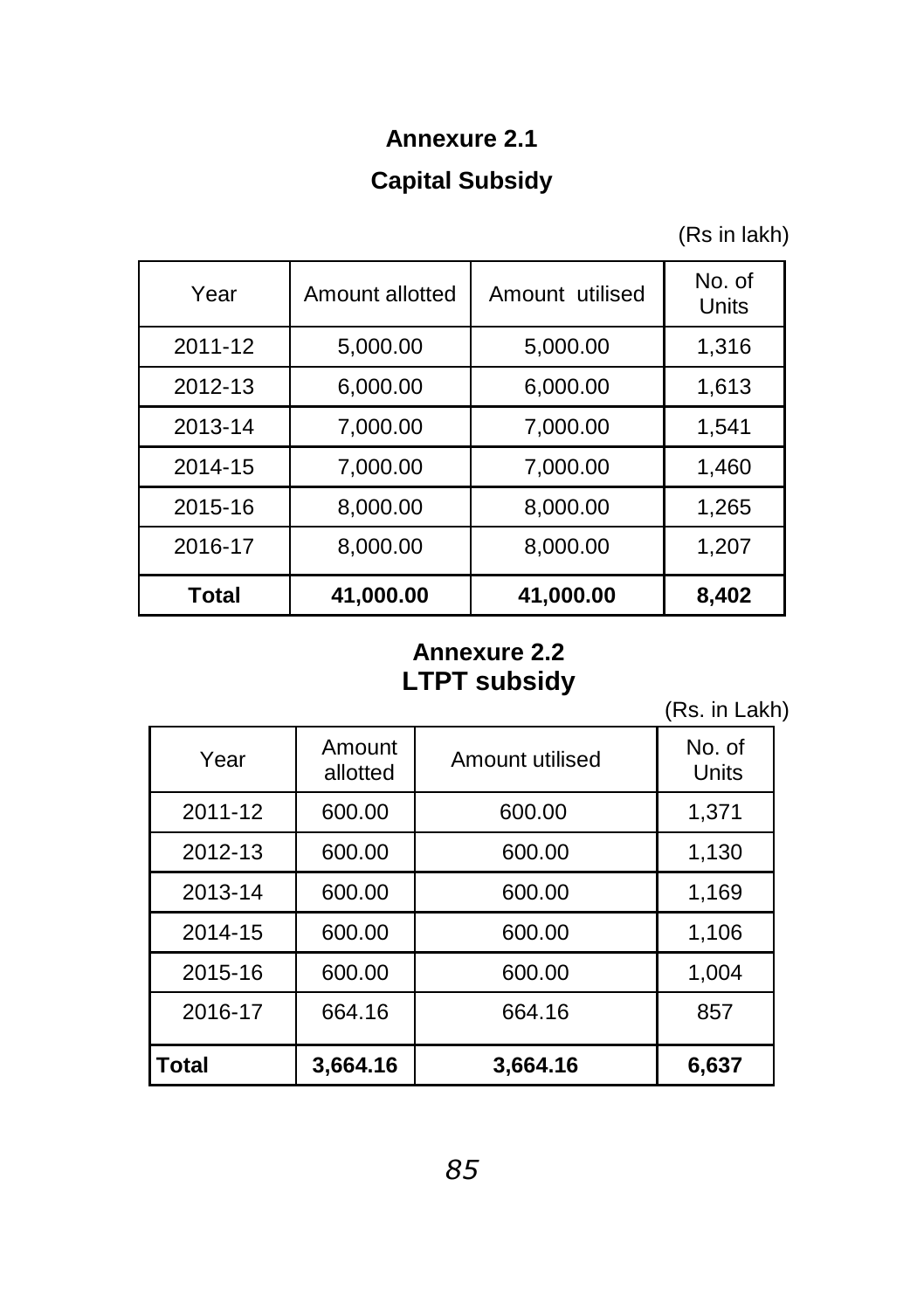## Annexure 2.1

### Capital Subsidy

(Rs in lakh)

| Year | Amount allotted | Amount utilised | No. of Units |
|---|---|---|---|
| 2011-12 | 5,000.00 | 5,000.00 | 1,316 |
| 2012-13 | 6,000.00 | 6,000.00 | 1,613 |
| 2013-14 | 7,000.00 | 7,000.00 | 1,541 |
| 2014-15 | 7,000.00 | 7,000.00 | 1,460 |
| 2015-16 | 8,000.00 | 8,000.00 | 1,265 |
| 2016-17 | 8,000.00 | 8,000.00 | 1,207 |
| **Total** | **41,000.00** | **41,000.00** | **8,402** |

## Annexure 2.2

### LTPT subsidy

(Rs. in Lakh)

| Year | Amount allotted | Amount utilised | No. of Units |
|---|---|---|---|
| 2011-12 | 600.00 | 600.00 | 1,371 |
| 2012-13 | 600.00 | 600.00 | 1,130 |
| 2013-14 | 600.00 | 600.00 | 1,169 |
| 2014-15 | 600.00 | 600.00 | 1,106 |
| 2015-16 | 600.00 | 600.00 | 1,004 |
| 2016-17 | 664.16 | 664.16 | 857 |
| **Total** | **3,664.16** | **3,664.16** | **6,637** |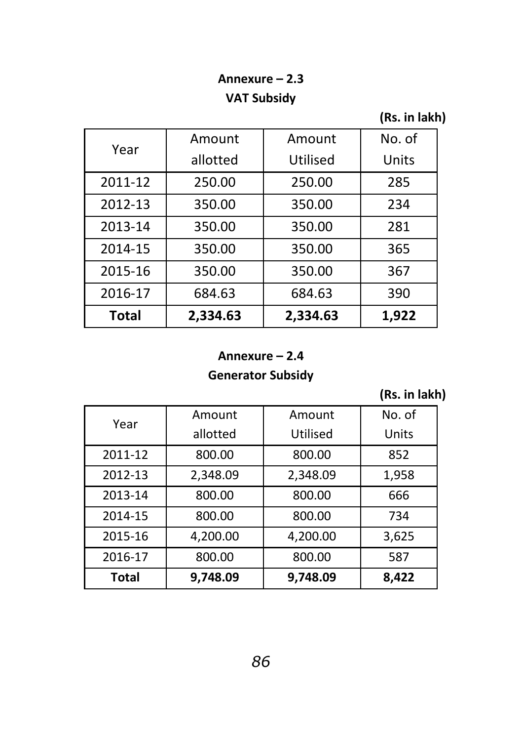## Annexure – 2.3

### VAT Subsidy

**(Rs. in lakh)**

| Year | Amount allotted | Amount Utilised | No. of Units |
|---|---|---|---|
| 2011-12 | 250.00 | 250.00 | 285 |
| 2012-13 | 350.00 | 350.00 | 234 |
| 2013-14 | 350.00 | 350.00 | 281 |
| 2014-15 | 350.00 | 350.00 | 365 |
| 2015-16 | 350.00 | 350.00 | 367 |
| 2016-17 | 684.63 | 684.63 | 390 |
| **Total** | **2,334.63** | **2,334.63** | **1,922** |

## Annexure – 2.4

### Generator Subsidy

**(Rs. in lakh)**

| Year | Amount allotted | Amount Utilised | No. of Units |
|---|---|---|---|
| 2011-12 | 800.00 | 800.00 | 852 |
| 2012-13 | 2,348.09 | 2,348.09 | 1,958 |
| 2013-14 | 800.00 | 800.00 | 666 |
| 2014-15 | 800.00 | 800.00 | 734 |
| 2015-16 | 4,200.00 | 4,200.00 | 3,625 |
| 2016-17 | 800.00 | 800.00 | 587 |
| **Total** | **9,748.09** | **9,748.09** | **8,422** |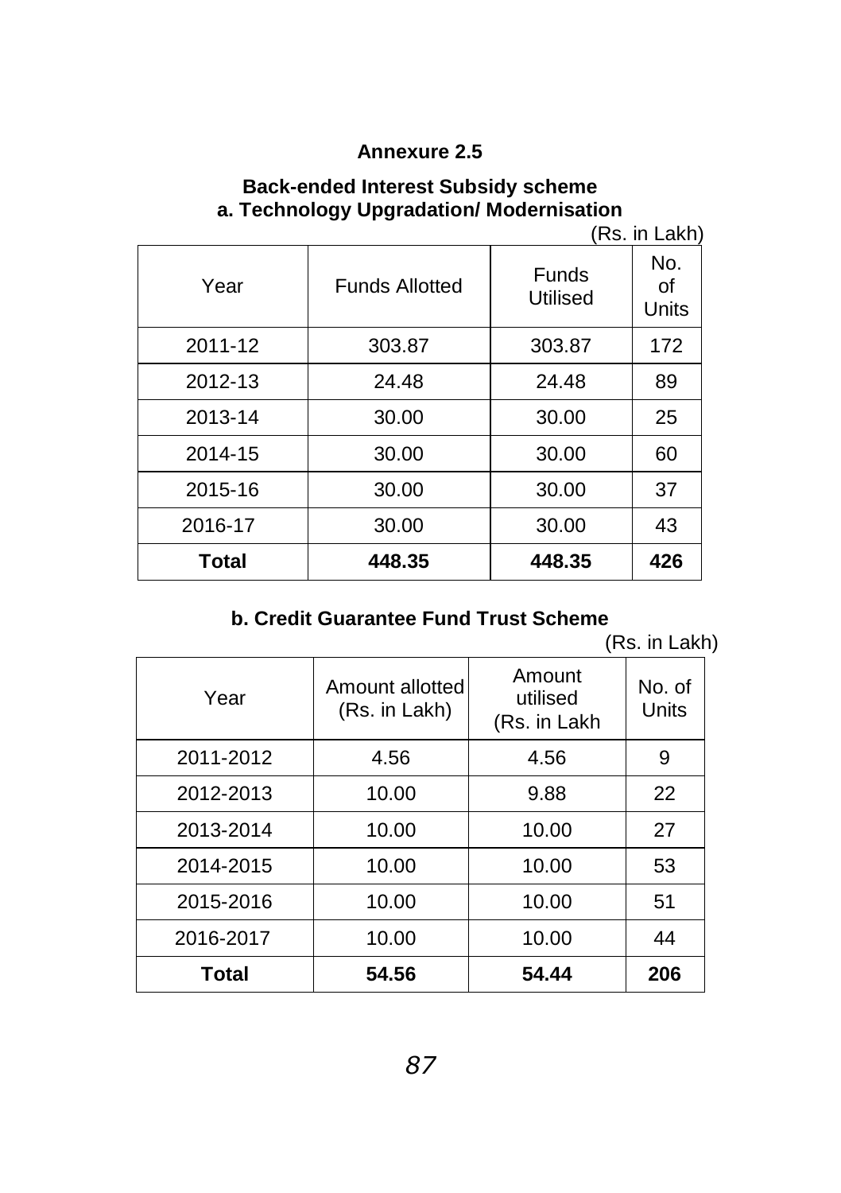## Annexure 2.5

### Back-ended Interest Subsidy scheme

### a. Technology Upgradation/ Modernisation

(Rs. in Lakh)

| Year | Funds Allotted | Funds Utilised | No. of Units |
|---|---|---|---|
| 2011-12 | 303.87 | 303.87 | 172 |
| 2012-13 | 24.48 | 24.48 | 89 |
| 2013-14 | 30.00 | 30.00 | 25 |
| 2014-15 | 30.00 | 30.00 | 60 |
| 2015-16 | 30.00 | 30.00 | 37 |
| 2016-17 | 30.00 | 30.00 | 43 |
| **Total** | **448.35** | **448.35** | **426** |

### b. Credit Guarantee Fund Trust Scheme

(Rs. in Lakh)

| Year | Amount allotted (Rs. in Lakh) | Amount utilised (Rs. in Lakh | No. of Units |
|---|---|---|---|
| 2011-2012 | 4.56 | 4.56 | 9 |
| 2012-2013 | 10.00 | 9.88 | 22 |
| 2013-2014 | 10.00 | 10.00 | 27 |
| 2014-2015 | 10.00 | 10.00 | 53 |
| 2015-2016 | 10.00 | 10.00 | 51 |
| 2016-2017 | 10.00 | 10.00 | 44 |
| **Total** | **54.56** | **54.44** | **206** |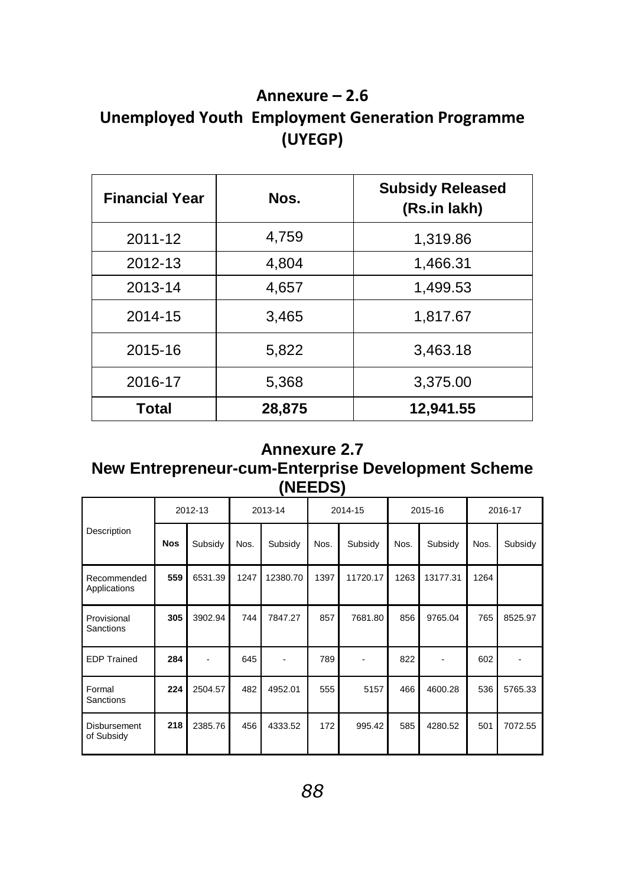# Annexure – 2.6
# Unemployed Youth Employment Generation Programme (UYEGP)

| Financial Year | Nos. | Subsidy Released (Rs.in lakh) |
|---|---|---|
| 2011-12 | 4,759 | 1,319.86 |
| 2012-13 | 4,804 | 1,466.31 |
| 2013-14 | 4,657 | 1,499.53 |
| 2014-15 | 3,465 | 1,817.67 |
| 2015-16 | 5,822 | 3,463.18 |
| 2016-17 | 5,368 | 3,375.00 |
| **Total** | **28,875** | **12,941.55** |

# Annexure 2.7
# New Entrepreneur-cum-Enterprise Development Scheme (NEEDS)

| Description | 2012-13 | | 2013-14 | | 2014-15 | | 2015-16 | | 2016-17 | |
|---|---|---|---|---|---|---|---|---|---|---|
| | **Nos** | Subsidy | Nos. | Subsidy | Nos. | Subsidy | Nos. | Subsidy | Nos. | Subsidy |
| Recommended Applications | **559** | 6531.39 | 1247 | 12380.70 | 1397 | 11720.17 | 1263 | 13177.31 | 1264 | |
| Provisional Sanctions | **305** | 3902.94 | 744 | 7847.27 | 857 | 7681.80 | 856 | 9765.04 | 765 | 8525.97 |
| EDP Trained | **284** | - | 645 | - | 789 | - | 822 | - | 602 | - |
| Formal Sanctions | **224** | 2504.57 | 482 | 4952.01 | 555 | 5157 | 466 | 4600.28 | 536 | 5765.33 |
| Disbursement of Subsidy | **218** | 2385.76 | 456 | 4333.52 | 172 | 995.42 | 585 | 4280.52 | 501 | 7072.55 |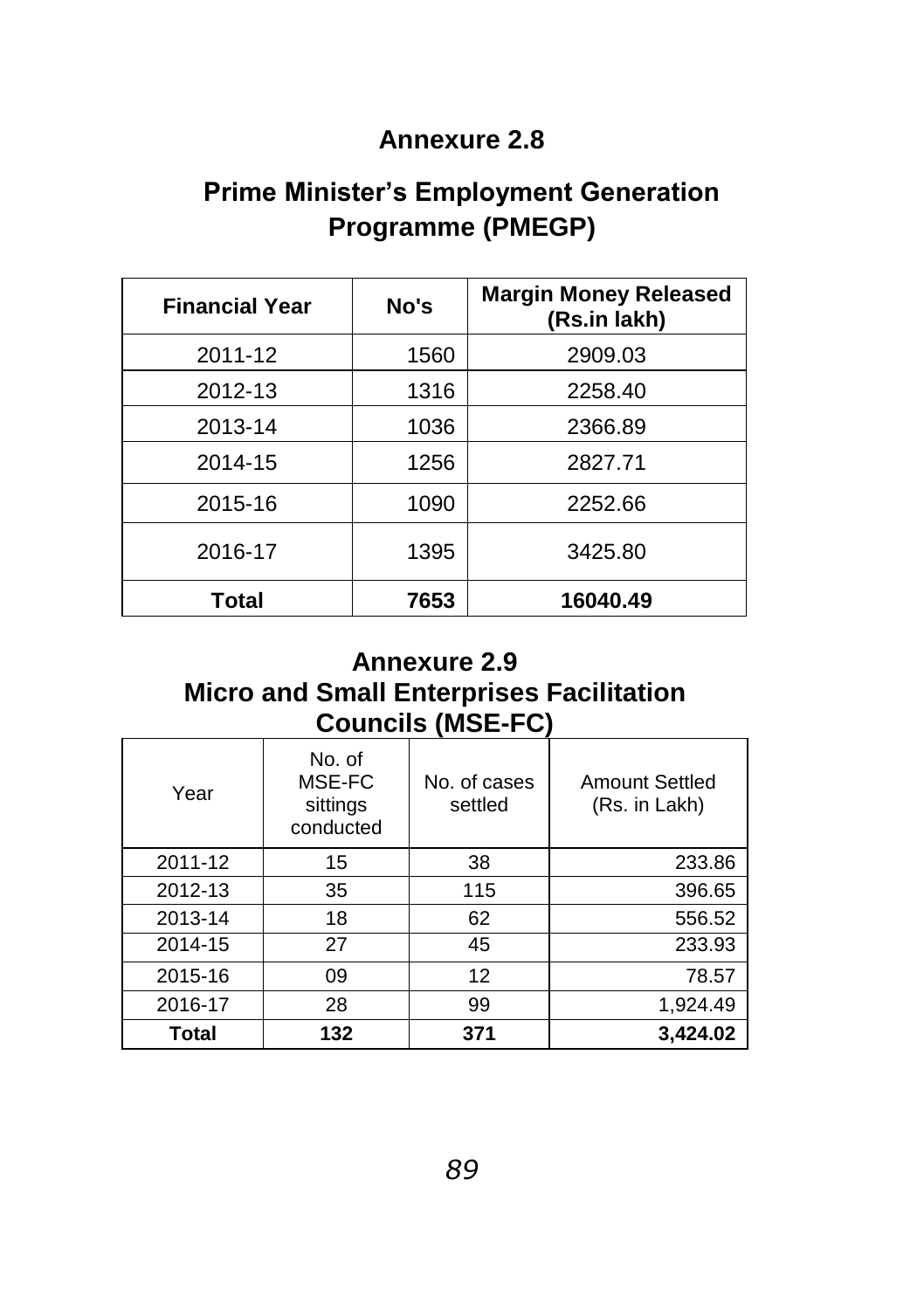# Annexure 2.8

## Prime Minister's Employment Generation Programme (PMEGP)

| Financial Year | No's | Margin Money Released (Rs.in lakh) |
|---|---|---|
| 2011-12 | 1560 | 2909.03 |
| 2012-13 | 1316 | 2258.40 |
| 2013-14 | 1036 | 2366.89 |
| 2014-15 | 1256 | 2827.71 |
| 2015-16 | 1090 | 2252.66 |
| 2016-17 | 1395 | 3425.80 |
| **Total** | **7653** | **16040.49** |

# Annexure 2.9

## Micro and Small Enterprises Facilitation Councils (MSE-FC)

| Year | No. of MSE-FC sittings conducted | No. of cases settled | Amount Settled (Rs. in Lakh) |
|---|---|---|---|
| 2011-12 | 15 | 38 | 233.86 |
| 2012-13 | 35 | 115 | 396.65 |
| 2013-14 | 18 | 62 | 556.52 |
| 2014-15 | 27 | 45 | 233.93 |
| 2015-16 | 09 | 12 | 78.57 |
| 2016-17 | 28 | 99 | 1,924.49 |
| **Total** | **132** | **371** | **3,424.02** |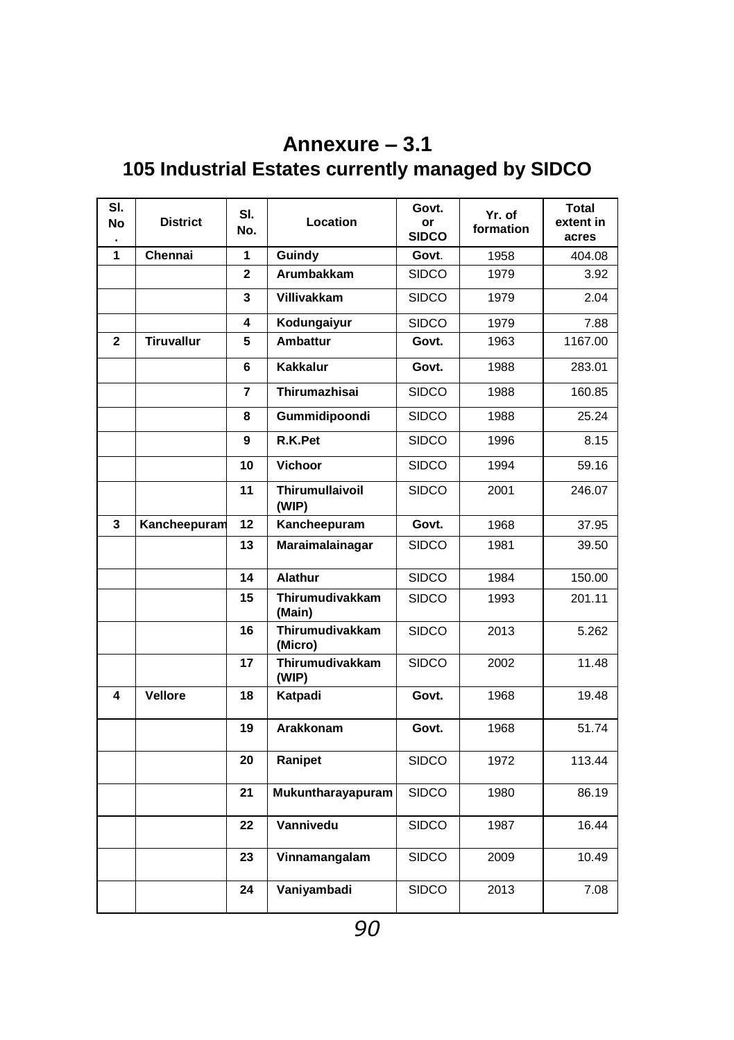# Annexure – 3.1

## 105 Industrial Estates currently managed by SIDCO

| Sl. No. | District | Sl. No. | Location | Govt. or SIDCO | Yr. of formation | Total extent in acres |
|---|---|---|---|---|---|---|
| 1 | Chennai | 1 | Guindy | Govt. | 1958 | 404.08 |
| | | 2 | Arumbakkam | SIDCO | 1979 | 3.92 |
| | | 3 | Villivakkam | SIDCO | 1979 | 2.04 |
| | | 4 | Kodungaiyur | SIDCO | 1979 | 7.88 |
| 2 | Tiruvallur | 5 | Ambattur | Govt. | 1963 | 1167.00 |
| | | 6 | Kakkalur | Govt. | 1988 | 283.01 |
| | | 7 | Thirumazhisai | SIDCO | 1988 | 160.85 |
| | | 8 | Gummidipoondi | SIDCO | 1988 | 25.24 |
| | | 9 | R.K.Pet | SIDCO | 1996 | 8.15 |
| | | 10 | Vichoor | SIDCO | 1994 | 59.16 |
| | | 11 | Thirumullaivoil (WIP) | SIDCO | 2001 | 246.07 |
| 3 | Kancheepuram | 12 | Kancheepuram | Govt. | 1968 | 37.95 |
| | | 13 | Maraimalainagar | SIDCO | 1981 | 39.50 |
| | | 14 | Alathur | SIDCO | 1984 | 150.00 |
| | | 15 | Thirumudivakkam (Main) | SIDCO | 1993 | 201.11 |
| | | 16 | Thirumudivakkam (Micro) | SIDCO | 2013 | 5.262 |
| | | 17 | Thirumudivakkam (WIP) | SIDCO | 2002 | 11.48 |
| 4 | Vellore | 18 | Katpadi | Govt. | 1968 | 19.48 |
| | | 19 | Arakkonam | Govt. | 1968 | 51.74 |
| | | 20 | Ranipet | SIDCO | 1972 | 113.44 |
| | | 21 | Mukuntharayapuram | SIDCO | 1980 | 86.19 |
| | | 22 | Vannivedu | SIDCO | 1987 | 16.44 |
| | | 23 | Vinnamangalam | SIDCO | 2009 | 10.49 |
| | | 24 | Vaniyambadi | SIDCO | 2013 | 7.08 |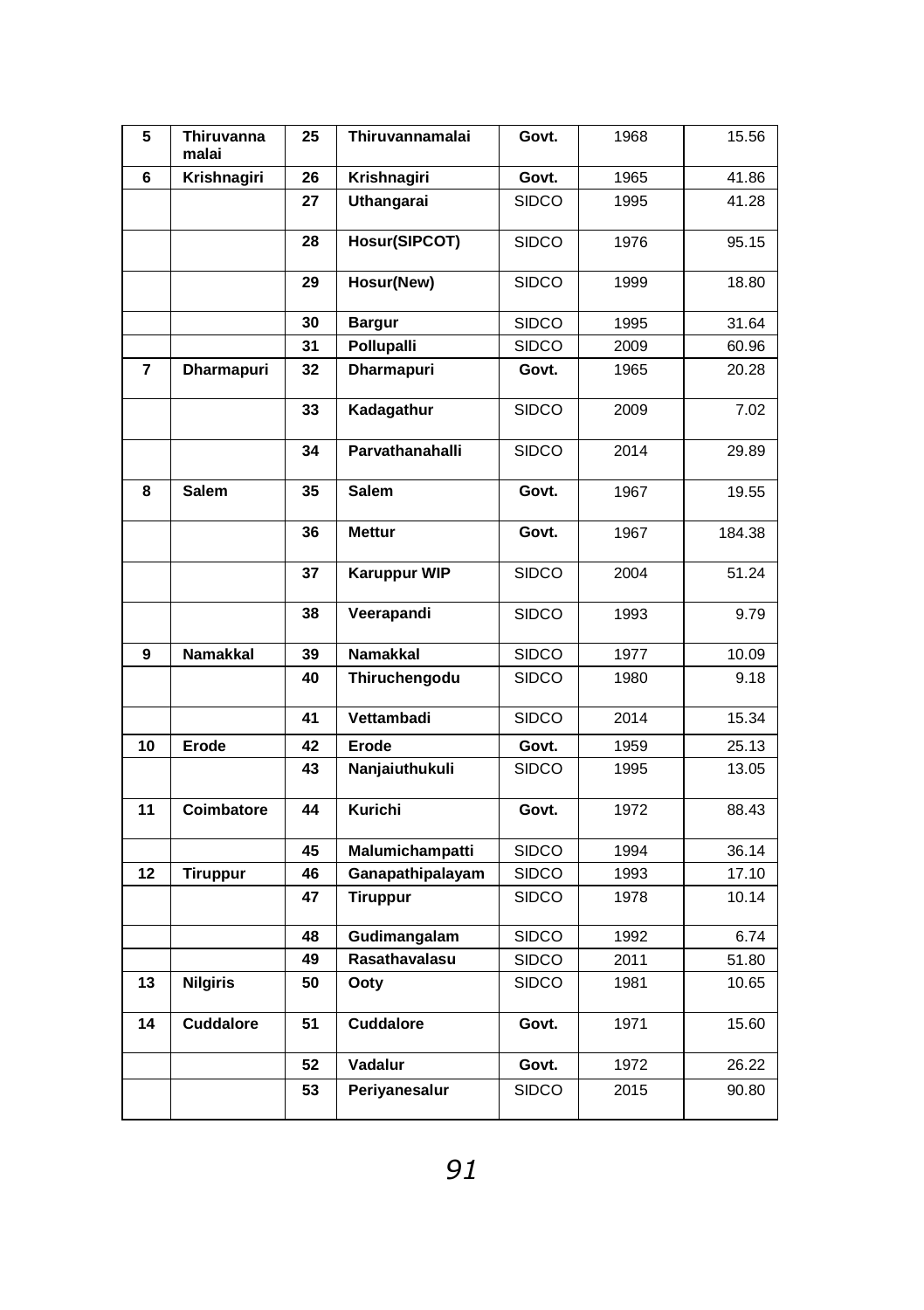| 5 | Thiruvanna malai | 25 | Thiruvannamalai | Govt. | 1968 | 15.56 |
|---|---|---|---|---|---|---|
| 6 | Krishnagiri | 26 | Krishnagiri | Govt. | 1965 | 41.86 |
| | | 27 | Uthangarai | SIDCO | 1995 | 41.28 |
| | | 28 | Hosur(SIPCOT) | SIDCO | 1976 | 95.15 |
| | | 29 | Hosur(New) | SIDCO | 1999 | 18.80 |
| | | 30 | Bargur | SIDCO | 1995 | 31.64 |
| | | 31 | Pollupalli | SIDCO | 2009 | 60.96 |
| 7 | Dharmapuri | 32 | Dharmapuri | Govt. | 1965 | 20.28 |
| | | 33 | Kadagathur | SIDCO | 2009 | 7.02 |
| | | 34 | Parvathanahalli | SIDCO | 2014 | 29.89 |
| 8 | Salem | 35 | Salem | Govt. | 1967 | 19.55 |
| | | 36 | Mettur | Govt. | 1967 | 184.38 |
| | | 37 | Karuppur WIP | SIDCO | 2004 | 51.24 |
| | | 38 | Veerapandi | SIDCO | 1993 | 9.79 |
| 9 | Namakkal | 39 | Namakkal | SIDCO | 1977 | 10.09 |
| | | 40 | Thiruchengodu | SIDCO | 1980 | 9.18 |
| | | 41 | Vettambadi | SIDCO | 2014 | 15.34 |
| 10 | Erode | 42 | Erode | Govt. | 1959 | 25.13 |
| | | 43 | Nanjaiuthukuli | SIDCO | 1995 | 13.05 |
| 11 | Coimbatore | 44 | Kurichi | Govt. | 1972 | 88.43 |
| | | 45 | Malumichampatti | SIDCO | 1994 | 36.14 |
| 12 | Tiruppur | 46 | Ganapathipalayam | SIDCO | 1993 | 17.10 |
| | | 47 | Tiruppur | SIDCO | 1978 | 10.14 |
| | | 48 | Gudimangalam | SIDCO | 1992 | 6.74 |
| | | 49 | Rasathavalasu | SIDCO | 2011 | 51.80 |
| 13 | Nilgiris | 50 | Ooty | SIDCO | 1981 | 10.65 |
| 14 | Cuddalore | 51 | Cuddalore | Govt. | 1971 | 15.60 |
| | | 52 | Vadalur | Govt. | 1972 | 26.22 |
| | | 53 | Periyanesalur | SIDCO | 2015 | 90.80 |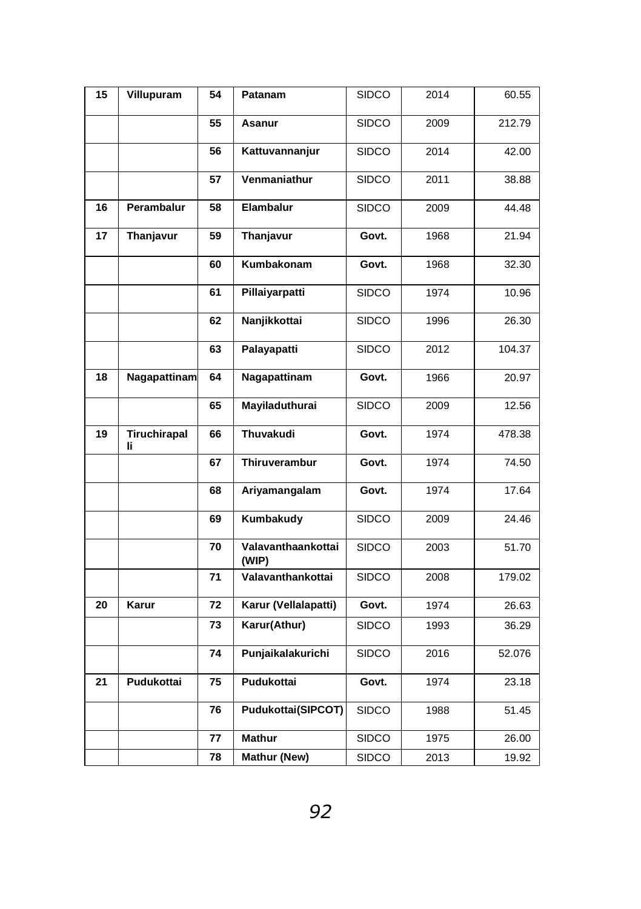| 15 | Villupuram | 54 | Patanam | SIDCO | 2014 | 60.55 |
|---|---|---|---|---|---|---|
| | | 55 | Asanur | SIDCO | 2009 | 212.79 |
| | | 56 | Kattuvannanjur | SIDCO | 2014 | 42.00 |
| | | 57 | Venmaniathur | SIDCO | 2011 | 38.88 |
| 16 | Perambalur | 58 | Elambalur | SIDCO | 2009 | 44.48 |
| 17 | Thanjavur | 59 | Thanjavur | Govt. | 1968 | 21.94 |
| | | 60 | Kumbakonam | Govt. | 1968 | 32.30 |
| | | 61 | Pillaiyarpatti | SIDCO | 1974 | 10.96 |
| | | 62 | Nanjikkottai | SIDCO | 1996 | 26.30 |
| | | 63 | Palayapatti | SIDCO | 2012 | 104.37 |
| 18 | Nagapattinam | 64 | Nagapattinam | Govt. | 1966 | 20.97 |
| | | 65 | Mayiladuthurai | SIDCO | 2009 | 12.56 |
| 19 | Tiruchirapalli | 66 | Thuvakudi | Govt. | 1974 | 478.38 |
| | | 67 | Thiruverambur | Govt. | 1974 | 74.50 |
| | | 68 | Ariyamangalam | Govt. | 1974 | 17.64 |
| | | 69 | Kumbakudy | SIDCO | 2009 | 24.46 |
| | | 70 | Valavanthaankottai (WIP) | SIDCO | 2003 | 51.70 |
| | | 71 | Valavanthankottai | SIDCO | 2008 | 179.02 |
| 20 | Karur | 72 | Karur (Vellalapatti) | Govt. | 1974 | 26.63 |
| | | 73 | Karur(Athur) | SIDCO | 1993 | 36.29 |
| | | 74 | Punjaikalakurichi | SIDCO | 2016 | 52.076 |
| 21 | Pudukottai | 75 | Pudukottai | Govt. | 1974 | 23.18 |
| | | 76 | Pudukottai(SIPCOT) | SIDCO | 1988 | 51.45 |
| | | 77 | Mathur | SIDCO | 1975 | 26.00 |
| | | 78 | Mathur (New) | SIDCO | 2013 | 19.92 |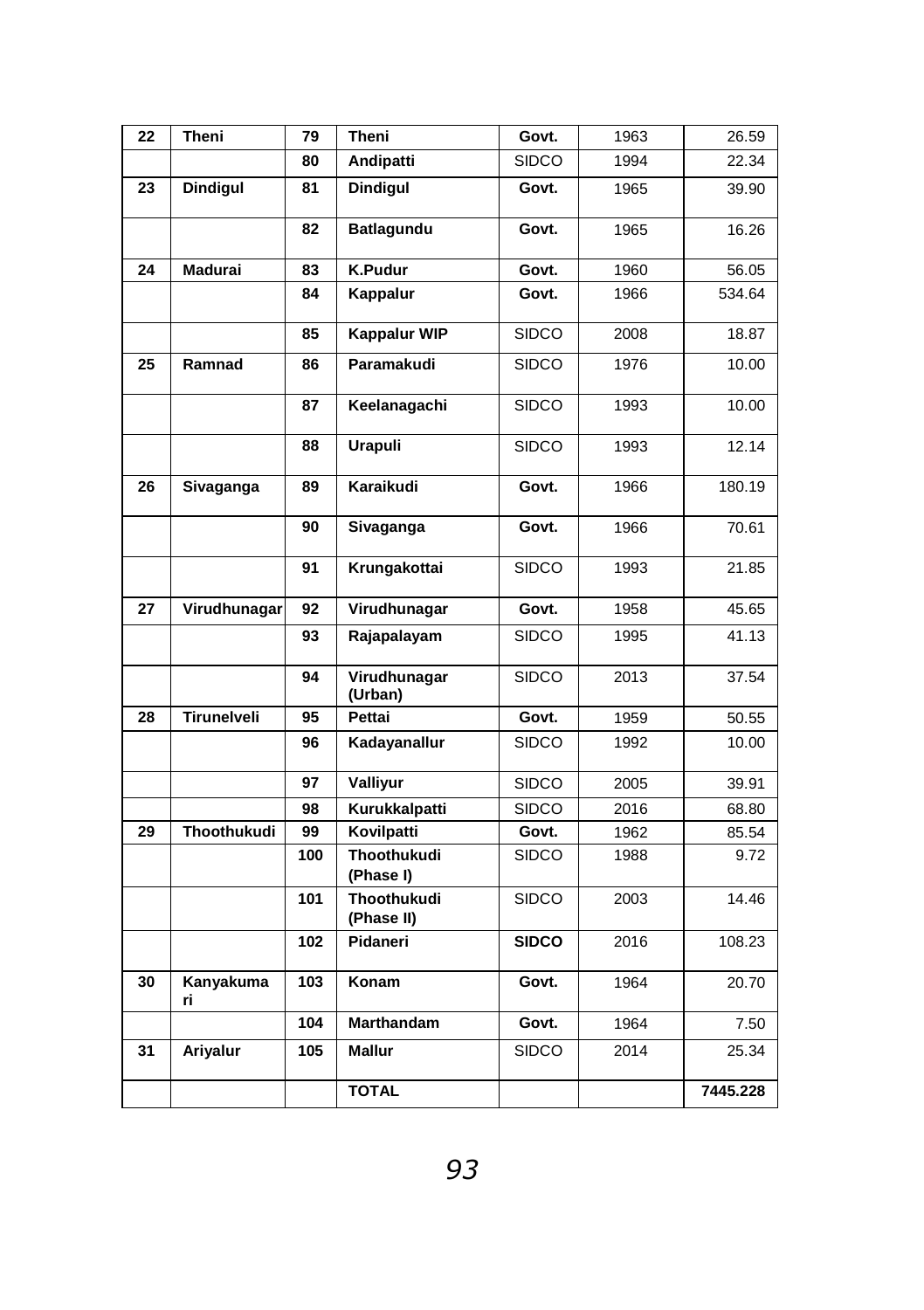| 22 | Theni | 79 | Theni | Govt. | 1963 | 26.59 |
|---|---|---|---|---|---|---|
| | | 80 | Andipatti | SIDCO | 1994 | 22.34 |
| 23 | Dindigul | 81 | Dindigul | Govt. | 1965 | 39.90 |
| | | 82 | Batlagundu | Govt. | 1965 | 16.26 |
| 24 | Madurai | 83 | K.Pudur | Govt. | 1960 | 56.05 |
| | | 84 | Kappalur | Govt. | 1966 | 534.64 |
| | | 85 | Kappalur WIP | SIDCO | 2008 | 18.87 |
| 25 | Ramnad | 86 | Paramakudi | SIDCO | 1976 | 10.00 |
| | | 87 | Keelanagachi | SIDCO | 1993 | 10.00 |
| | | 88 | Urapuli | SIDCO | 1993 | 12.14 |
| 26 | Sivaganga | 89 | Karaikudi | Govt. | 1966 | 180.19 |
| | | 90 | Sivaganga | Govt. | 1966 | 70.61 |
| | | 91 | Krungakottai | SIDCO | 1993 | 21.85 |
| 27 | Virudhunagar | 92 | Virudhunagar | Govt. | 1958 | 45.65 |
| | | 93 | Rajapalayam | SIDCO | 1995 | 41.13 |
| | | 94 | Virudhunagar (Urban) | SIDCO | 2013 | 37.54 |
| 28 | Tirunelveli | 95 | Pettai | Govt. | 1959 | 50.55 |
| | | 96 | Kadayanallur | SIDCO | 1992 | 10.00 |
| | | 97 | Valliyur | SIDCO | 2005 | 39.91 |
| | | 98 | Kurukkalpatti | SIDCO | 2016 | 68.80 |
| 29 | Thoothukudi | 99 | Kovilpatti | Govt. | 1962 | 85.54 |
| | | 100 | Thoothukudi (Phase I) | SIDCO | 1988 | 9.72 |
| | | 101 | Thoothukudi (Phase II) | SIDCO | 2003 | 14.46 |
| | | 102 | Pidaneri | **SIDCO** | 2016 | 108.23 |
| 30 | Kanyakumari | 103 | Konam | Govt. | 1964 | 20.70 |
| | | 104 | Marthandam | Govt. | 1964 | 7.50 |
| 31 | Ariyalur | 105 | Mallur | SIDCO | 2014 | 25.34 |
| | | | **TOTAL** | | | **7445.228** |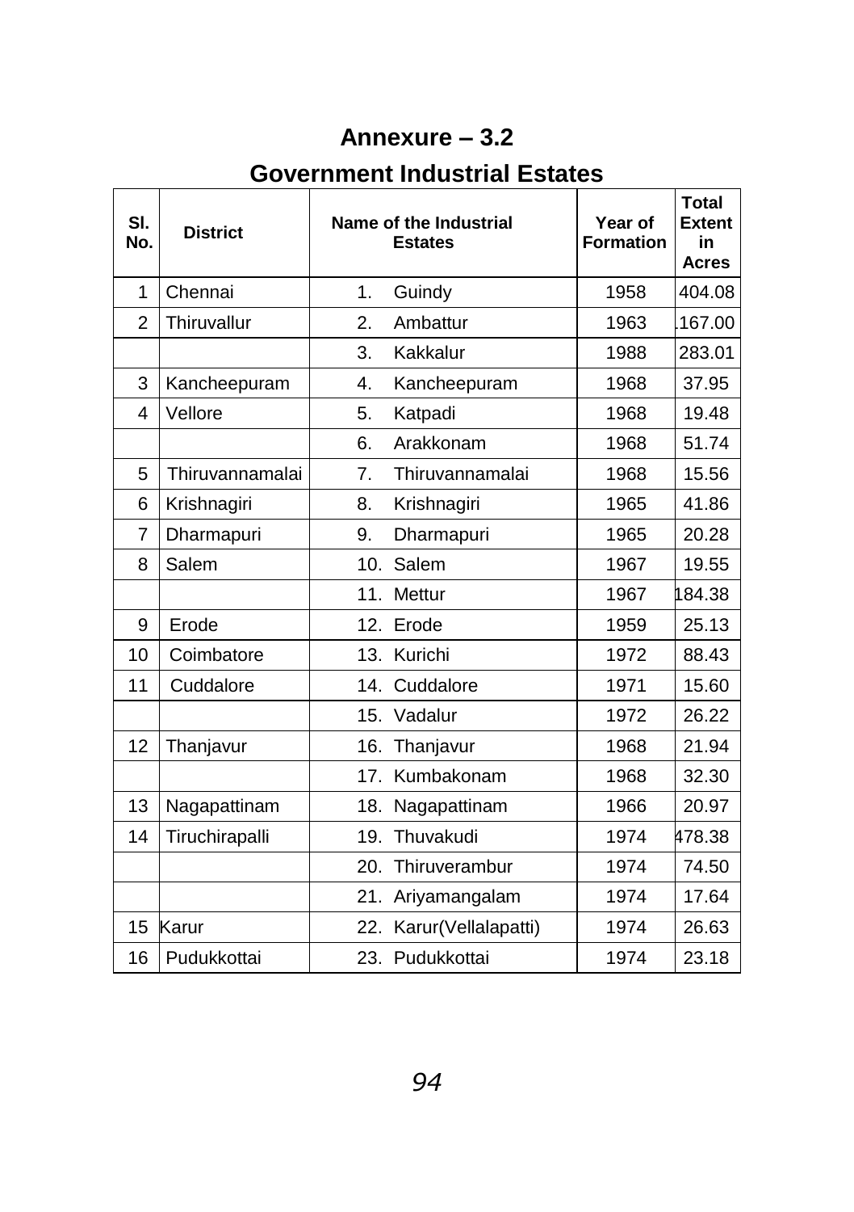# Annexure – 3.2

## Government Industrial Estates

| Sl. No. | District | Name of the Industrial Estates | Year of Formation | Total Extent in Acres |
|---|---|---|---|---|
| 1 | Chennai | 1. Guindy | 1958 | 404.08 |
| 2 | Thiruvallur | 2. Ambattur | 1963 | .167.00 |
| | | 3. Kakkalur | 1988 | 283.01 |
| 3 | Kancheepuram | 4. Kancheepuram | 1968 | 37.95 |
| 4 | Vellore | 5. Katpadi | 1968 | 19.48 |
| | | 6. Arakkonam | 1968 | 51.74 |
| 5 | Thiruvannamalai | 7. Thiruvannamalai | 1968 | 15.56 |
| 6 | Krishnagiri | 8. Krishnagiri | 1965 | 41.86 |
| 7 | Dharmapuri | 9. Dharmapuri | 1965 | 20.28 |
| 8 | Salem | 10. Salem | 1967 | 19.55 |
| | | 11. Mettur | 1967 | 184.38 |
| 9 | Erode | 12. Erode | 1959 | 25.13 |
| 10 | Coimbatore | 13. Kurichi | 1972 | 88.43 |
| 11 | Cuddalore | 14. Cuddalore | 1971 | 15.60 |
| | | 15. Vadalur | 1972 | 26.22 |
| 12 | Thanjavur | 16. Thanjavur | 1968 | 21.94 |
| | | 17. Kumbakonam | 1968 | 32.30 |
| 13 | Nagapattinam | 18. Nagapattinam | 1966 | 20.97 |
| 14 | Tiruchirapalli | 19. Thuvakudi | 1974 | 478.38 |
| | | 20. Thiruverambur | 1974 | 74.50 |
| | | 21. Ariyamangalam | 1974 | 17.64 |
| 15 | Karur | 22. Karur(Vellalapatti) | 1974 | 26.63 |
| 16 | Pudukkottai | 23. Pudukkottai | 1974 | 23.18 |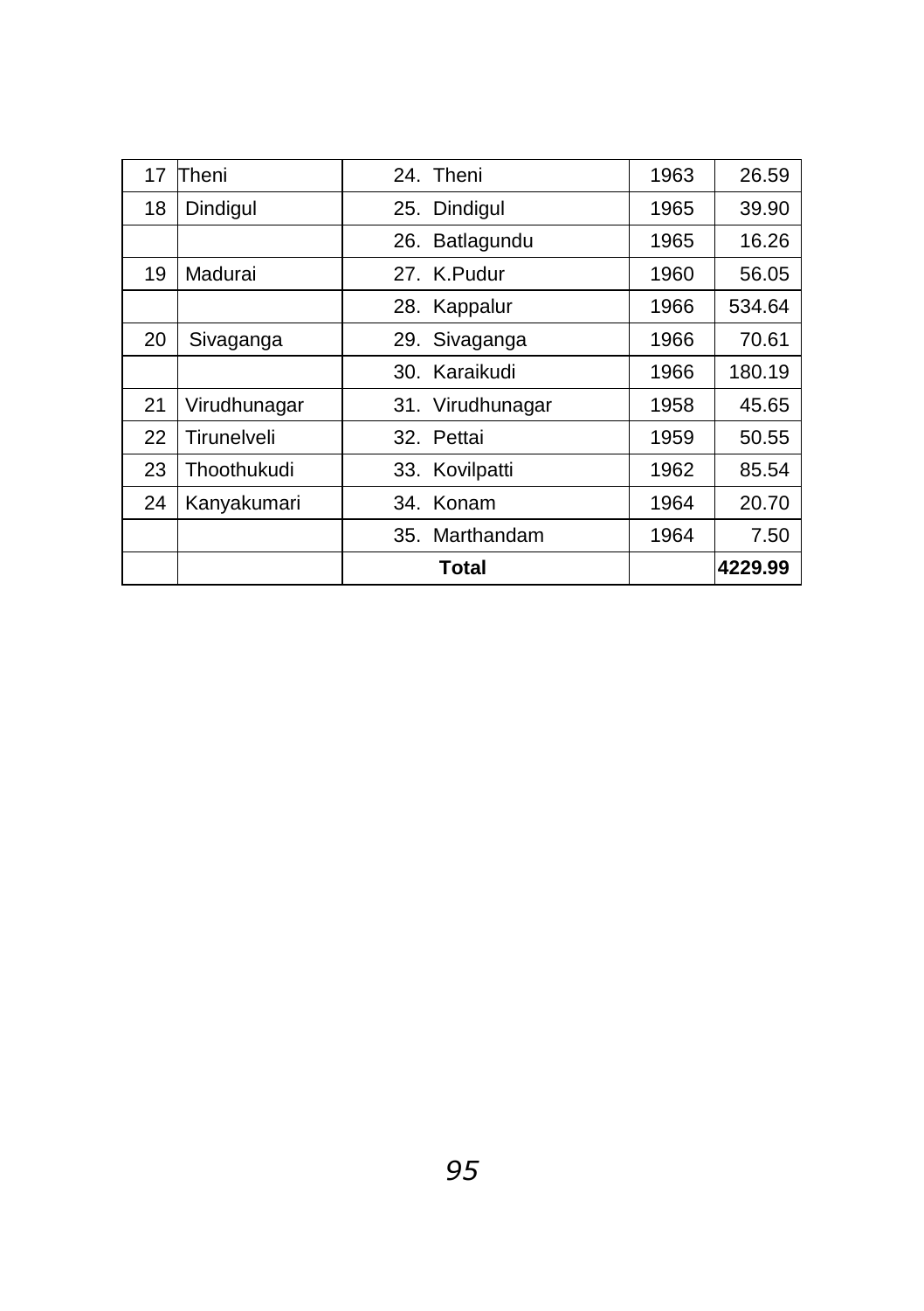| | | | | |
|---|---|---|---|---|
| 17 | Theni | 24. Theni | 1963 | 26.59 |
| 18 | Dindigul | 25. Dindigul | 1965 | 39.90 |
| | | 26. Batlagundu | 1965 | 16.26 |
| 19 | Madurai | 27. K.Pudur | 1960 | 56.05 |
| | | 28. Kappalur | 1966 | 534.64 |
| 20 | Sivaganga | 29. Sivaganga | 1966 | 70.61 |
| | | 30. Karaikudi | 1966 | 180.19 |
| 21 | Virudhunagar | 31. Virudhunagar | 1958 | 45.65 |
| 22 | Tirunelveli | 32. Pettai | 1959 | 50.55 |
| 23 | Thoothukudi | 33. Kovilpatti | 1962 | 85.54 |
| 24 | Kanyakumari | 34. Konam | 1964 | 20.70 |
| | | 35. Marthandam | 1964 | 7.50 |
| | | **Total** | | **4229.99** |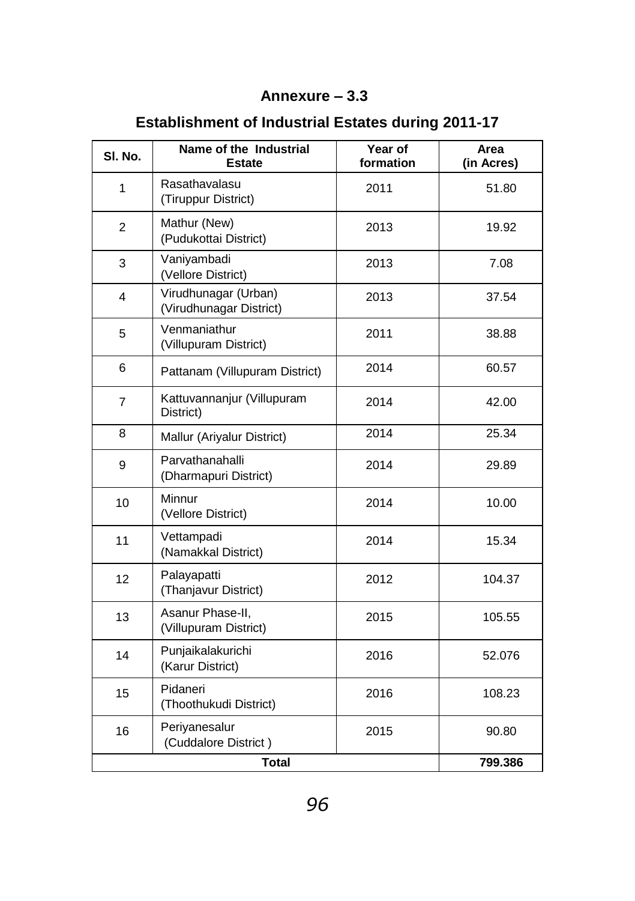## Annexure – 3.3

## Establishment of Industrial Estates during 2011-17

| Sl. No. | Name of the Industrial Estate | Year of formation | Area (in Acres) |
|---|---|---|---|
| 1 | Rasathavalasu (Tiruppur District) | 2011 | 51.80 |
| 2 | Mathur (New) (Pudukottai District) | 2013 | 19.92 |
| 3 | Vaniyambadi (Vellore District) | 2013 | 7.08 |
| 4 | Virudhunagar (Urban) (Virudhunagar District) | 2013 | 37.54 |
| 5 | Venmaniathur (Villupuram District) | 2011 | 38.88 |
| 6 | Pattanam (Villupuram District) | 2014 | 60.57 |
| 7 | Kattuvannanjur (Villupuram District) | 2014 | 42.00 |
| 8 | Mallur (Ariyalur District) | 2014 | 25.34 |
| 9 | Parvathanahalli (Dharmapuri District) | 2014 | 29.89 |
| 10 | Minnur (Vellore District) | 2014 | 10.00 |
| 11 | Vettampadi (Namakkal District) | 2014 | 15.34 |
| 12 | Palayapatti (Thanjavur District) | 2012 | 104.37 |
| 13 | Asanur Phase-II, (Villupuram District) | 2015 | 105.55 |
| 14 | Punjaikalakurichi (Karur District) | 2016 | 52.076 |
| 15 | Pidaneri (Thoothukudi District) | 2016 | 108.23 |
| 16 | Periyanesalur (Cuddalore District ) | 2015 | 90.80 |
| **Total** | | | **799.386** |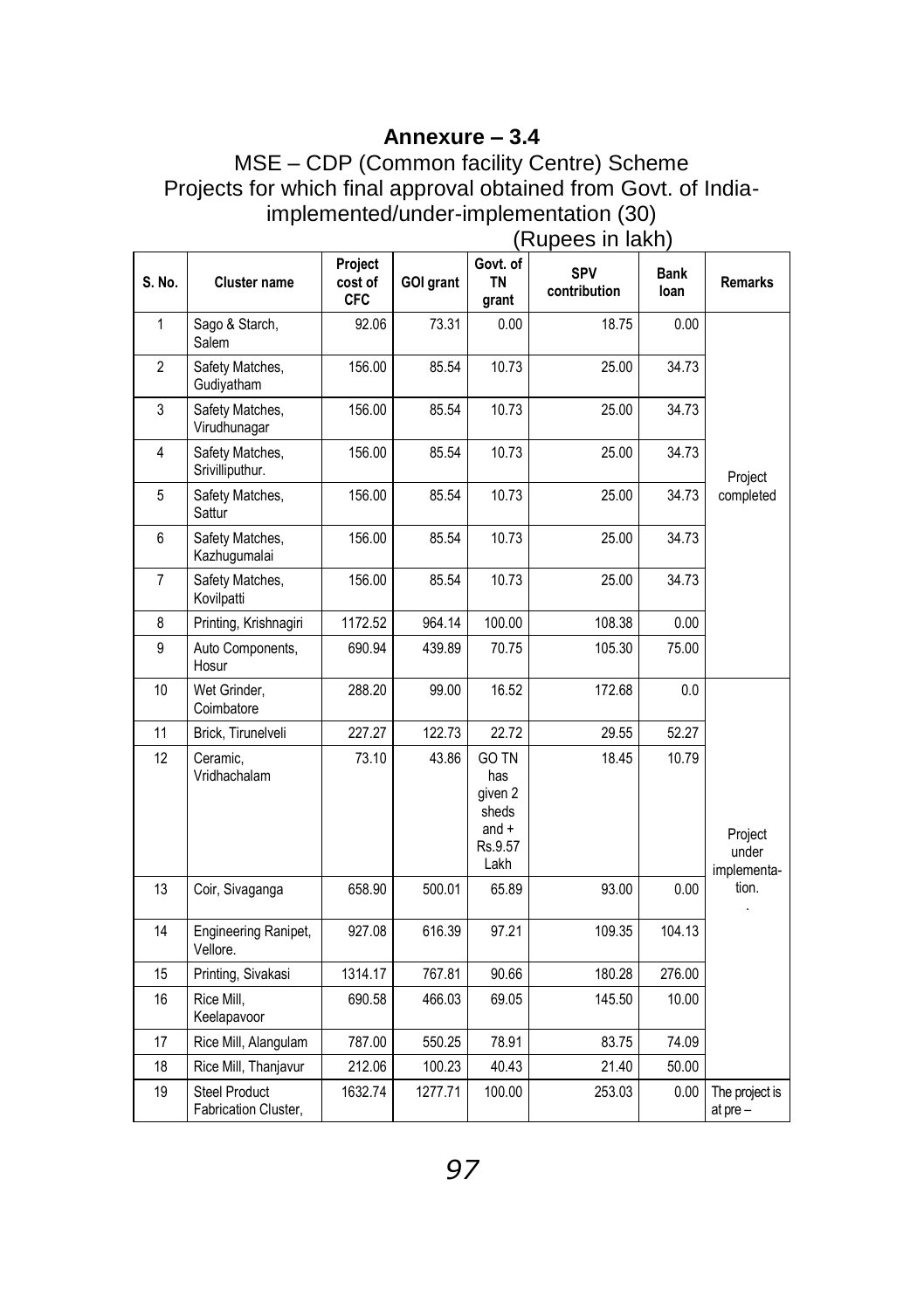## Annexure – 3.4

MSE – CDP (Common facility Centre) Scheme
Projects for which final approval obtained from Govt. of India-implemented/under-implementation (30)

(Rupees in lakh)

| S. No. | Cluster name | Project cost of CFC | GOI grant | Govt. of TN grant | SPV contribution | Bank loan | Remarks |
|---|---|---|---|---|---|---|---|
| 1 | Sago & Starch, Salem | 92.06 | 73.31 | 0.00 | 18.75 | 0.00 | Project completed |
| 2 | Safety Matches, Gudiyatham | 156.00 | 85.54 | 10.73 | 25.00 | 34.73 | |
| 3 | Safety Matches, Virudhunagar | 156.00 | 85.54 | 10.73 | 25.00 | 34.73 | |
| 4 | Safety Matches, Srivilliputhur. | 156.00 | 85.54 | 10.73 | 25.00 | 34.73 | |
| 5 | Safety Matches, Sattur | 156.00 | 85.54 | 10.73 | 25.00 | 34.73 | |
| 6 | Safety Matches, Kazhugumalai | 156.00 | 85.54 | 10.73 | 25.00 | 34.73 | |
| 7 | Safety Matches, Kovilpatti | 156.00 | 85.54 | 10.73 | 25.00 | 34.73 | |
| 8 | Printing, Krishnagiri | 1172.52 | 964.14 | 100.00 | 108.38 | 0.00 | |
| 9 | Auto Components, Hosur | 690.94 | 439.89 | 70.75 | 105.30 | 75.00 | |
| 10 | Wet Grinder, Coimbatore | 288.20 | 99.00 | 16.52 | 172.68 | 0.0 | Project under implementation. |
| 11 | Brick, Tirunelveli | 227.27 | 122.73 | 22.72 | 29.55 | 52.27 | |
| 12 | Ceramic, Vridhachalam | 73.10 | 43.86 | GO TN has given 2 sheds and + Rs.9.57 Lakh | 18.45 | 10.79 | |
| 13 | Coir, Sivaganga | 658.90 | 500.01 | 65.89 | 93.00 | 0.00 | |
| 14 | Engineering Ranipet, Vellore. | 927.08 | 616.39 | 97.21 | 109.35 | 104.13 | |
| 15 | Printing, Sivakasi | 1314.17 | 767.81 | 90.66 | 180.28 | 276.00 | |
| 16 | Rice Mill, Keelapavoor | 690.58 | 466.03 | 69.05 | 145.50 | 10.00 | |
| 17 | Rice Mill, Alangulam | 787.00 | 550.25 | 78.91 | 83.75 | 74.09 | |
| 18 | Rice Mill, Thanjavur | 212.06 | 100.23 | 40.43 | 21.40 | 50.00 | |
| 19 | Steel Product Fabrication Cluster, | 1632.74 | 1277.71 | 100.00 | 253.03 | 0.00 | The project is at pre – |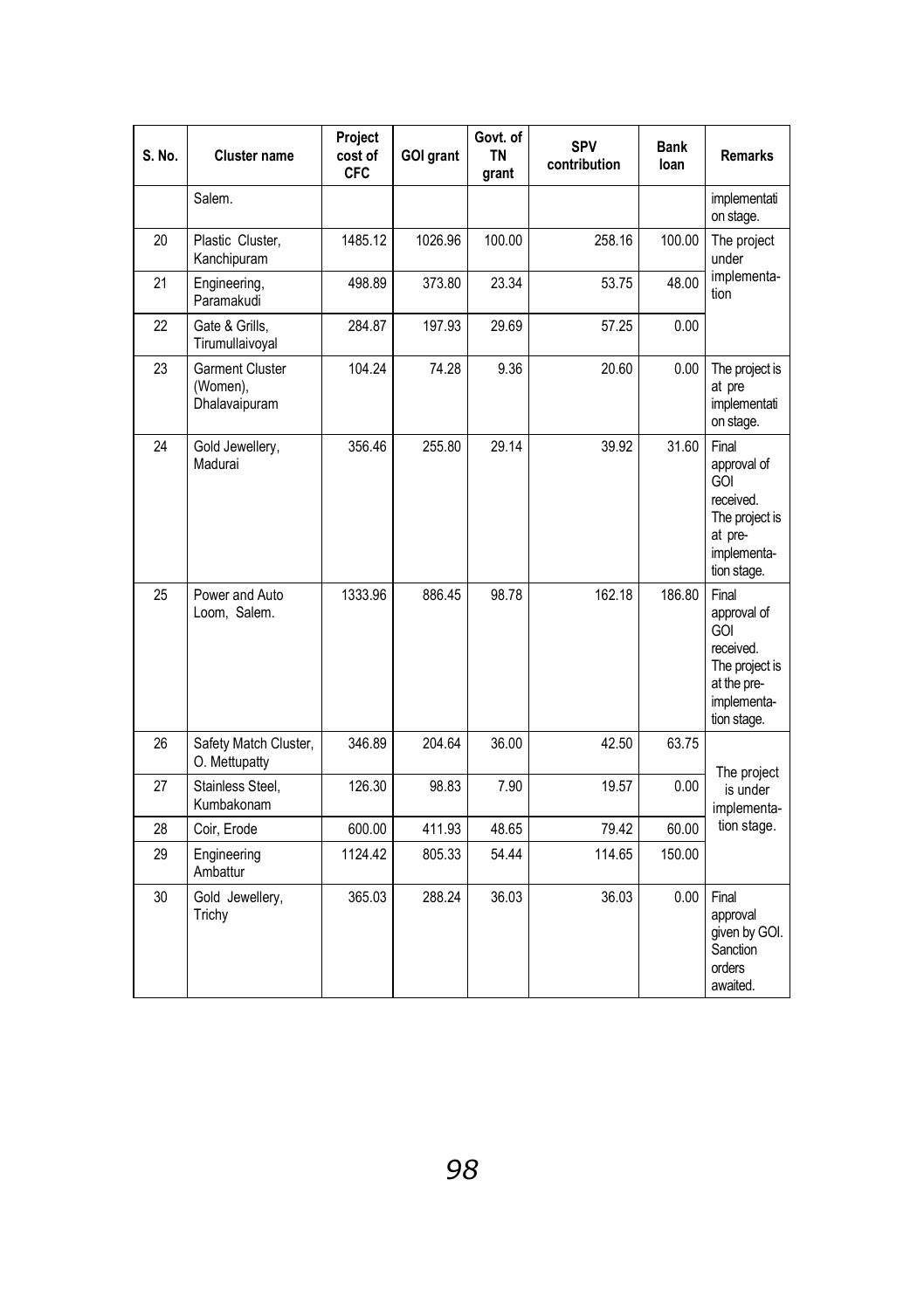| S. No. | Cluster name | Project cost of CFC | GOI grant | Govt. of TN grant | SPV contribution | Bank loan | Remarks |
|---|---|---|---|---|---|---|---|
| | Salem. | | | | | | implementation stage. |
| 20 | Plastic Cluster, Kanchipuram | 1485.12 | 1026.96 | 100.00 | 258.16 | 100.00 | The project under implementation |
| 21 | Engineering, Paramakudi | 498.89 | 373.80 | 23.34 | 53.75 | 48.00 | |
| 22 | Gate & Grills, Tirumullaivoyal | 284.87 | 197.93 | 29.69 | 57.25 | 0.00 | |
| 23 | Garment Cluster (Women), Dhalavaipuram | 104.24 | 74.28 | 9.36 | 20.60 | 0.00 | The project is at pre implementation stage. |
| 24 | Gold Jewellery, Madurai | 356.46 | 255.80 | 29.14 | 39.92 | 31.60 | Final approval of GOI received. The project is at pre-implementation stage. |
| 25 | Power and Auto Loom, Salem. | 1333.96 | 886.45 | 98.78 | 162.18 | 186.80 | Final approval of GOI received. The project is at the pre-implementation stage. |
| 26 | Safety Match Cluster, O. Mettupatty | 346.89 | 204.64 | 36.00 | 42.50 | 63.75 | The project is under implementation stage. |
| 27 | Stainless Steel, Kumbakonam | 126.30 | 98.83 | 7.90 | 19.57 | 0.00 | |
| 28 | Coir, Erode | 600.00 | 411.93 | 48.65 | 79.42 | 60.00 | |
| 29 | Engineering Ambattur | 1124.42 | 805.33 | 54.44 | 114.65 | 150.00 | |
| 30 | Gold Jewellery, Trichy | 365.03 | 288.24 | 36.03 | 36.03 | 0.00 | Final approval given by GOI. Sanction orders awaited. |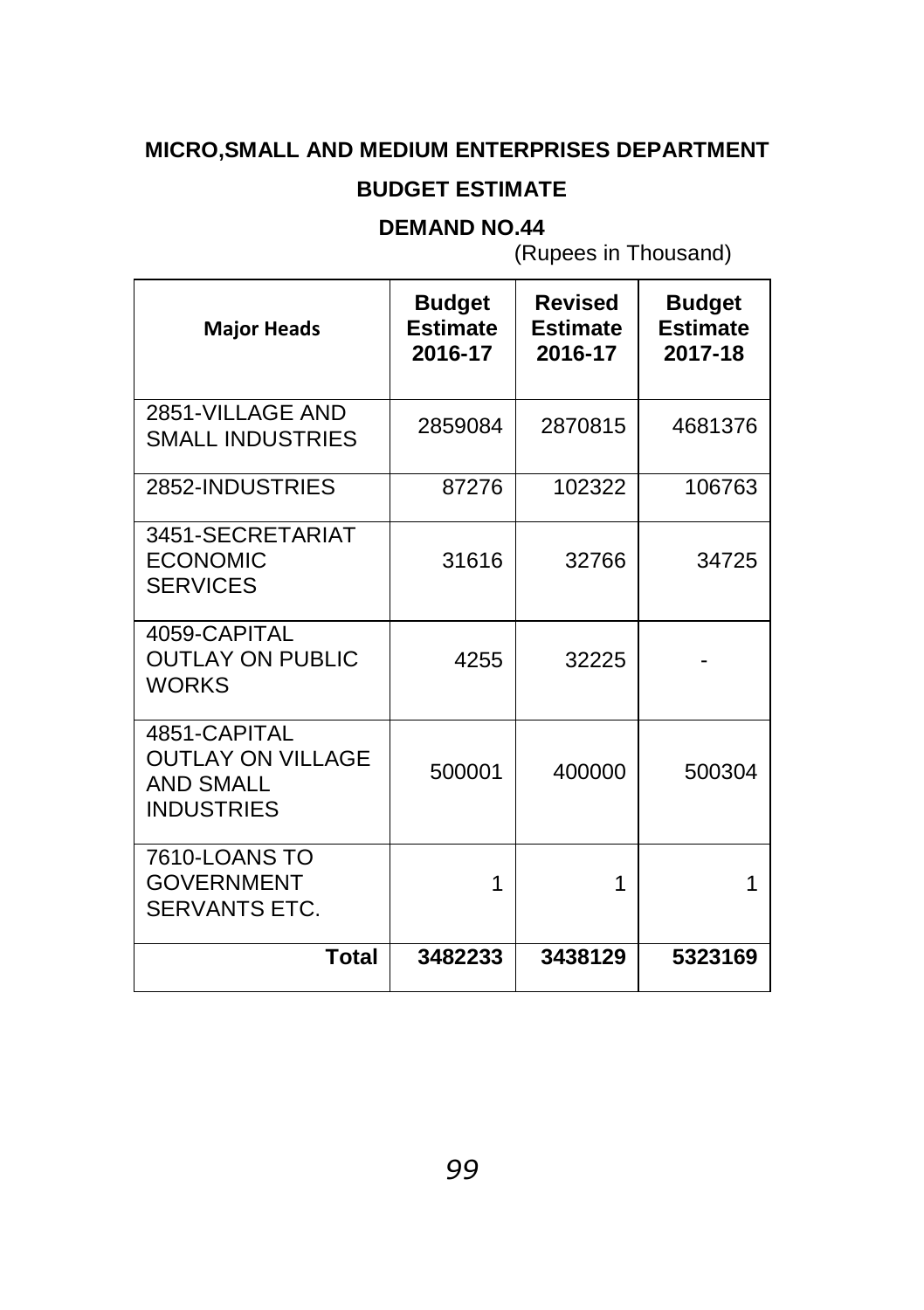**MICRO,SMALL AND MEDIUM ENTERPRISES DEPARTMENT**

**BUDGET ESTIMATE**

**DEMAND NO.44**

(Rupees in Thousand)

| Major Heads | Budget Estimate 2016-17 | Revised Estimate 2016-17 | Budget Estimate 2017-18 |
|---|---|---|---|
| 2851-VILLAGE AND SMALL INDUSTRIES | 2859084 | 2870815 | 4681376 |
| 2852-INDUSTRIES | 87276 | 102322 | 106763 |
| 3451-SECRETARIAT ECONOMIC SERVICES | 31616 | 32766 | 34725 |
| 4059-CAPITAL OUTLAY ON PUBLIC WORKS | 4255 | 32225 | - |
| 4851-CAPITAL OUTLAY ON VILLAGE AND SMALL INDUSTRIES | 500001 | 400000 | 500304 |
| 7610-LOANS TO GOVERNMENT SERVANTS ETC. | 1 | 1 | 1 |
| **Total** | **3482233** | **3438129** | **5323169** |